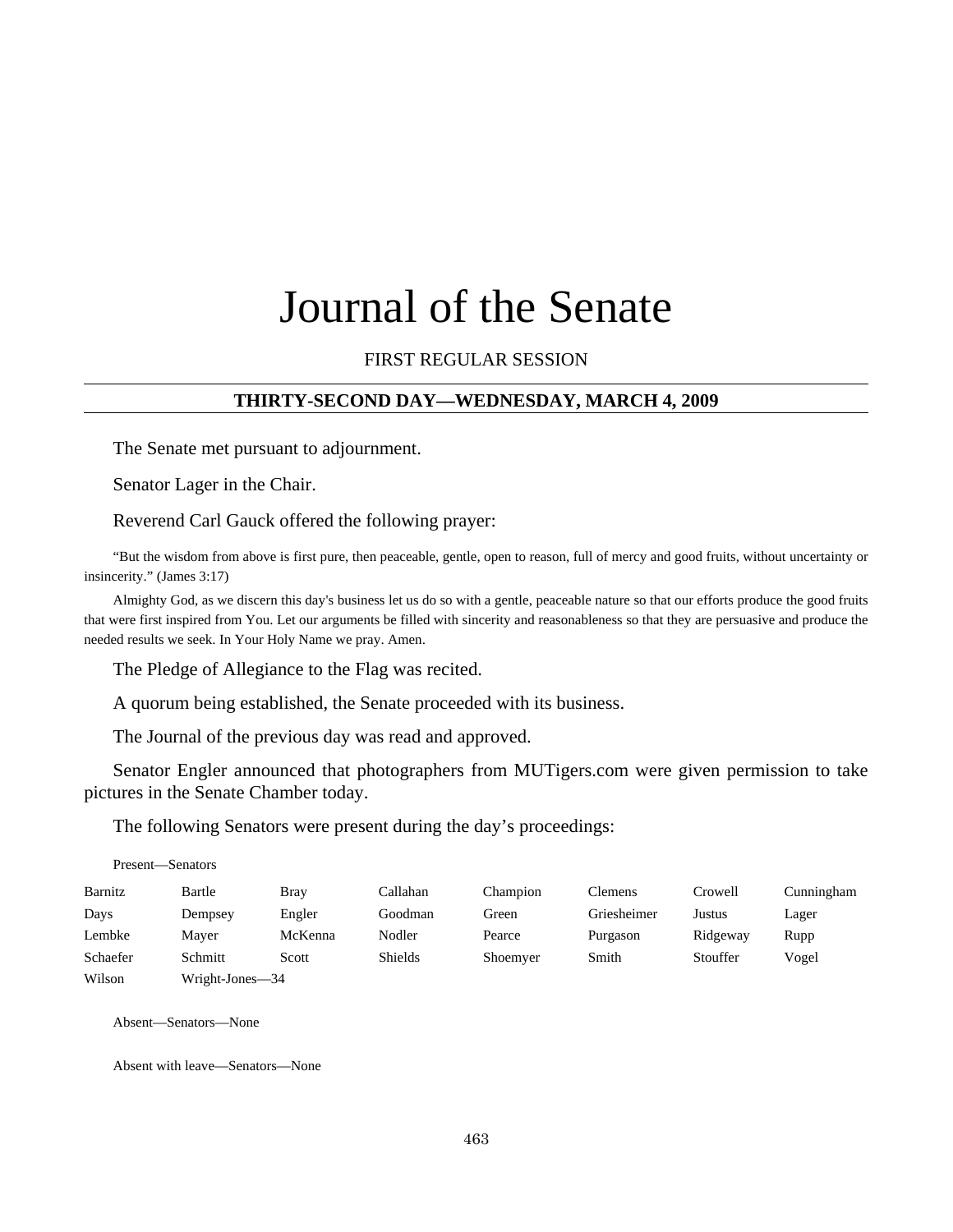# Journal of the Senate

FIRST REGULAR SESSION

**THIRTY-SECOND DAY—WEDNESDAY, MARCH 4, 2009**

The Senate met pursuant to adjournment.

Senator Lager in the Chair.

Reverend Carl Gauck offered the following prayer:

"But the wisdom from above is first pure, then peaceable, gentle, open to reason, full of mercy and good fruits, without uncertainty or insincerity." (James 3:17)

Almighty God, as we discern this day's business let us do so with a gentle, peaceable nature so that our efforts produce the good fruits that were first inspired from You. Let our arguments be filled with sincerity and reasonableness so that they are persuasive and produce the needed results we seek. In Your Holy Name we pray. Amen.

The Pledge of Allegiance to the Flag was recited.

A quorum being established, the Senate proceeded with its business.

The Journal of the previous day was read and approved.

Senator Engler announced that photographers from MUTigers.com were given permission to take pictures in the Senate Chamber today.

The following Senators were present during the day's proceedings:

Present—Senators

| | | | | | | | |
|---|---|---|---|---|---|---|---|
| Barnitz | Bartle | Bray | Callahan | Champion | Clemens | Crowell | Cunningham |
| Days | Dempsey | Engler | Goodman | Green | Griesheimer | Justus | Lager |
| Lembke | Mayer | McKenna | Nodler | Pearce | Purgason | Ridgeway | Rupp |
| Schaefer | Schmitt | Scott | Shields | Shoemyer | Smith | Stouffer | Vogel |
| Wilson | Wright-Jones—34 | | | | | | |

Absent—Senators—None

Absent with leave—Senators—None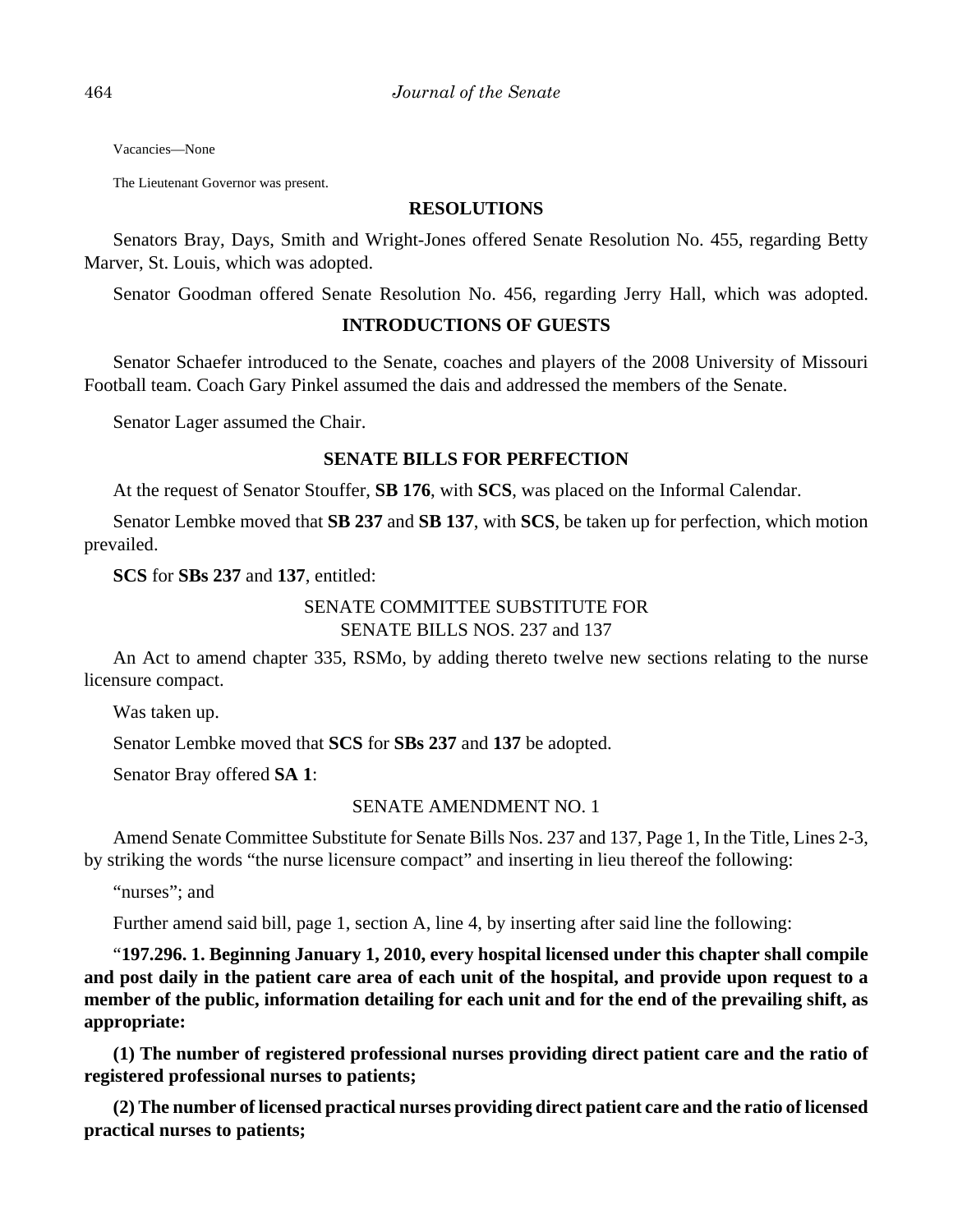Vacancies—None

The Lieutenant Governor was present.

## RESOLUTIONS

Senators Bray, Days, Smith and Wright-Jones offered Senate Resolution No. 455, regarding Betty Marver, St. Louis, which was adopted.

Senator Goodman offered Senate Resolution No. 456, regarding Jerry Hall, which was adopted.

## INTRODUCTIONS OF GUESTS

Senator Schaefer introduced to the Senate, coaches and players of the 2008 University of Missouri Football team. Coach Gary Pinkel assumed the dais and addressed the members of the Senate.

Senator Lager assumed the Chair.

## SENATE BILLS FOR PERFECTION

At the request of Senator Stouffer, **SB 176**, with **SCS**, was placed on the Informal Calendar.

Senator Lembke moved that **SB 237** and **SB 137**, with **SCS**, be taken up for perfection, which motion prevailed.

**SCS** for **SBs 237** and **137**, entitled:

SENATE COMMITTEE SUBSTITUTE FOR
SENATE BILLS NOS. 237 and 137

An Act to amend chapter 335, RSMo, by adding thereto twelve new sections relating to the nurse licensure compact.

Was taken up.

Senator Lembke moved that **SCS** for **SBs 237** and **137** be adopted.

Senator Bray offered **SA 1**:

SENATE AMENDMENT NO. 1

Amend Senate Committee Substitute for Senate Bills Nos. 237 and 137, Page 1, In the Title, Lines 2-3, by striking the words "the nurse licensure compact" and inserting in lieu thereof the following:

"nurses"; and

Further amend said bill, page 1, section A, line 4, by inserting after said line the following:

"**197.296. 1. Beginning January 1, 2010, every hospital licensed under this chapter shall compile and post daily in the patient care area of each unit of the hospital, and provide upon request to a member of the public, information detailing for each unit and for the end of the prevailing shift, as appropriate:**

**(1) The number of registered professional nurses providing direct patient care and the ratio of registered professional nurses to patients;**

**(2) The number of licensed practical nurses providing direct patient care and the ratio of licensed practical nurses to patients;**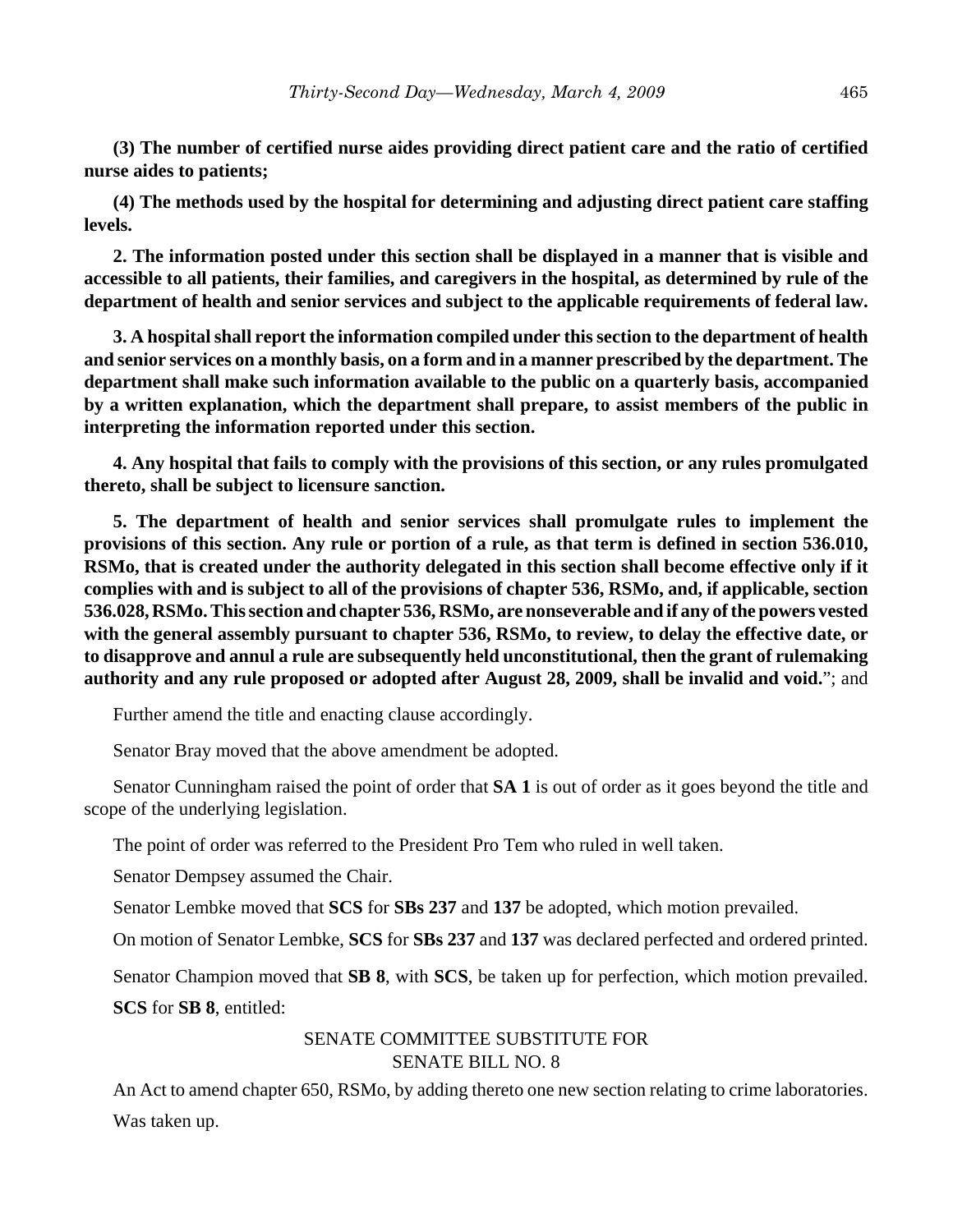**(3) The number of certified nurse aides providing direct patient care and the ratio of certified nurse aides to patients;**

**(4) The methods used by the hospital for determining and adjusting direct patient care staffing levels.**

**2. The information posted under this section shall be displayed in a manner that is visible and accessible to all patients, their families, and caregivers in the hospital, as determined by rule of the department of health and senior services and subject to the applicable requirements of federal law.**

**3. A hospital shall report the information compiled under this section to the department of health and senior services on a monthly basis, on a form and in a manner prescribed by the department. The department shall make such information available to the public on a quarterly basis, accompanied by a written explanation, which the department shall prepare, to assist members of the public in interpreting the information reported under this section.**

**4. Any hospital that fails to comply with the provisions of this section, or any rules promulgated thereto, shall be subject to licensure sanction.**

**5. The department of health and senior services shall promulgate rules to implement the provisions of this section. Any rule or portion of a rule, as that term is defined in section 536.010, RSMo, that is created under the authority delegated in this section shall become effective only if it complies with and is subject to all of the provisions of chapter 536, RSMo, and, if applicable, section 536.028, RSMo. This section and chapter 536, RSMo, are nonseverable and if any of the powers vested with the general assembly pursuant to chapter 536, RSMo, to review, to delay the effective date, or to disapprove and annul a rule are subsequently held unconstitutional, then the grant of rulemaking authority and any rule proposed or adopted after August 28, 2009, shall be invalid and void.**"; and

Further amend the title and enacting clause accordingly.

Senator Bray moved that the above amendment be adopted.

Senator Cunningham raised the point of order that **SA 1** is out of order as it goes beyond the title and scope of the underlying legislation.

The point of order was referred to the President Pro Tem who ruled in well taken.

Senator Dempsey assumed the Chair.

Senator Lembke moved that **SCS** for **SBs 237** and **137** be adopted, which motion prevailed.

On motion of Senator Lembke, **SCS** for **SBs 237** and **137** was declared perfected and ordered printed.

Senator Champion moved that **SB 8**, with **SCS**, be taken up for perfection, which motion prevailed.

**SCS** for **SB 8**, entitled:

SENATE COMMITTEE SUBSTITUTE FOR SENATE BILL NO. 8

An Act to amend chapter 650, RSMo, by adding thereto one new section relating to crime laboratories.

Was taken up.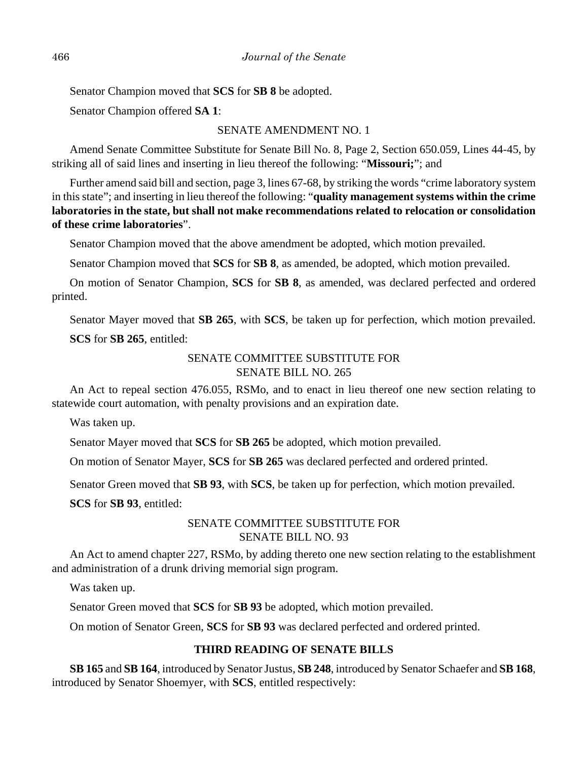Senator Champion moved that **SCS** for **SB 8** be adopted.

Senator Champion offered **SA 1**:

SENATE AMENDMENT NO. 1

Amend Senate Committee Substitute for Senate Bill No. 8, Page 2, Section 650.059, Lines 44-45, by striking all of said lines and inserting in lieu thereof the following: "**Missouri;**"; and

Further amend said bill and section, page 3, lines 67-68, by striking the words "crime laboratory system in this state"; and inserting in lieu thereof the following: "**quality management systems within the crime laboratories in the state, but shall not make recommendations related to relocation or consolidation of these crime laboratories**".

Senator Champion moved that the above amendment be adopted, which motion prevailed.

Senator Champion moved that **SCS** for **SB 8**, as amended, be adopted, which motion prevailed.

On motion of Senator Champion, **SCS** for **SB 8**, as amended, was declared perfected and ordered printed.

Senator Mayer moved that **SB 265**, with **SCS**, be taken up for perfection, which motion prevailed.

**SCS** for **SB 265**, entitled:

SENATE COMMITTEE SUBSTITUTE FOR
SENATE BILL NO. 265

An Act to repeal section 476.055, RSMo, and to enact in lieu thereof one new section relating to statewide court automation, with penalty provisions and an expiration date.

Was taken up.

Senator Mayer moved that **SCS** for **SB 265** be adopted, which motion prevailed.

On motion of Senator Mayer, **SCS** for **SB 265** was declared perfected and ordered printed.

Senator Green moved that **SB 93**, with **SCS**, be taken up for perfection, which motion prevailed.

**SCS** for **SB 93**, entitled:

SENATE COMMITTEE SUBSTITUTE FOR
SENATE BILL NO. 93

An Act to amend chapter 227, RSMo, by adding thereto one new section relating to the establishment and administration of a drunk driving memorial sign program.

Was taken up.

Senator Green moved that **SCS** for **SB 93** be adopted, which motion prevailed.

On motion of Senator Green, **SCS** for **SB 93** was declared perfected and ordered printed.

## THIRD READING OF SENATE BILLS

**SB 165** and **SB 164**, introduced by Senator Justus, **SB 248**, introduced by Senator Schaefer and **SB 168**, introduced by Senator Shoemyer, with **SCS**, entitled respectively: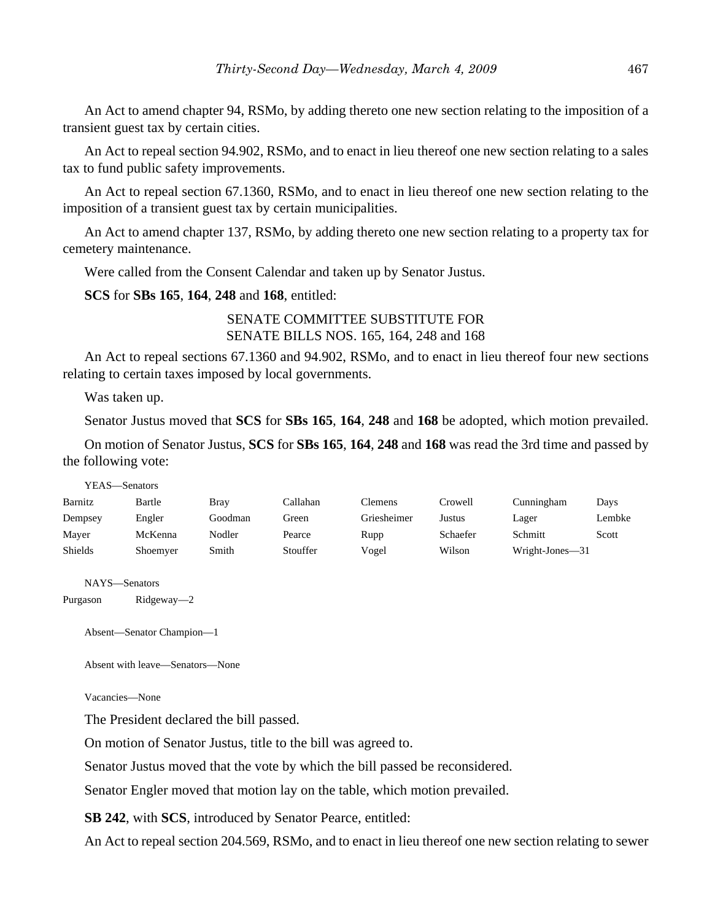An Act to amend chapter 94, RSMo, by adding thereto one new section relating to the imposition of a transient guest tax by certain cities.

An Act to repeal section 94.902, RSMo, and to enact in lieu thereof one new section relating to a sales tax to fund public safety improvements.

An Act to repeal section 67.1360, RSMo, and to enact in lieu thereof one new section relating to the imposition of a transient guest tax by certain municipalities.

An Act to amend chapter 137, RSMo, by adding thereto one new section relating to a property tax for cemetery maintenance.

Were called from the Consent Calendar and taken up by Senator Justus.

**SCS** for **SBs 165**, **164**, **248** and **168**, entitled:

SENATE COMMITTEE SUBSTITUTE FOR
SENATE BILLS NOS. 165, 164, 248 and 168

An Act to repeal sections 67.1360 and 94.902, RSMo, and to enact in lieu thereof four new sections relating to certain taxes imposed by local governments.

Was taken up.

Senator Justus moved that **SCS** for **SBs 165**, **164**, **248** and **168** be adopted, which motion prevailed.

On motion of Senator Justus, **SCS** for **SBs 165**, **164**, **248** and **168** was read the 3rd time and passed by the following vote:

YEAS—Senators

| | | | | | | | |
|---|---|---|---|---|---|---|---|
| Barnitz | Bartle | Bray | Callahan | Clemens | Crowell | Cunningham | Days |
| Dempsey | Engler | Goodman | Green | Griesheimer | Justus | Lager | Lembke |
| Mayer | McKenna | Nodler | Pearce | Rupp | Schaefer | Schmitt | Scott |
| Shields | Shoemyer | Smith | Stouffer | Vogel | Wilson | Wright-Jones—31 | |

NAYS—Senators

Purgason Ridgeway—2

Absent—Senator Champion—1

Absent with leave—Senators—None

Vacancies—None

The President declared the bill passed.

On motion of Senator Justus, title to the bill was agreed to.

Senator Justus moved that the vote by which the bill passed be reconsidered.

Senator Engler moved that motion lay on the table, which motion prevailed.

**SB 242**, with **SCS**, introduced by Senator Pearce, entitled:

An Act to repeal section 204.569, RSMo, and to enact in lieu thereof one new section relating to sewer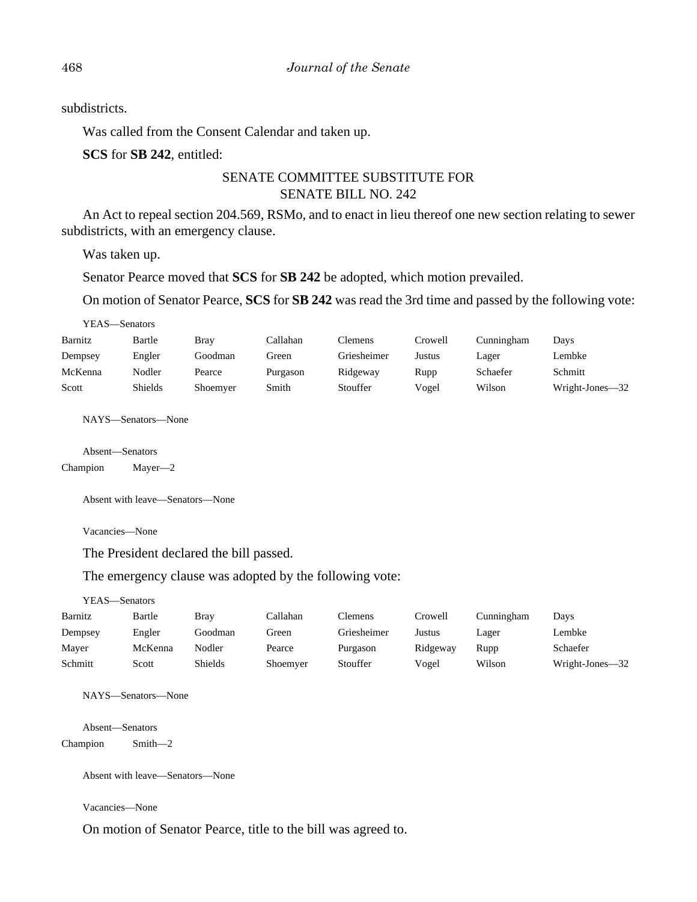subdistricts.

Was called from the Consent Calendar and taken up.

**SCS** for **SB 242**, entitled:

SENATE COMMITTEE SUBSTITUTE FOR
SENATE BILL NO. 242

An Act to repeal section 204.569, RSMo, and to enact in lieu thereof one new section relating to sewer subdistricts, with an emergency clause.

Was taken up.

Senator Pearce moved that **SCS** for **SB 242** be adopted, which motion prevailed.

On motion of Senator Pearce, **SCS** for **SB 242** was read the 3rd time and passed by the following vote:

YEAS—Senators

| | | | | | | | |
|---|---|---|---|---|---|---|---|
| Barnitz | Bartle | Bray | Callahan | Clemens | Crowell | Cunningham | Days |
| Dempsey | Engler | Goodman | Green | Griesheimer | Justus | Lager | Lembke |
| McKenna | Nodler | Pearce | Purgason | Ridgeway | Rupp | Schaefer | Schmitt |
| Scott | Shields | Shoemyer | Smith | Stouffer | Vogel | Wilson | Wright-Jones—32 |

NAYS—Senators—None

Absent—Senators

Champion Mayer—2

Absent with leave—Senators—None

Vacancies—None

The President declared the bill passed.

The emergency clause was adopted by the following vote:

YEAS—Senators

| | | | | | | | |
|---|---|---|---|---|---|---|---|
| Barnitz | Bartle | Bray | Callahan | Clemens | Crowell | Cunningham | Days |
| Dempsey | Engler | Goodman | Green | Griesheimer | Justus | Lager | Lembke |
| Mayer | McKenna | Nodler | Pearce | Purgason | Ridgeway | Rupp | Schaefer |
| Schmitt | Scott | Shields | Shoemyer | Stouffer | Vogel | Wilson | Wright-Jones—32 |

NAYS—Senators—None

Absent—Senators

Champion Smith—2

Absent with leave—Senators—None

Vacancies—None

On motion of Senator Pearce, title to the bill was agreed to.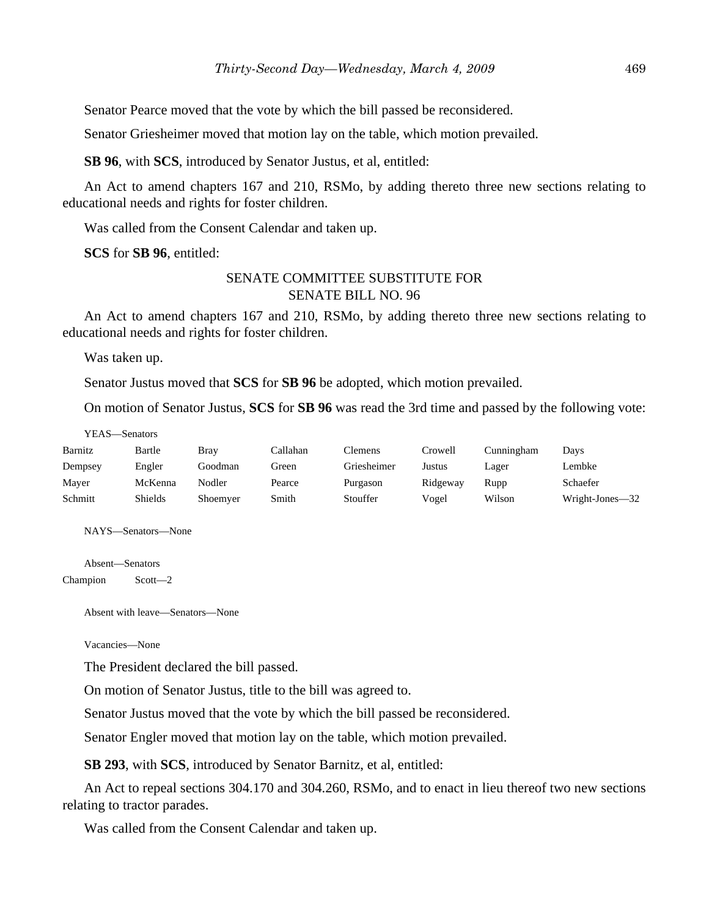Senator Pearce moved that the vote by which the bill passed be reconsidered.

Senator Griesheimer moved that motion lay on the table, which motion prevailed.

**SB 96**, with **SCS**, introduced by Senator Justus, et al, entitled:

An Act to amend chapters 167 and 210, RSMo, by adding thereto three new sections relating to educational needs and rights for foster children.

Was called from the Consent Calendar and taken up.

**SCS** for **SB 96**, entitled:

SENATE COMMITTEE SUBSTITUTE FOR
SENATE BILL NO. 96

An Act to amend chapters 167 and 210, RSMo, by adding thereto three new sections relating to educational needs and rights for foster children.

Was taken up.

Senator Justus moved that **SCS** for **SB 96** be adopted, which motion prevailed.

On motion of Senator Justus, **SCS** for **SB 96** was read the 3rd time and passed by the following vote:

YEAS—Senators

| | | | | | | | |
|---|---|---|---|---|---|---|---|
| Barnitz | Bartle | Bray | Callahan | Clemens | Crowell | Cunningham | Days |
| Dempsey | Engler | Goodman | Green | Griesheimer | Justus | Lager | Lembke |
| Mayer | McKenna | Nodler | Pearce | Purgason | Ridgeway | Rupp | Schaefer |
| Schmitt | Shields | Shoemyer | Smith | Stouffer | Vogel | Wilson | Wright-Jones—32 |

NAYS—Senators—None

Absent—Senators

Champion Scott—2

Absent with leave—Senators—None

Vacancies—None

The President declared the bill passed.

On motion of Senator Justus, title to the bill was agreed to.

Senator Justus moved that the vote by which the bill passed be reconsidered.

Senator Engler moved that motion lay on the table, which motion prevailed.

**SB 293**, with **SCS**, introduced by Senator Barnitz, et al, entitled:

An Act to repeal sections 304.170 and 304.260, RSMo, and to enact in lieu thereof two new sections relating to tractor parades.

Was called from the Consent Calendar and taken up.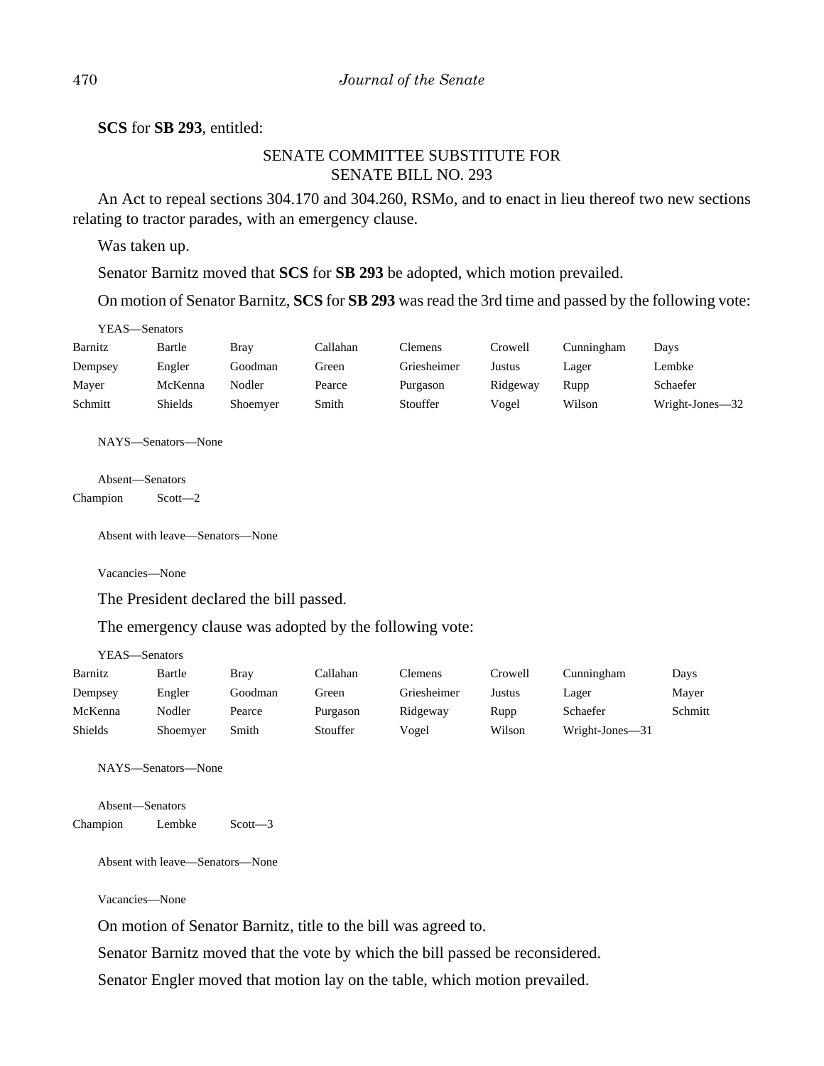**SCS** for **SB 293**, entitled:

SENATE COMMITTEE SUBSTITUTE FOR
SENATE BILL NO. 293

An Act to repeal sections 304.170 and 304.260, RSMo, and to enact in lieu thereof two new sections relating to tractor parades, with an emergency clause.

Was taken up.

Senator Barnitz moved that **SCS** for **SB 293** be adopted, which motion prevailed.

On motion of Senator Barnitz, **SCS** for **SB 293** was read the 3rd time and passed by the following vote:

YEAS—Senators

| | | | | | | | |
|---|---|---|---|---|---|---|---|
| Barnitz | Bartle | Bray | Callahan | Clemens | Crowell | Cunningham | Days |
| Dempsey | Engler | Goodman | Green | Griesheimer | Justus | Lager | Lembke |
| Mayer | McKenna | Nodler | Pearce | Purgason | Ridgeway | Rupp | Schaefer |
| Schmitt | Shields | Shoemyer | Smith | Stouffer | Vogel | Wilson | Wright-Jones—32 |

NAYS—Senators—None

Absent—Senators

Champion Scott—2

Absent with leave—Senators—None

Vacancies—None

The President declared the bill passed.

The emergency clause was adopted by the following vote:

YEAS—Senators

| | | | | | | | |
|---|---|---|---|---|---|---|---|
| Barnitz | Bartle | Bray | Callahan | Clemens | Crowell | Cunningham | Days |
| Dempsey | Engler | Goodman | Green | Griesheimer | Justus | Lager | Mayer |
| McKenna | Nodler | Pearce | Purgason | Ridgeway | Rupp | Schaefer | Schmitt |
| Shields | Shoemyer | Smith | Stouffer | Vogel | Wilson | Wright-Jones—31 | |

NAYS—Senators—None

Absent—Senators

Champion Lembke Scott—3

Absent with leave—Senators—None

Vacancies—None

On motion of Senator Barnitz, title to the bill was agreed to.

Senator Barnitz moved that the vote by which the bill passed be reconsidered.

Senator Engler moved that motion lay on the table, which motion prevailed.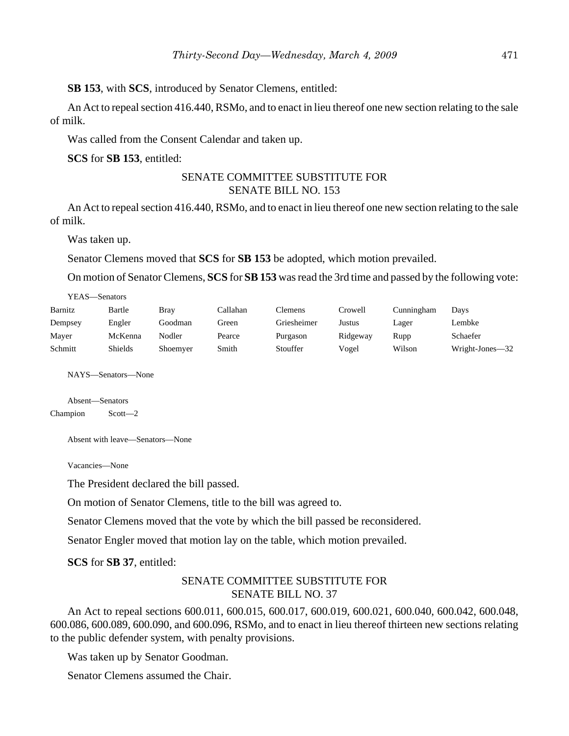**SB 153**, with **SCS**, introduced by Senator Clemens, entitled:

An Act to repeal section 416.440, RSMo, and to enact in lieu thereof one new section relating to the sale of milk.

Was called from the Consent Calendar and taken up.

**SCS** for **SB 153**, entitled:

SENATE COMMITTEE SUBSTITUTE FOR
SENATE BILL NO. 153

An Act to repeal section 416.440, RSMo, and to enact in lieu thereof one new section relating to the sale of milk.

Was taken up.

Senator Clemens moved that **SCS** for **SB 153** be adopted, which motion prevailed.

On motion of Senator Clemens, **SCS** for **SB 153** was read the 3rd time and passed by the following vote:

YEAS—Senators

| | | | | | | | |
|---|---|---|---|---|---|---|---|
| Barnitz | Bartle | Bray | Callahan | Clemens | Crowell | Cunningham | Days |
| Dempsey | Engler | Goodman | Green | Griesheimer | Justus | Lager | Lembke |
| Mayer | McKenna | Nodler | Pearce | Purgason | Ridgeway | Rupp | Schaefer |
| Schmitt | Shields | Shoemyer | Smith | Stouffer | Vogel | Wilson | Wright-Jones—32 |

NAYS—Senators—None

Absent—Senators

Champion Scott—2

Absent with leave—Senators—None

Vacancies—None

The President declared the bill passed.

On motion of Senator Clemens, title to the bill was agreed to.

Senator Clemens moved that the vote by which the bill passed be reconsidered.

Senator Engler moved that motion lay on the table, which motion prevailed.

**SCS** for **SB 37**, entitled:

SENATE COMMITTEE SUBSTITUTE FOR
SENATE BILL NO. 37

An Act to repeal sections 600.011, 600.015, 600.017, 600.019, 600.021, 600.040, 600.042, 600.048, 600.086, 600.089, 600.090, and 600.096, RSMo, and to enact in lieu thereof thirteen new sections relating to the public defender system, with penalty provisions.

Was taken up by Senator Goodman.

Senator Clemens assumed the Chair.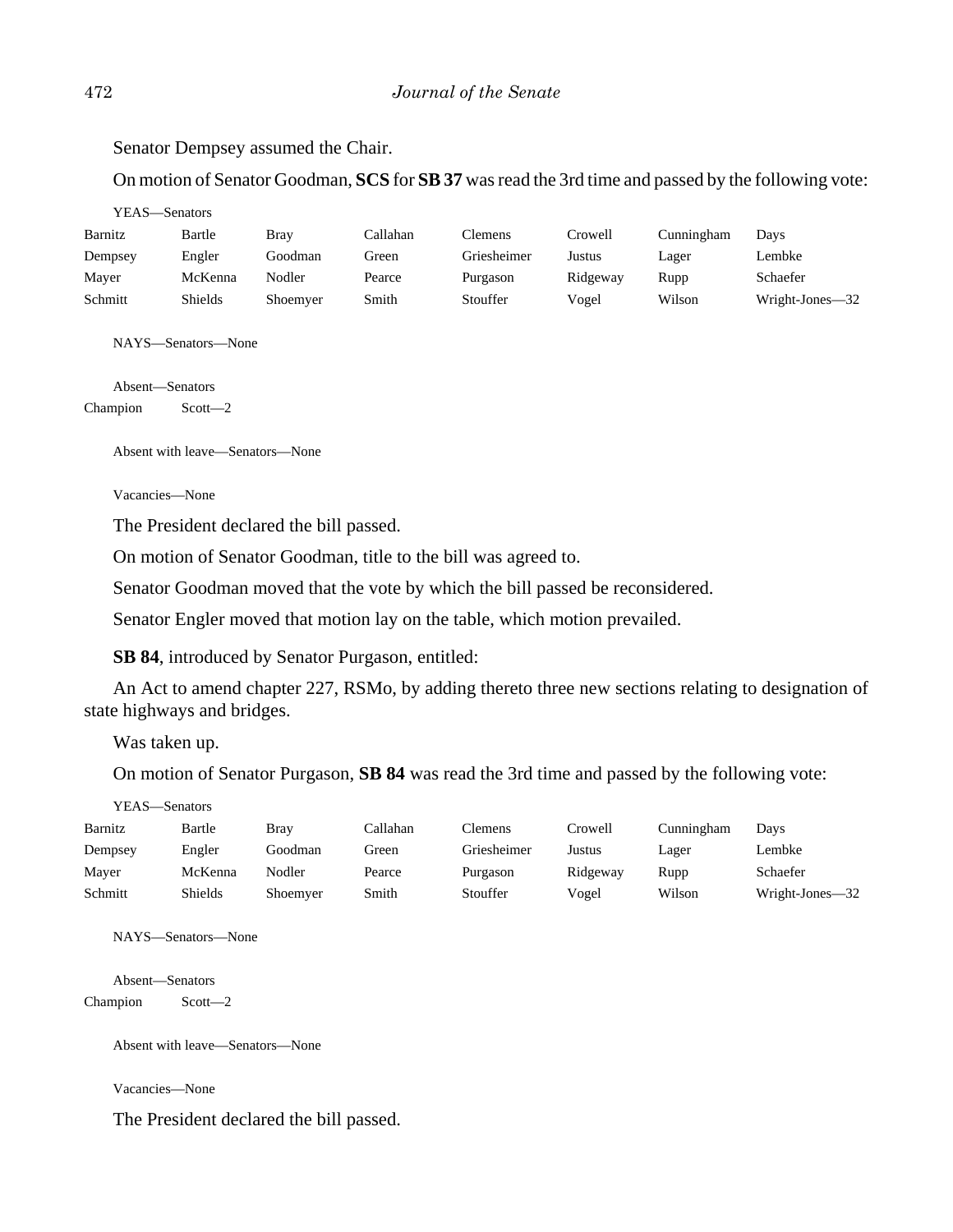Senator Dempsey assumed the Chair.

On motion of Senator Goodman, **SCS** for **SB 37** was read the 3rd time and passed by the following vote:

YEAS—Senators

| | | | | | | | |
|---|---|---|---|---|---|---|---|
| Barnitz | Bartle | Bray | Callahan | Clemens | Crowell | Cunningham | Days |
| Dempsey | Engler | Goodman | Green | Griesheimer | Justus | Lager | Lembke |
| Mayer | McKenna | Nodler | Pearce | Purgason | Ridgeway | Rupp | Schaefer |
| Schmitt | Shields | Shoemyer | Smith | Stouffer | Vogel | Wilson | Wright-Jones—32 |

NAYS—Senators—None

Absent—Senators

Champion Scott—2

Absent with leave—Senators—None

Vacancies—None

The President declared the bill passed.

On motion of Senator Goodman, title to the bill was agreed to.

Senator Goodman moved that the vote by which the bill passed be reconsidered.

Senator Engler moved that motion lay on the table, which motion prevailed.

**SB 84**, introduced by Senator Purgason, entitled:

An Act to amend chapter 227, RSMo, by adding thereto three new sections relating to designation of state highways and bridges.

Was taken up.

On motion of Senator Purgason, **SB 84** was read the 3rd time and passed by the following vote:

YEAS—Senators

| | | | | | | | |
|---|---|---|---|---|---|---|---|
| Barnitz | Bartle | Bray | Callahan | Clemens | Crowell | Cunningham | Days |
| Dempsey | Engler | Goodman | Green | Griesheimer | Justus | Lager | Lembke |
| Mayer | McKenna | Nodler | Pearce | Purgason | Ridgeway | Rupp | Schaefer |
| Schmitt | Shields | Shoemyer | Smith | Stouffer | Vogel | Wilson | Wright-Jones—32 |

NAYS—Senators—None

Absent—Senators

Champion Scott—2

Absent with leave—Senators—None

Vacancies—None

The President declared the bill passed.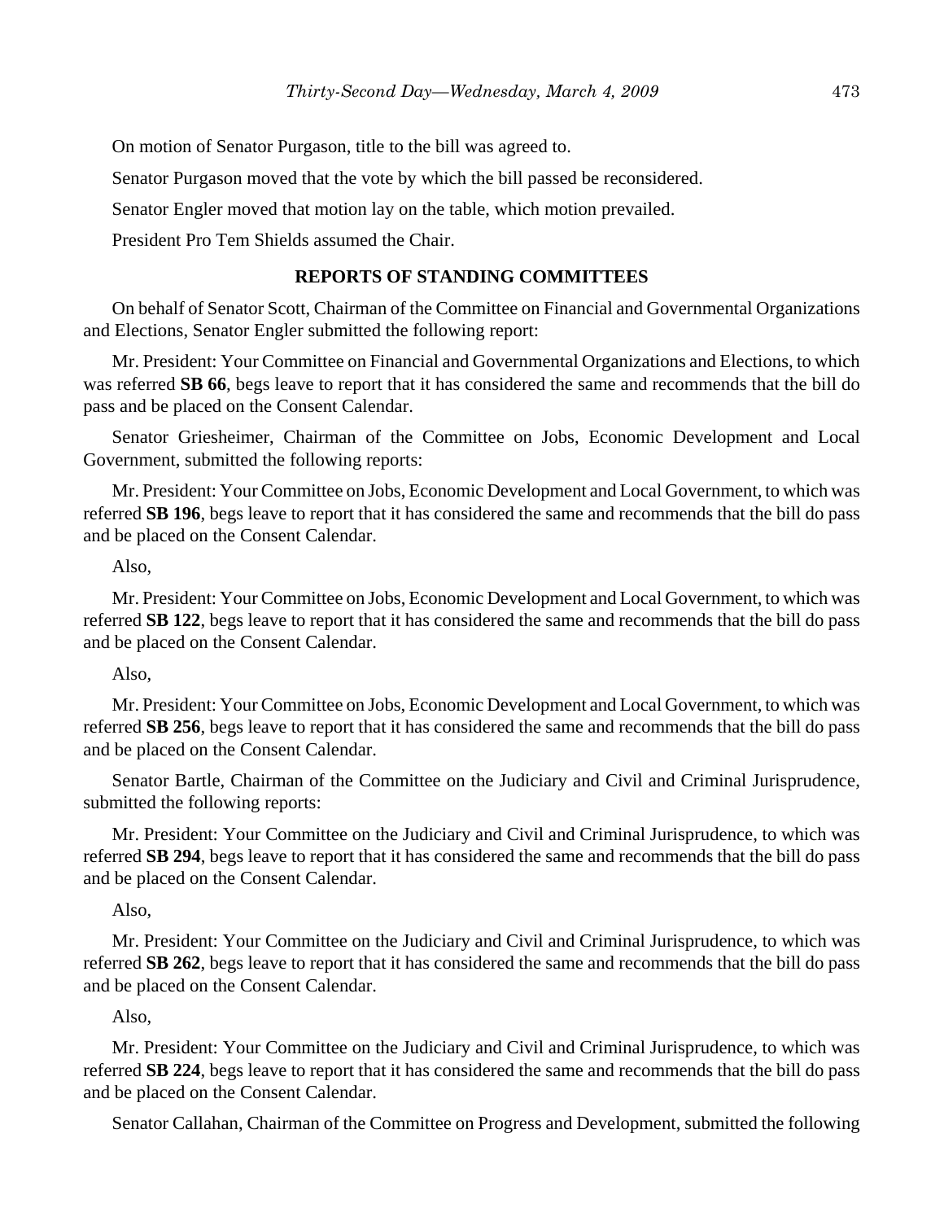On motion of Senator Purgason, title to the bill was agreed to.

Senator Purgason moved that the vote by which the bill passed be reconsidered.

Senator Engler moved that motion lay on the table, which motion prevailed.

President Pro Tem Shields assumed the Chair.

## REPORTS OF STANDING COMMITTEES

On behalf of Senator Scott, Chairman of the Committee on Financial and Governmental Organizations and Elections, Senator Engler submitted the following report:

Mr. President: Your Committee on Financial and Governmental Organizations and Elections, to which was referred **SB 66**, begs leave to report that it has considered the same and recommends that the bill do pass and be placed on the Consent Calendar.

Senator Griesheimer, Chairman of the Committee on Jobs, Economic Development and Local Government, submitted the following reports:

Mr. President: Your Committee on Jobs, Economic Development and Local Government, to which was referred **SB 196**, begs leave to report that it has considered the same and recommends that the bill do pass and be placed on the Consent Calendar.

Also,

Mr. President: Your Committee on Jobs, Economic Development and Local Government, to which was referred **SB 122**, begs leave to report that it has considered the same and recommends that the bill do pass and be placed on the Consent Calendar.

Also,

Mr. President: Your Committee on Jobs, Economic Development and Local Government, to which was referred **SB 256**, begs leave to report that it has considered the same and recommends that the bill do pass and be placed on the Consent Calendar.

Senator Bartle, Chairman of the Committee on the Judiciary and Civil and Criminal Jurisprudence, submitted the following reports:

Mr. President: Your Committee on the Judiciary and Civil and Criminal Jurisprudence, to which was referred **SB 294**, begs leave to report that it has considered the same and recommends that the bill do pass and be placed on the Consent Calendar.

Also,

Mr. President: Your Committee on the Judiciary and Civil and Criminal Jurisprudence, to which was referred **SB 262**, begs leave to report that it has considered the same and recommends that the bill do pass and be placed on the Consent Calendar.

Also,

Mr. President: Your Committee on the Judiciary and Civil and Criminal Jurisprudence, to which was referred **SB 224**, begs leave to report that it has considered the same and recommends that the bill do pass and be placed on the Consent Calendar.

Senator Callahan, Chairman of the Committee on Progress and Development, submitted the following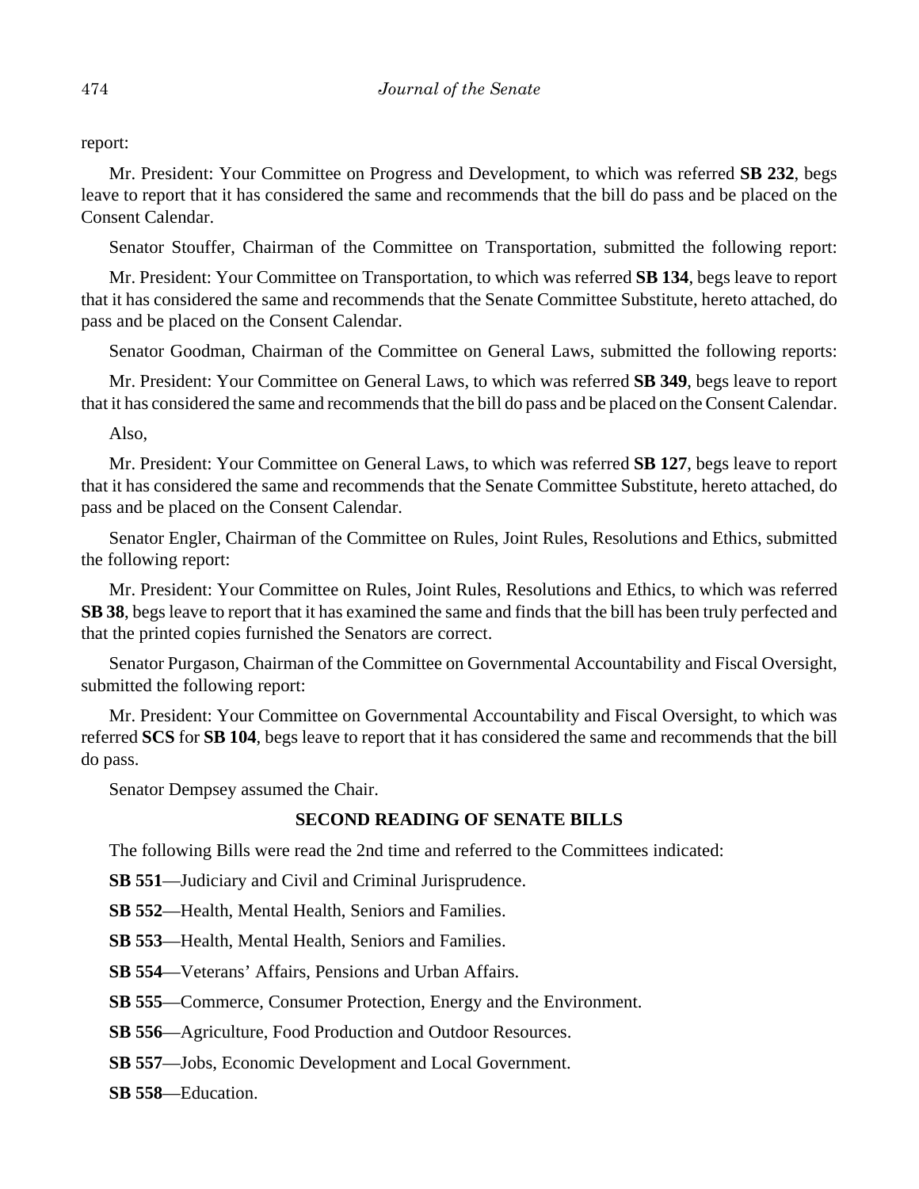report:

Mr. President: Your Committee on Progress and Development, to which was referred **SB 232**, begs leave to report that it has considered the same and recommends that the bill do pass and be placed on the Consent Calendar.

Senator Stouffer, Chairman of the Committee on Transportation, submitted the following report:

Mr. President: Your Committee on Transportation, to which was referred **SB 134**, begs leave to report that it has considered the same and recommends that the Senate Committee Substitute, hereto attached, do pass and be placed on the Consent Calendar.

Senator Goodman, Chairman of the Committee on General Laws, submitted the following reports:

Mr. President: Your Committee on General Laws, to which was referred **SB 349**, begs leave to report that it has considered the same and recommends that the bill do pass and be placed on the Consent Calendar.

Also,

Mr. President: Your Committee on General Laws, to which was referred **SB 127**, begs leave to report that it has considered the same and recommends that the Senate Committee Substitute, hereto attached, do pass and be placed on the Consent Calendar.

Senator Engler, Chairman of the Committee on Rules, Joint Rules, Resolutions and Ethics, submitted the following report:

Mr. President: Your Committee on Rules, Joint Rules, Resolutions and Ethics, to which was referred **SB 38**, begs leave to report that it has examined the same and finds that the bill has been truly perfected and that the printed copies furnished the Senators are correct.

Senator Purgason, Chairman of the Committee on Governmental Accountability and Fiscal Oversight, submitted the following report:

Mr. President: Your Committee on Governmental Accountability and Fiscal Oversight, to which was referred **SCS** for **SB 104**, begs leave to report that it has considered the same and recommends that the bill do pass.

Senator Dempsey assumed the Chair.

## SECOND READING OF SENATE BILLS

The following Bills were read the 2nd time and referred to the Committees indicated:

**SB 551**—Judiciary and Civil and Criminal Jurisprudence.

**SB 552**—Health, Mental Health, Seniors and Families.

**SB 553**—Health, Mental Health, Seniors and Families.

**SB 554**—Veterans' Affairs, Pensions and Urban Affairs.

**SB 555**—Commerce, Consumer Protection, Energy and the Environment.

**SB 556**—Agriculture, Food Production and Outdoor Resources.

**SB 557**—Jobs, Economic Development and Local Government.

**SB 558**—Education.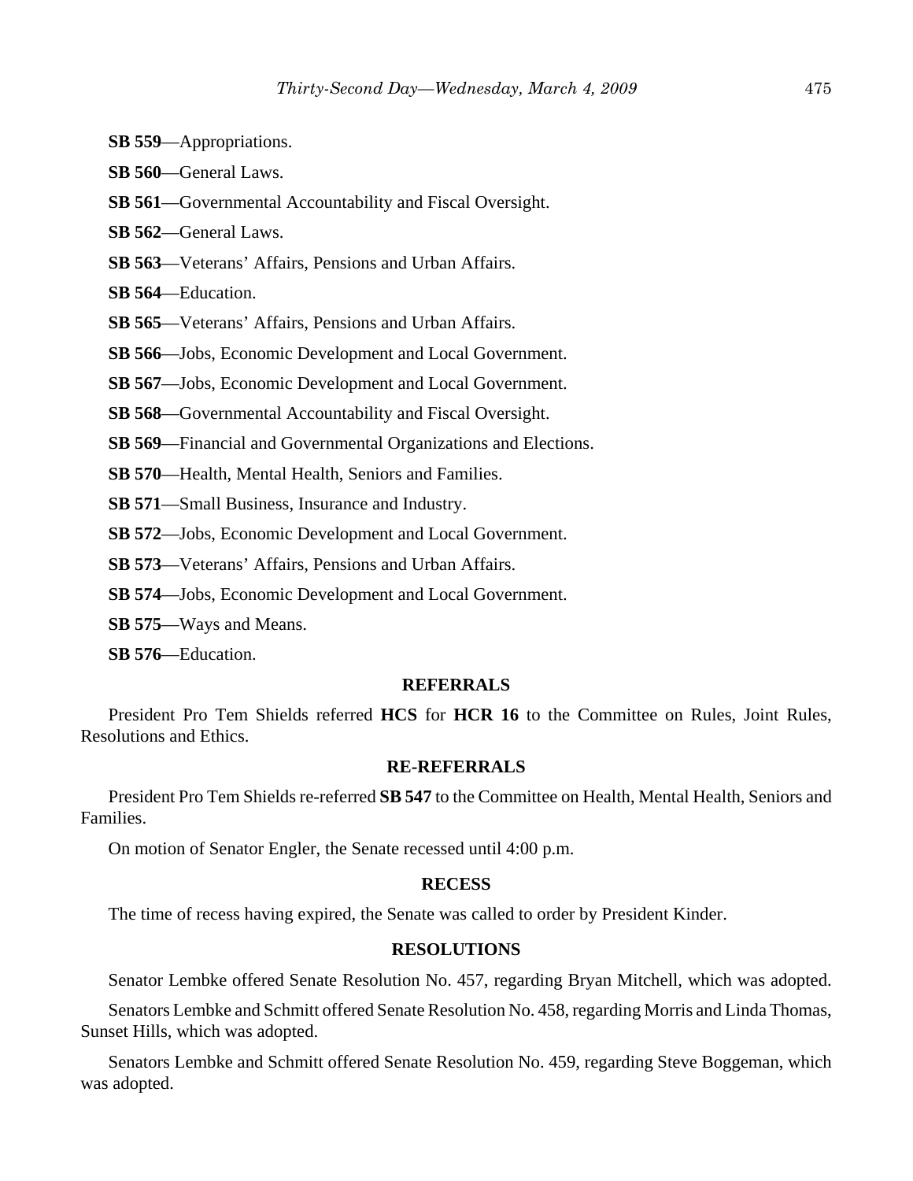**SB 559**—Appropriations.

**SB 560**—General Laws.

**SB 561**—Governmental Accountability and Fiscal Oversight.

**SB 562**—General Laws.

**SB 563**—Veterans' Affairs, Pensions and Urban Affairs.

**SB 564**—Education.

**SB 565**—Veterans' Affairs, Pensions and Urban Affairs.

**SB 566**—Jobs, Economic Development and Local Government.

**SB 567**—Jobs, Economic Development and Local Government.

**SB 568**—Governmental Accountability and Fiscal Oversight.

**SB 569**—Financial and Governmental Organizations and Elections.

**SB 570**—Health, Mental Health, Seniors and Families.

**SB 571**—Small Business, Insurance and Industry.

**SB 572**—Jobs, Economic Development and Local Government.

**SB 573**—Veterans' Affairs, Pensions and Urban Affairs.

**SB 574**—Jobs, Economic Development and Local Government.

**SB 575**—Ways and Means.

**SB 576**—Education.

## REFERRALS

President Pro Tem Shields referred **HCS** for **HCR 16** to the Committee on Rules, Joint Rules, Resolutions and Ethics.

## RE-REFERRALS

President Pro Tem Shields re-referred **SB 547** to the Committee on Health, Mental Health, Seniors and Families.

On motion of Senator Engler, the Senate recessed until 4:00 p.m.

## RECESS

The time of recess having expired, the Senate was called to order by President Kinder.

## RESOLUTIONS

Senator Lembke offered Senate Resolution No. 457, regarding Bryan Mitchell, which was adopted.

Senators Lembke and Schmitt offered Senate Resolution No. 458, regarding Morris and Linda Thomas, Sunset Hills, which was adopted.

Senators Lembke and Schmitt offered Senate Resolution No. 459, regarding Steve Boggeman, which was adopted.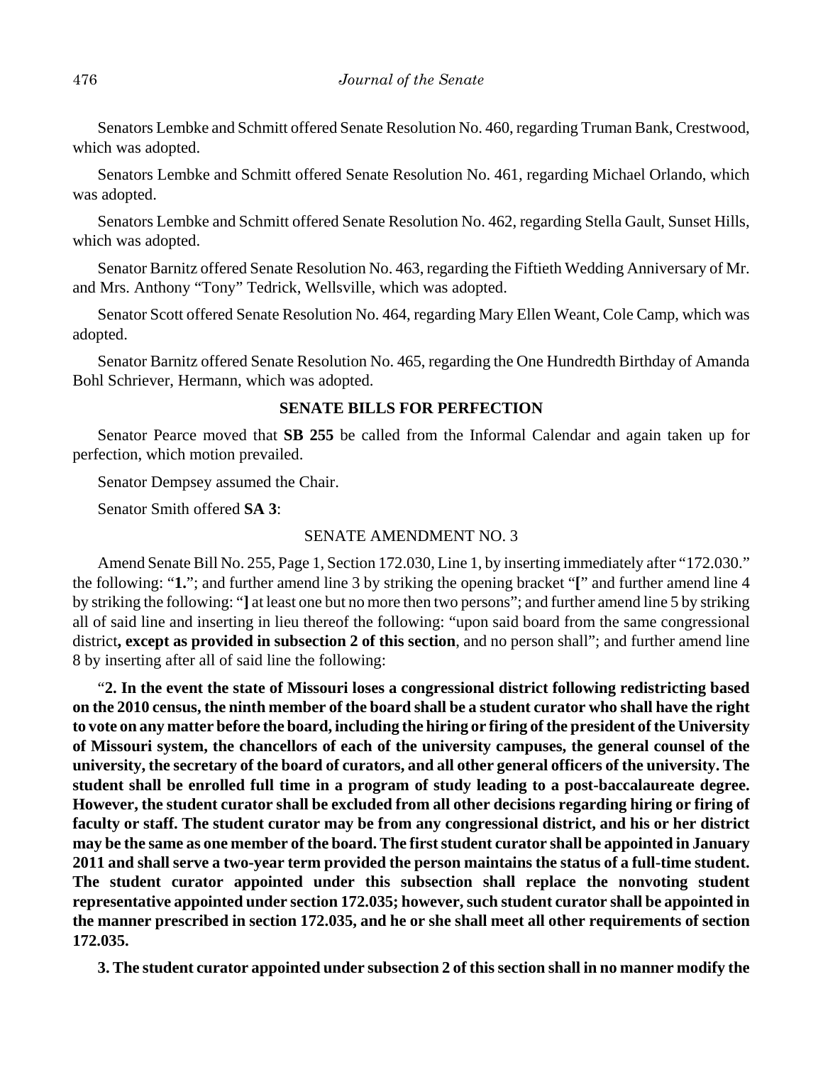Senators Lembke and Schmitt offered Senate Resolution No. 460, regarding Truman Bank, Crestwood, which was adopted.

Senators Lembke and Schmitt offered Senate Resolution No. 461, regarding Michael Orlando, which was adopted.

Senators Lembke and Schmitt offered Senate Resolution No. 462, regarding Stella Gault, Sunset Hills, which was adopted.

Senator Barnitz offered Senate Resolution No. 463, regarding the Fiftieth Wedding Anniversary of Mr. and Mrs. Anthony "Tony" Tedrick, Wellsville, which was adopted.

Senator Scott offered Senate Resolution No. 464, regarding Mary Ellen Weant, Cole Camp, which was adopted.

Senator Barnitz offered Senate Resolution No. 465, regarding the One Hundredth Birthday of Amanda Bohl Schriever, Hermann, which was adopted.

## SENATE BILLS FOR PERFECTION

Senator Pearce moved that **SB 255** be called from the Informal Calendar and again taken up for perfection, which motion prevailed.

Senator Dempsey assumed the Chair.

Senator Smith offered **SA 3**:

SENATE AMENDMENT NO. 3

Amend Senate Bill No. 255, Page 1, Section 172.030, Line 1, by inserting immediately after "172.030." the following: "**1.**"; and further amend line 3 by striking the opening bracket "**[**" and further amend line 4 by striking the following: "**]** at least one but no more then two persons"; and further amend line 5 by striking all of said line and inserting in lieu thereof the following: "upon said board from the same congressional district**, except as provided in subsection 2 of this section**, and no person shall"; and further amend line 8 by inserting after all of said line the following:

"**2. In the event the state of Missouri loses a congressional district following redistricting based on the 2010 census, the ninth member of the board shall be a student curator who shall have the right to vote on any matter before the board, including the hiring or firing of the president of the University of Missouri system, the chancellors of each of the university campuses, the general counsel of the university, the secretary of the board of curators, and all other general officers of the university. The student shall be enrolled full time in a program of study leading to a post-baccalaureate degree. However, the student curator shall be excluded from all other decisions regarding hiring or firing of faculty or staff. The student curator may be from any congressional district, and his or her district may be the same as one member of the board. The first student curator shall be appointed in January 2011 and shall serve a two-year term provided the person maintains the status of a full-time student. The student curator appointed under this subsection shall replace the nonvoting student representative appointed under section 172.035; however, such student curator shall be appointed in the manner prescribed in section 172.035, and he or she shall meet all other requirements of section 172.035.**

**3. The student curator appointed under subsection 2 of this section shall in no manner modify the**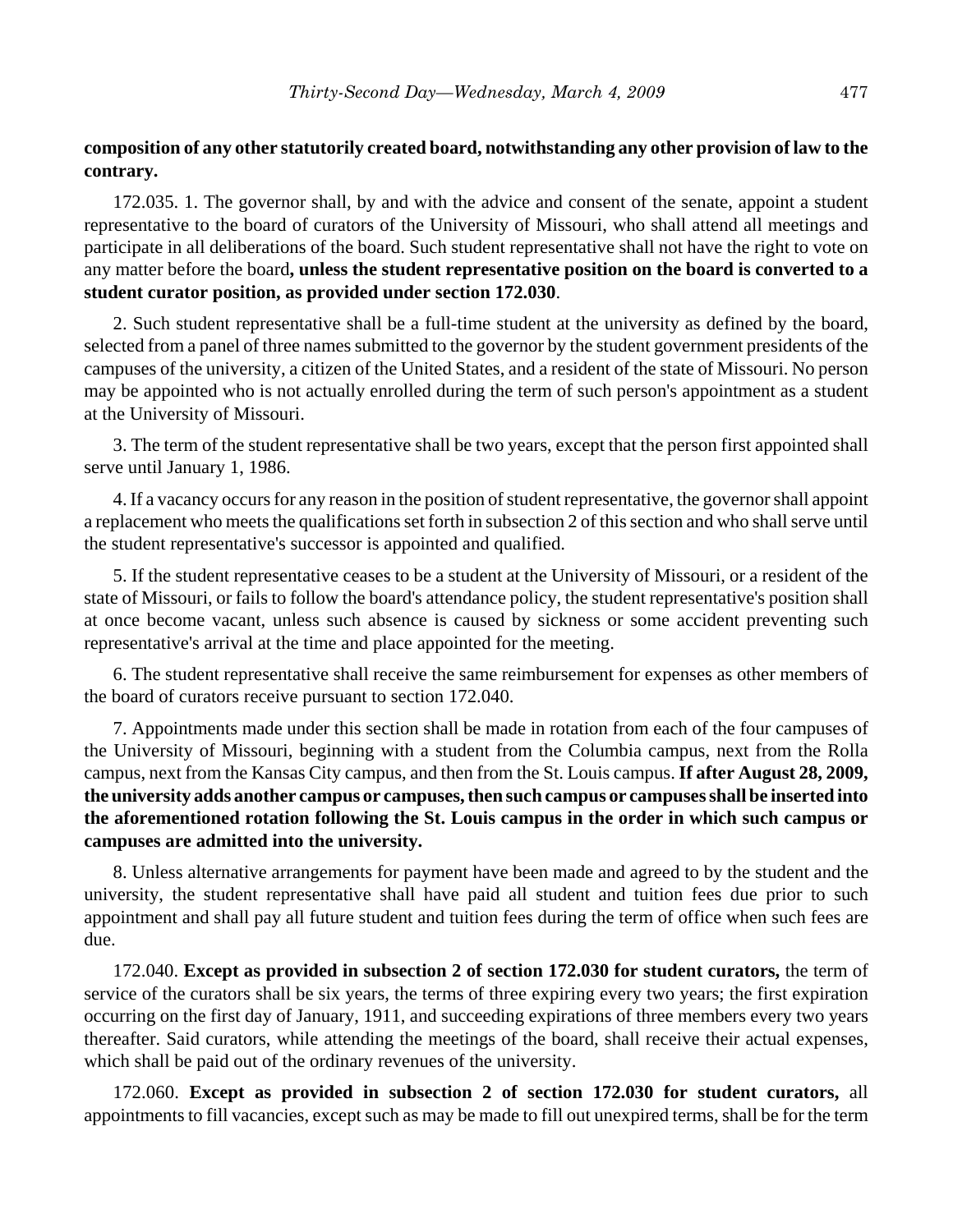**composition of any other statutorily created board, notwithstanding any other provision of law to the contrary.**

172.035. 1. The governor shall, by and with the advice and consent of the senate, appoint a student representative to the board of curators of the University of Missouri, who shall attend all meetings and participate in all deliberations of the board. Such student representative shall not have the right to vote on any matter before the board**, unless the student representative position on the board is converted to a student curator position, as provided under section 172.030**.

2. Such student representative shall be a full-time student at the university as defined by the board, selected from a panel of three names submitted to the governor by the student government presidents of the campuses of the university, a citizen of the United States, and a resident of the state of Missouri. No person may be appointed who is not actually enrolled during the term of such person's appointment as a student at the University of Missouri.

3. The term of the student representative shall be two years, except that the person first appointed shall serve until January 1, 1986.

4. If a vacancy occurs for any reason in the position of student representative, the governor shall appoint a replacement who meets the qualifications set forth in subsection 2 of this section and who shall serve until the student representative's successor is appointed and qualified.

5. If the student representative ceases to be a student at the University of Missouri, or a resident of the state of Missouri, or fails to follow the board's attendance policy, the student representative's position shall at once become vacant, unless such absence is caused by sickness or some accident preventing such representative's arrival at the time and place appointed for the meeting.

6. The student representative shall receive the same reimbursement for expenses as other members of the board of curators receive pursuant to section 172.040.

7. Appointments made under this section shall be made in rotation from each of the four campuses of the University of Missouri, beginning with a student from the Columbia campus, next from the Rolla campus, next from the Kansas City campus, and then from the St. Louis campus. **If after August 28, 2009, the university adds another campus or campuses, then such campus or campuses shall be inserted into the aforementioned rotation following the St. Louis campus in the order in which such campus or campuses are admitted into the university.**

8. Unless alternative arrangements for payment have been made and agreed to by the student and the university, the student representative shall have paid all student and tuition fees due prior to such appointment and shall pay all future student and tuition fees during the term of office when such fees are due.

172.040. **Except as provided in subsection 2 of section 172.030 for student curators,** the term of service of the curators shall be six years, the terms of three expiring every two years; the first expiration occurring on the first day of January, 1911, and succeeding expirations of three members every two years thereafter. Said curators, while attending the meetings of the board, shall receive their actual expenses, which shall be paid out of the ordinary revenues of the university.

172.060. **Except as provided in subsection 2 of section 172.030 for student curators,** all appointments to fill vacancies, except such as may be made to fill out unexpired terms, shall be for the term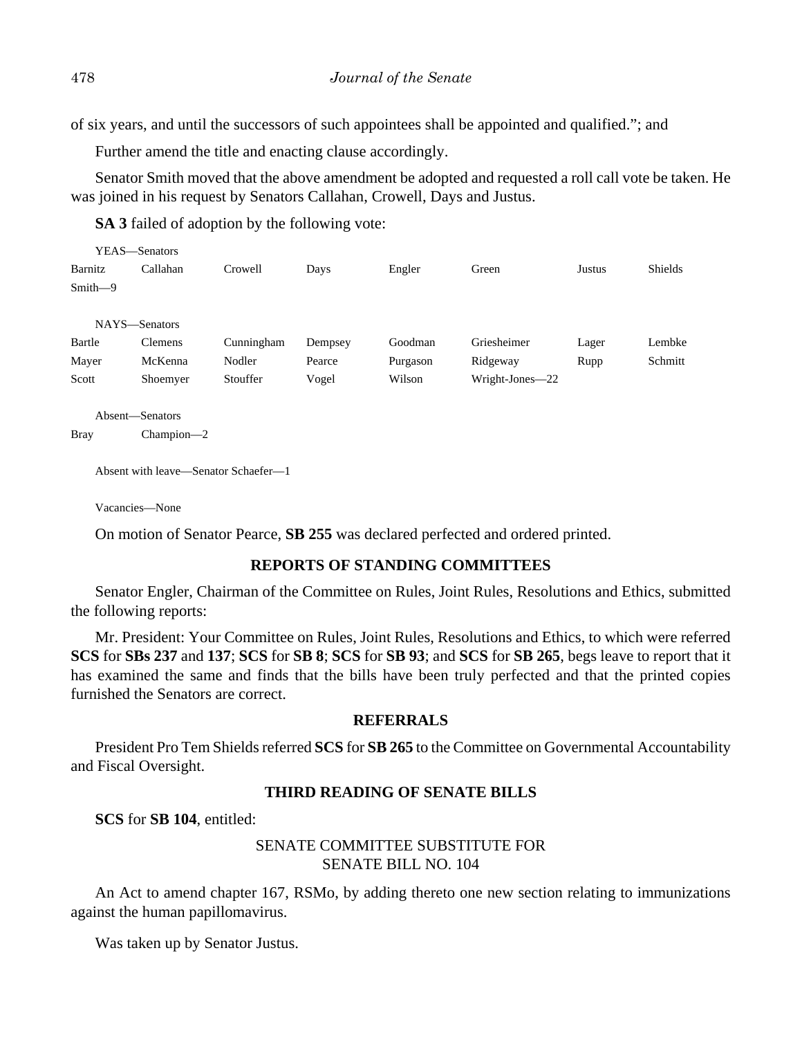of six years, and until the successors of such appointees shall be appointed and qualified."; and

Further amend the title and enacting clause accordingly.

Senator Smith moved that the above amendment be adopted and requested a roll call vote be taken. He was joined in his request by Senators Callahan, Crowell, Days and Justus.

**SA 3** failed of adoption by the following vote:

YEAS—Senators

| | | | | | | | |
|---|---|---|---|---|---|---|---|
| Barnitz | Callahan | Crowell | Days | Engler | Green | Justus | Shields |
| Smith—9 | | | | | | | |

NAYS—Senators

| | | | | | | | |
|---|---|---|---|---|---|---|---|
| Bartle | Clemens | Cunningham | Dempsey | Goodman | Griesheimer | Lager | Lembke |
| Mayer | McKenna | Nodler | Pearce | Purgason | Ridgeway | Rupp | Schmitt |
| Scott | Shoemyer | Stouffer | Vogel | Wilson | Wright-Jones—22 | | |

Absent—Senators

Bray Champion—2

Absent with leave—Senator Schaefer—1

Vacancies—None

On motion of Senator Pearce, **SB 255** was declared perfected and ordered printed.

## REPORTS OF STANDING COMMITTEES

Senator Engler, Chairman of the Committee on Rules, Joint Rules, Resolutions and Ethics, submitted the following reports:

Mr. President: Your Committee on Rules, Joint Rules, Resolutions and Ethics, to which were referred **SCS** for **SBs 237** and **137**; **SCS** for **SB 8**; **SCS** for **SB 93**; and **SCS** for **SB 265**, begs leave to report that it has examined the same and finds that the bills have been truly perfected and that the printed copies furnished the Senators are correct.

## REFERRALS

President Pro Tem Shields referred **SCS** for **SB 265** to the Committee on Governmental Accountability and Fiscal Oversight.

## THIRD READING OF SENATE BILLS

**SCS** for **SB 104**, entitled:

SENATE COMMITTEE SUBSTITUTE FOR
SENATE BILL NO. 104

An Act to amend chapter 167, RSMo, by adding thereto one new section relating to immunizations against the human papillomavirus.

Was taken up by Senator Justus.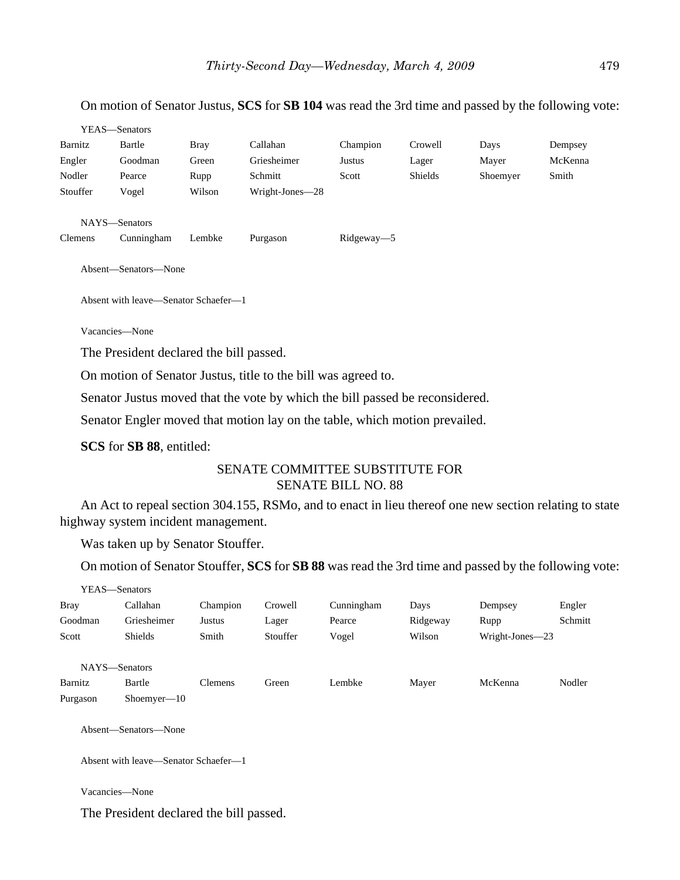On motion of Senator Justus, **SCS** for **SB 104** was read the 3rd time and passed by the following vote:

YEAS—Senators

| | | | | | | | |
|---|---|---|---|---|---|---|---|
| Barnitz | Bartle | Bray | Callahan | Champion | Crowell | Days | Dempsey |
| Engler | Goodman | Green | Griesheimer | Justus | Lager | Mayer | McKenna |
| Nodler | Pearce | Rupp | Schmitt | Scott | Shields | Shoemyer | Smith |
| Stouffer | Vogel | Wilson | Wright-Jones—28 | | | | |

NAYS—Senators

| | | | | |
|---|---|---|---|---|
| Clemens | Cunningham | Lembke | Purgason | Ridgeway—5 |

Absent—Senators—None

Absent with leave—Senator Schaefer—1

Vacancies—None

The President declared the bill passed.

On motion of Senator Justus, title to the bill was agreed to.

Senator Justus moved that the vote by which the bill passed be reconsidered.

Senator Engler moved that motion lay on the table, which motion prevailed.

**SCS** for **SB 88**, entitled:

SENATE COMMITTEE SUBSTITUTE FOR
SENATE BILL NO. 88

An Act to repeal section 304.155, RSMo, and to enact in lieu thereof one new section relating to state highway system incident management.

Was taken up by Senator Stouffer.

On motion of Senator Stouffer, **SCS** for **SB 88** was read the 3rd time and passed by the following vote:

YEAS—Senators

| | | | | | | | |
|---|---|---|---|---|---|---|---|
| Bray | Callahan | Champion | Crowell | Cunningham | Days | Dempsey | Engler |
| Goodman | Griesheimer | Justus | Lager | Pearce | Ridgeway | Rupp | Schmitt |
| Scott | Shields | Smith | Stouffer | Vogel | Wilson | Wright-Jones—23 | |

NAYS—Senators

| | | | | | | | |
|---|---|---|---|---|---|---|---|
| Barnitz | Bartle | Clemens | Green | Lembke | Mayer | McKenna | Nodler |
| Purgason | Shoemyer—10 | | | | | | |

Absent—Senators—None

Absent with leave—Senator Schaefer—1

Vacancies—None

The President declared the bill passed.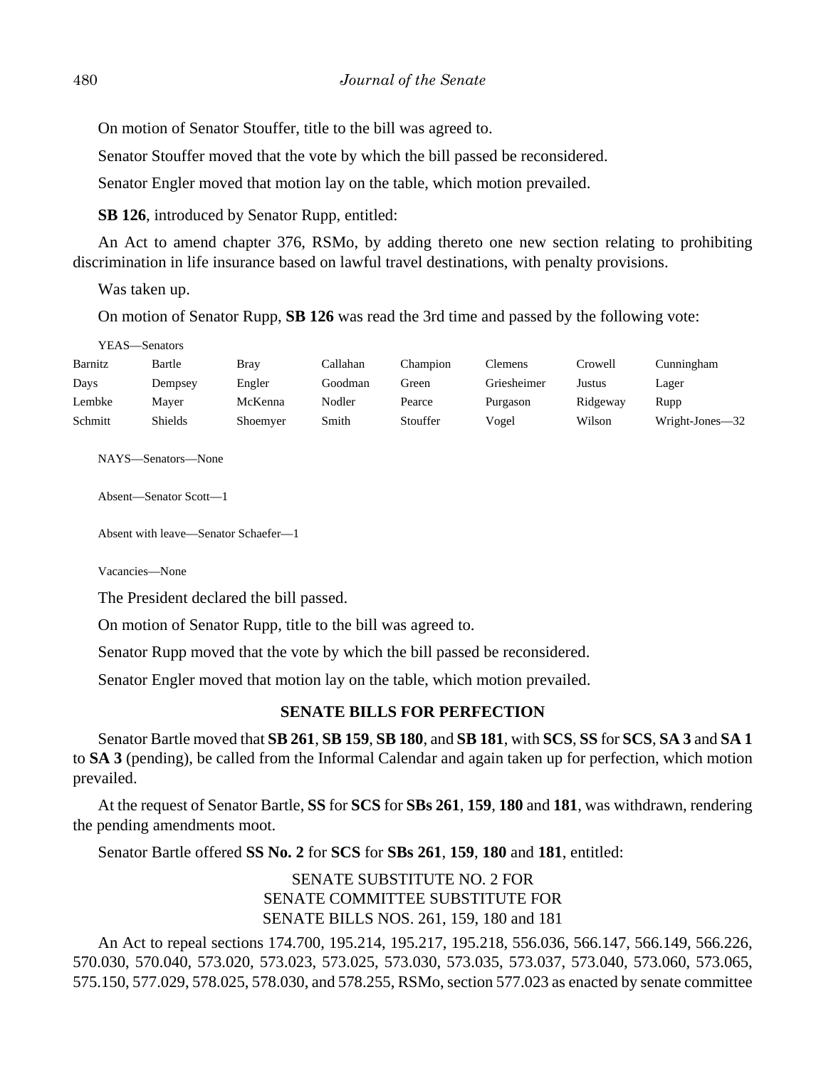On motion of Senator Stouffer, title to the bill was agreed to.

Senator Stouffer moved that the vote by which the bill passed be reconsidered.

Senator Engler moved that motion lay on the table, which motion prevailed.

**SB 126**, introduced by Senator Rupp, entitled:

An Act to amend chapter 376, RSMo, by adding thereto one new section relating to prohibiting discrimination in life insurance based on lawful travel destinations, with penalty provisions.

Was taken up.

On motion of Senator Rupp, **SB 126** was read the 3rd time and passed by the following vote:

YEAS—Senators

| | | | | | | | |
|---|---|---|---|---|---|---|---|
| Barnitz | Bartle | Bray | Callahan | Champion | Clemens | Crowell | Cunningham |
| Days | Dempsey | Engler | Goodman | Green | Griesheimer | Justus | Lager |
| Lembke | Mayer | McKenna | Nodler | Pearce | Purgason | Ridgeway | Rupp |
| Schmitt | Shields | Shoemyer | Smith | Stouffer | Vogel | Wilson | Wright-Jones—32 |

NAYS—Senators—None

Absent—Senator Scott—1

Absent with leave—Senator Schaefer—1

Vacancies—None

The President declared the bill passed.

On motion of Senator Rupp, title to the bill was agreed to.

Senator Rupp moved that the vote by which the bill passed be reconsidered.

Senator Engler moved that motion lay on the table, which motion prevailed.

## SENATE BILLS FOR PERFECTION

Senator Bartle moved that **SB 261**, **SB 159**, **SB 180**, and **SB 181**, with **SCS**, **SS** for **SCS**, **SA 3** and **SA 1** to **SA 3** (pending), be called from the Informal Calendar and again taken up for perfection, which motion prevailed.

At the request of Senator Bartle, **SS** for **SCS** for **SBs 261**, **159**, **180** and **181**, was withdrawn, rendering the pending amendments moot.

Senator Bartle offered **SS No. 2** for **SCS** for **SBs 261**, **159**, **180** and **181**, entitled:

SENATE SUBSTITUTE NO. 2 FOR
SENATE COMMITTEE SUBSTITUTE FOR
SENATE BILLS NOS. 261, 159, 180 and 181

An Act to repeal sections 174.700, 195.214, 195.217, 195.218, 556.036, 566.147, 566.149, 566.226, 570.030, 570.040, 573.020, 573.023, 573.025, 573.030, 573.035, 573.037, 573.040, 573.060, 573.065, 575.150, 577.029, 578.025, 578.030, and 578.255, RSMo, section 577.023 as enacted by senate committee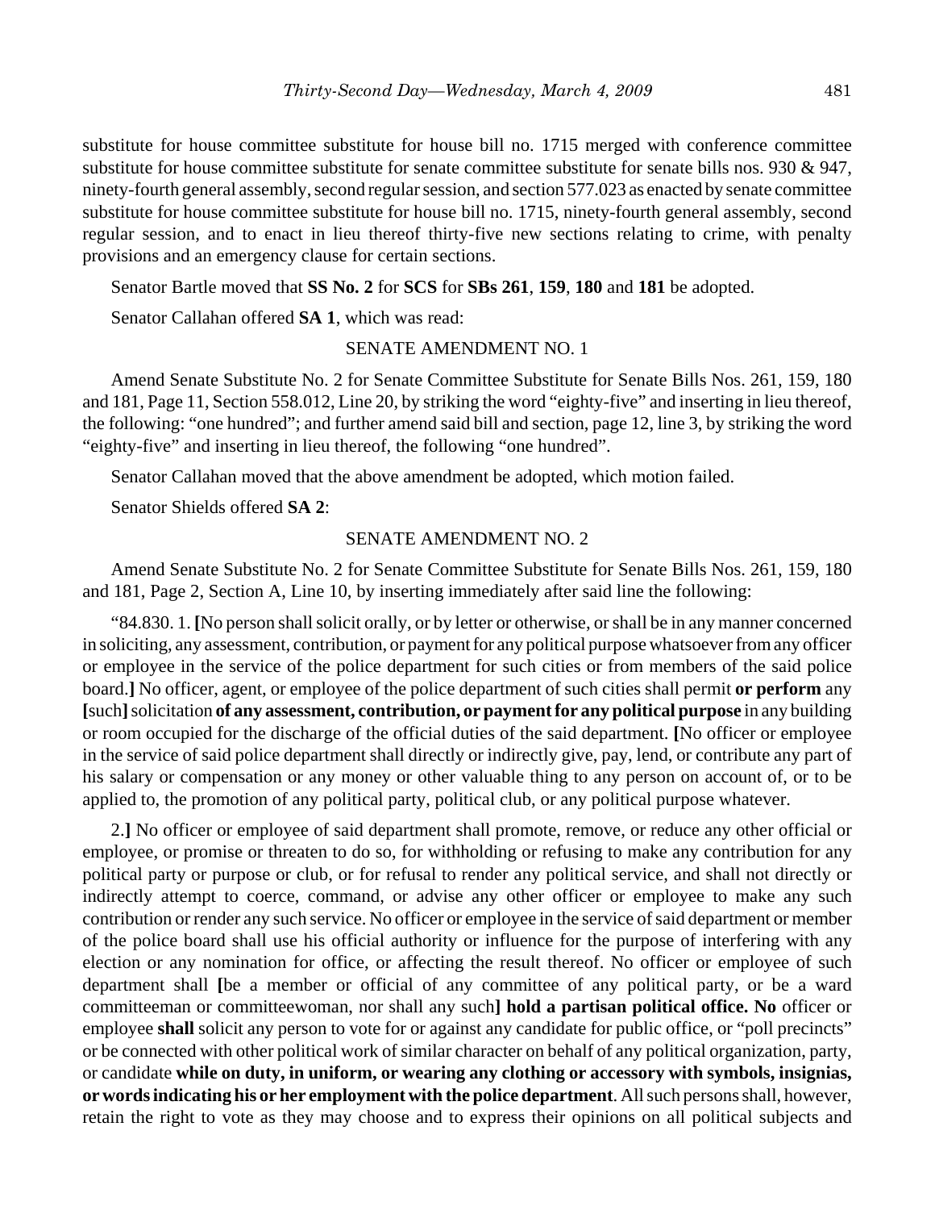substitute for house committee substitute for house bill no. 1715 merged with conference committee substitute for house committee substitute for senate committee substitute for senate bills nos. 930 & 947, ninety-fourth general assembly, second regular session, and section 577.023 as enacted by senate committee substitute for house committee substitute for house bill no. 1715, ninety-fourth general assembly, second regular session, and to enact in lieu thereof thirty-five new sections relating to crime, with penalty provisions and an emergency clause for certain sections.

Senator Bartle moved that **SS No. 2** for **SCS** for **SBs 261**, **159**, **180** and **181** be adopted.

Senator Callahan offered **SA 1**, which was read:

SENATE AMENDMENT NO. 1

Amend Senate Substitute No. 2 for Senate Committee Substitute for Senate Bills Nos. 261, 159, 180 and 181, Page 11, Section 558.012, Line 20, by striking the word "eighty-five" and inserting in lieu thereof, the following: "one hundred"; and further amend said bill and section, page 12, line 3, by striking the word "eighty-five" and inserting in lieu thereof, the following "one hundred".

Senator Callahan moved that the above amendment be adopted, which motion failed.

Senator Shields offered **SA 2**:

SENATE AMENDMENT NO. 2

Amend Senate Substitute No. 2 for Senate Committee Substitute for Senate Bills Nos. 261, 159, 180 and 181, Page 2, Section A, Line 10, by inserting immediately after said line the following:

"84.830. 1. **[**No person shall solicit orally, or by letter or otherwise, or shall be in any manner concerned in soliciting, any assessment, contribution, or payment for any political purpose whatsoever from any officer or employee in the service of the police department for such cities or from members of the said police board.**]** No officer, agent, or employee of the police department of such cities shall permit **or perform** any **[**such**]** solicitation **of any assessment, contribution, or payment for any political purpose** in any building or room occupied for the discharge of the official duties of the said department. **[**No officer or employee in the service of said police department shall directly or indirectly give, pay, lend, or contribute any part of his salary or compensation or any money or other valuable thing to any person on account of, or to be applied to, the promotion of any political party, political club, or any political purpose whatever.

2.**]** No officer or employee of said department shall promote, remove, or reduce any other official or employee, or promise or threaten to do so, for withholding or refusing to make any contribution for any political party or purpose or club, or for refusal to render any political service, and shall not directly or indirectly attempt to coerce, command, or advise any other officer or employee to make any such contribution or render any such service. No officer or employee in the service of said department or member of the police board shall use his official authority or influence for the purpose of interfering with any election or any nomination for office, or affecting the result thereof. No officer or employee of such department shall **[**be a member or official of any committee of any political party, or be a ward committeeman or committeewoman, nor shall any such**] hold a partisan political office. No** officer or employee **shall** solicit any person to vote for or against any candidate for public office, or "poll precincts" or be connected with other political work of similar character on behalf of any political organization, party, or candidate **while on duty, in uniform, or wearing any clothing or accessory with symbols, insignias, or words indicating his or her employment with the police department**. All such persons shall, however, retain the right to vote as they may choose and to express their opinions on all political subjects and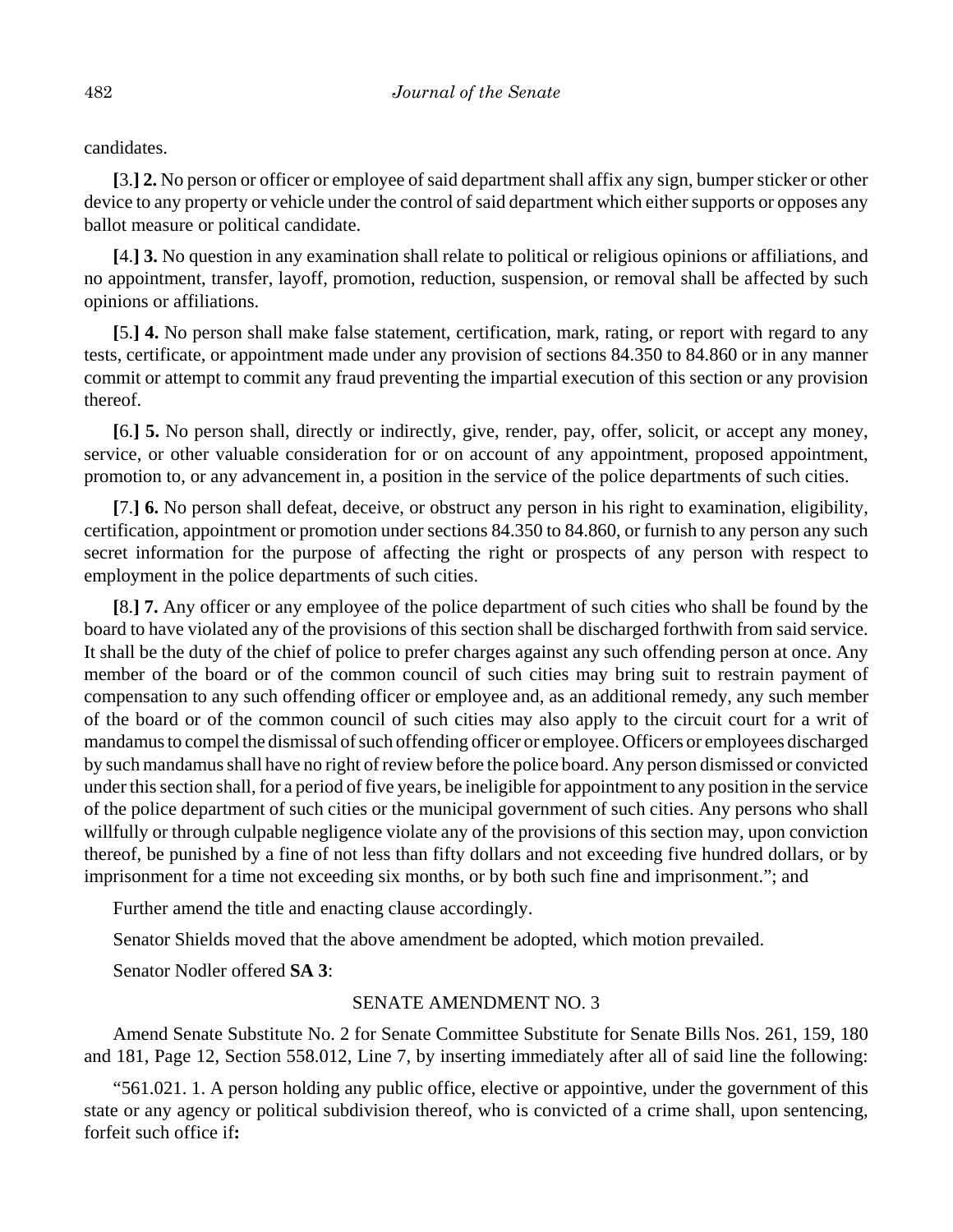candidates.

**[**3.**] 2.** No person or officer or employee of said department shall affix any sign, bumper sticker or other device to any property or vehicle under the control of said department which either supports or opposes any ballot measure or political candidate.

**[**4.**] 3.** No question in any examination shall relate to political or religious opinions or affiliations, and no appointment, transfer, layoff, promotion, reduction, suspension, or removal shall be affected by such opinions or affiliations.

**[**5.**] 4.** No person shall make false statement, certification, mark, rating, or report with regard to any tests, certificate, or appointment made under any provision of sections 84.350 to 84.860 or in any manner commit or attempt to commit any fraud preventing the impartial execution of this section or any provision thereof.

**[**6.**] 5.** No person shall, directly or indirectly, give, render, pay, offer, solicit, or accept any money, service, or other valuable consideration for or on account of any appointment, proposed appointment, promotion to, or any advancement in, a position in the service of the police departments of such cities.

**[**7.**] 6.** No person shall defeat, deceive, or obstruct any person in his right to examination, eligibility, certification, appointment or promotion under sections 84.350 to 84.860, or furnish to any person any such secret information for the purpose of affecting the right or prospects of any person with respect to employment in the police departments of such cities.

**[**8.**] 7.** Any officer or any employee of the police department of such cities who shall be found by the board to have violated any of the provisions of this section shall be discharged forthwith from said service. It shall be the duty of the chief of police to prefer charges against any such offending person at once. Any member of the board or of the common council of such cities may bring suit to restrain payment of compensation to any such offending officer or employee and, as an additional remedy, any such member of the board or of the common council of such cities may also apply to the circuit court for a writ of mandamus to compel the dismissal of such offending officer or employee. Officers or employees discharged by such mandamus shall have no right of review before the police board. Any person dismissed or convicted under this section shall, for a period of five years, be ineligible for appointment to any position in the service of the police department of such cities or the municipal government of such cities. Any persons who shall willfully or through culpable negligence violate any of the provisions of this section may, upon conviction thereof, be punished by a fine of not less than fifty dollars and not exceeding five hundred dollars, or by imprisonment for a time not exceeding six months, or by both such fine and imprisonment."; and

Further amend the title and enacting clause accordingly.

Senator Shields moved that the above amendment be adopted, which motion prevailed.

Senator Nodler offered **SA 3**:

SENATE AMENDMENT NO. 3

Amend Senate Substitute No. 2 for Senate Committee Substitute for Senate Bills Nos. 261, 159, 180 and 181, Page 12, Section 558.012, Line 7, by inserting immediately after all of said line the following:

"561.021. 1. A person holding any public office, elective or appointive, under the government of this state or any agency or political subdivision thereof, who is convicted of a crime shall, upon sentencing, forfeit such office if**:**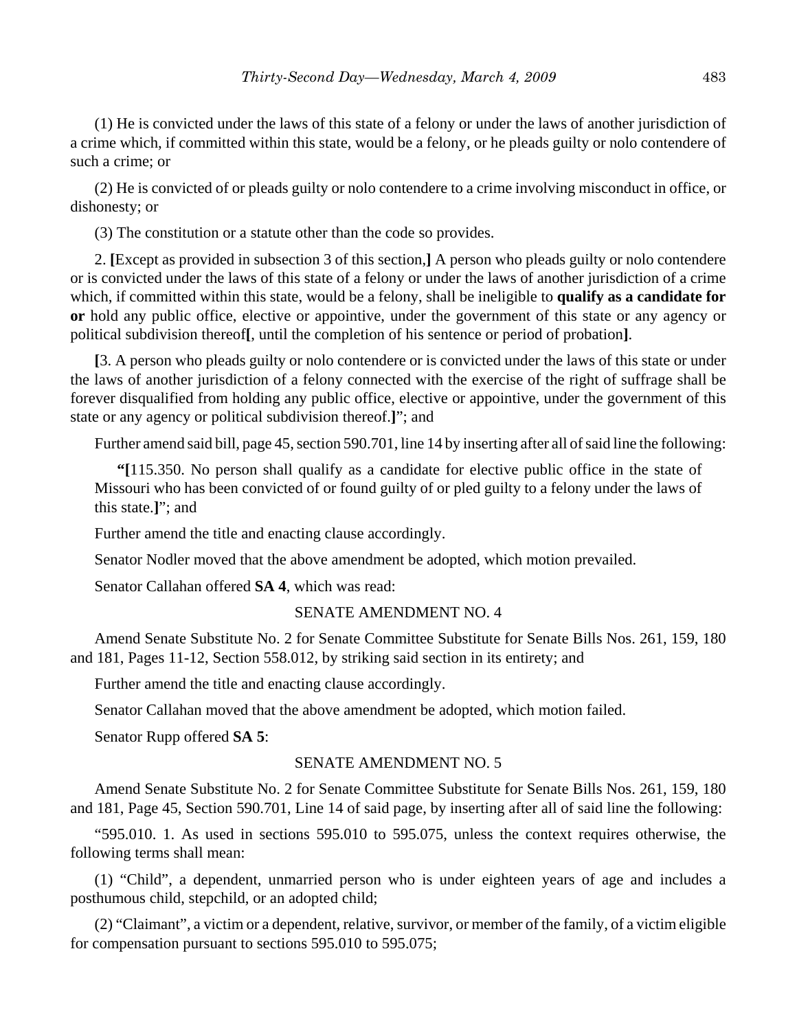(1) He is convicted under the laws of this state of a felony or under the laws of another jurisdiction of a crime which, if committed within this state, would be a felony, or he pleads guilty or nolo contendere of such a crime; or

(2) He is convicted of or pleads guilty or nolo contendere to a crime involving misconduct in office, or dishonesty; or

(3) The constitution or a statute other than the code so provides.

2. **[**Except as provided in subsection 3 of this section,**]** A person who pleads guilty or nolo contendere or is convicted under the laws of this state of a felony or under the laws of another jurisdiction of a crime which, if committed within this state, would be a felony, shall be ineligible to **qualify as a candidate for or** hold any public office, elective or appointive, under the government of this state or any agency or political subdivision thereof**[**, until the completion of his sentence or period of probation**]**.

**[**3. A person who pleads guilty or nolo contendere or is convicted under the laws of this state or under the laws of another jurisdiction of a felony connected with the exercise of the right of suffrage shall be forever disqualified from holding any public office, elective or appointive, under the government of this state or any agency or political subdivision thereof.**]**"; and

Further amend said bill, page 45, section 590.701, line 14 by inserting after all of said line the following:

> "**[**115.350. No person shall qualify as a candidate for elective public office in the state of Missouri who has been convicted of or found guilty of or pled guilty to a felony under the laws of this state.**]**"; and

Further amend the title and enacting clause accordingly.

Senator Nodler moved that the above amendment be adopted, which motion prevailed.

Senator Callahan offered **SA 4**, which was read:

SENATE AMENDMENT NO. 4

Amend Senate Substitute No. 2 for Senate Committee Substitute for Senate Bills Nos. 261, 159, 180 and 181, Pages 11-12, Section 558.012, by striking said section in its entirety; and

Further amend the title and enacting clause accordingly.

Senator Callahan moved that the above amendment be adopted, which motion failed.

Senator Rupp offered **SA 5**:

SENATE AMENDMENT NO. 5

Amend Senate Substitute No. 2 for Senate Committee Substitute for Senate Bills Nos. 261, 159, 180 and 181, Page 45, Section 590.701, Line 14 of said page, by inserting after all of said line the following:

"595.010. 1. As used in sections 595.010 to 595.075, unless the context requires otherwise, the following terms shall mean:

(1) "Child", a dependent, unmarried person who is under eighteen years of age and includes a posthumous child, stepchild, or an adopted child;

(2) "Claimant", a victim or a dependent, relative, survivor, or member of the family, of a victim eligible for compensation pursuant to sections 595.010 to 595.075;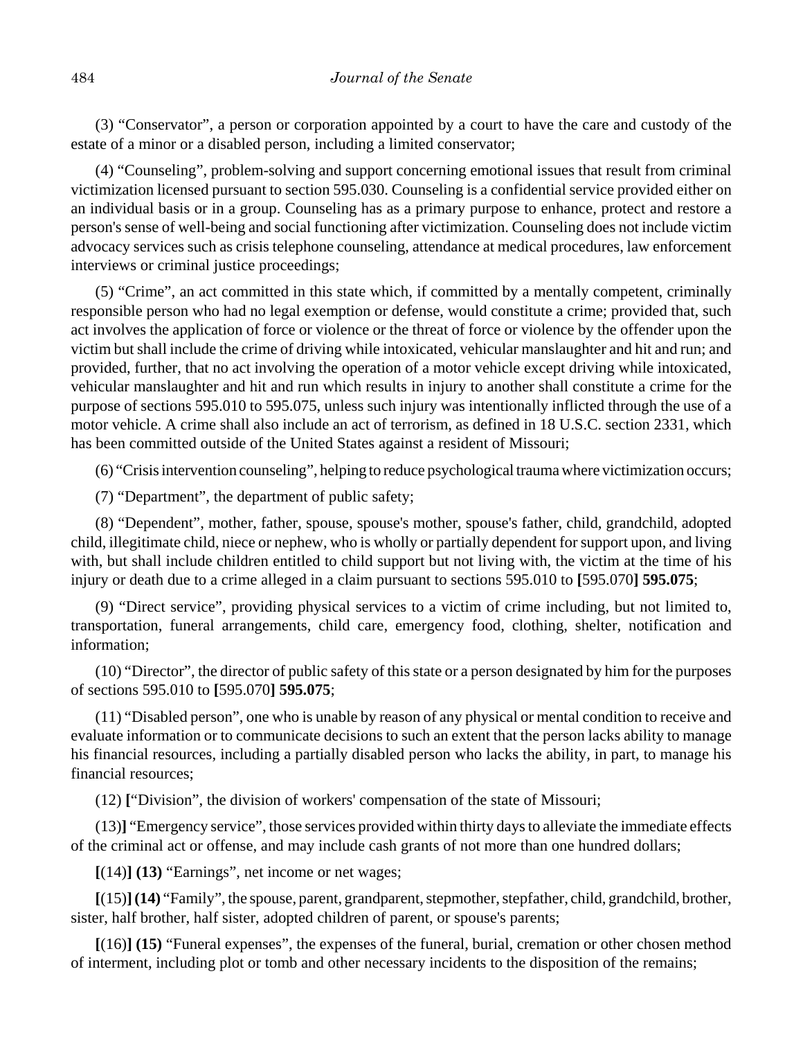(3) “Conservator”, a person or corporation appointed by a court to have the care and custody of the estate of a minor or a disabled person, including a limited conservator;

(4) “Counseling”, problem-solving and support concerning emotional issues that result from criminal victimization licensed pursuant to section 595.030. Counseling is a confidential service provided either on an individual basis or in a group. Counseling has as a primary purpose to enhance, protect and restore a person's sense of well-being and social functioning after victimization. Counseling does not include victim advocacy services such as crisis telephone counseling, attendance at medical procedures, law enforcement interviews or criminal justice proceedings;

(5) “Crime”, an act committed in this state which, if committed by a mentally competent, criminally responsible person who had no legal exemption or defense, would constitute a crime; provided that, such act involves the application of force or violence or the threat of force or violence by the offender upon the victim but shall include the crime of driving while intoxicated, vehicular manslaughter and hit and run; and provided, further, that no act involving the operation of a motor vehicle except driving while intoxicated, vehicular manslaughter and hit and run which results in injury to another shall constitute a crime for the purpose of sections 595.010 to 595.075, unless such injury was intentionally inflicted through the use of a motor vehicle. A crime shall also include an act of terrorism, as defined in 18 U.S.C. section 2331, which has been committed outside of the United States against a resident of Missouri;

(6) “Crisis intervention counseling”, helping to reduce psychological trauma where victimization occurs;

(7) “Department”, the department of public safety;

(8) “Dependent”, mother, father, spouse, spouse's mother, spouse's father, child, grandchild, adopted child, illegitimate child, niece or nephew, who is wholly or partially dependent for support upon, and living with, but shall include children entitled to child support but not living with, the victim at the time of his injury or death due to a crime alleged in a claim pursuant to sections 595.010 to **[**595.070**] 595.075**;

(9) “Direct service”, providing physical services to a victim of crime including, but not limited to, transportation, funeral arrangements, child care, emergency food, clothing, shelter, notification and information;

(10) “Director”, the director of public safety of this state or a person designated by him for the purposes of sections 595.010 to **[**595.070**] 595.075**;

(11) “Disabled person”, one who is unable by reason of any physical or mental condition to receive and evaluate information or to communicate decisions to such an extent that the person lacks ability to manage his financial resources, including a partially disabled person who lacks the ability, in part, to manage his financial resources;

(12) **[**“Division”, the division of workers' compensation of the state of Missouri;

(13)**]** “Emergency service”, those services provided within thirty days to alleviate the immediate effects of the criminal act or offense, and may include cash grants of not more than one hundred dollars;

**[**(14)**] (13)** “Earnings”, net income or net wages;

**[**(15)**] (14)** “Family”, the spouse, parent, grandparent, stepmother, stepfather, child, grandchild, brother, sister, half brother, half sister, adopted children of parent, or spouse's parents;

**[**(16)**] (15)** “Funeral expenses”, the expenses of the funeral, burial, cremation or other chosen method of interment, including plot or tomb and other necessary incidents to the disposition of the remains;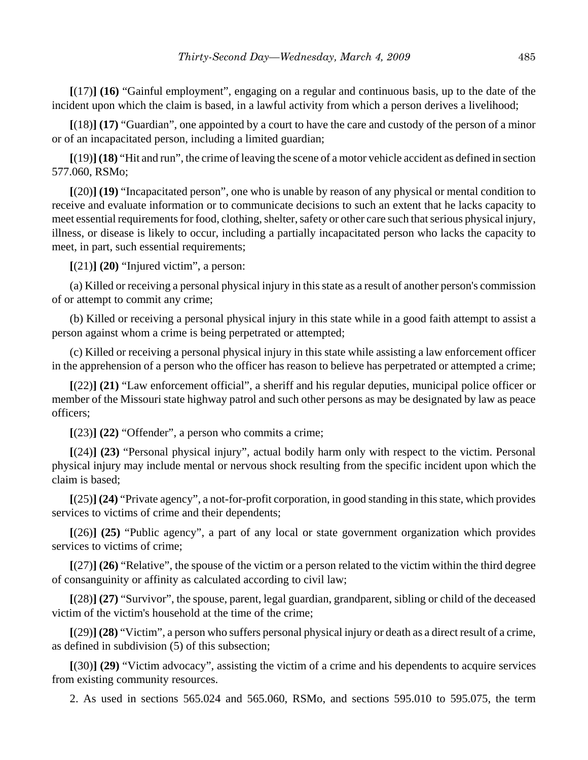**[**(17)**] (16)** “Gainful employment”, engaging on a regular and continuous basis, up to the date of the incident upon which the claim is based, in a lawful activity from which a person derives a livelihood;

**[**(18)**] (17)** “Guardian”, one appointed by a court to have the care and custody of the person of a minor or of an incapacitated person, including a limited guardian;

**[**(19)**] (18)** “Hit and run”, the crime of leaving the scene of a motor vehicle accident as defined in section 577.060, RSMo;

**[**(20)**] (19)** “Incapacitated person”, one who is unable by reason of any physical or mental condition to receive and evaluate information or to communicate decisions to such an extent that he lacks capacity to meet essential requirements for food, clothing, shelter, safety or other care such that serious physical injury, illness, or disease is likely to occur, including a partially incapacitated person who lacks the capacity to meet, in part, such essential requirements;

**[**(21)**] (20)** “Injured victim”, a person:

(a) Killed or receiving a personal physical injury in this state as a result of another person's commission of or attempt to commit any crime;

(b) Killed or receiving a personal physical injury in this state while in a good faith attempt to assist a person against whom a crime is being perpetrated or attempted;

(c) Killed or receiving a personal physical injury in this state while assisting a law enforcement officer in the apprehension of a person who the officer has reason to believe has perpetrated or attempted a crime;

**[**(22)**] (21)** “Law enforcement official”, a sheriff and his regular deputies, municipal police officer or member of the Missouri state highway patrol and such other persons as may be designated by law as peace officers;

**[**(23)**] (22)** “Offender”, a person who commits a crime;

**[**(24)**] (23)** “Personal physical injury”, actual bodily harm only with respect to the victim. Personal physical injury may include mental or nervous shock resulting from the specific incident upon which the claim is based;

**[**(25)**] (24)** “Private agency”, a not-for-profit corporation, in good standing in this state, which provides services to victims of crime and their dependents;

**[**(26)**] (25)** “Public agency”, a part of any local or state government organization which provides services to victims of crime;

**[**(27)**] (26)** “Relative”, the spouse of the victim or a person related to the victim within the third degree of consanguinity or affinity as calculated according to civil law;

**[**(28)**] (27)** “Survivor”, the spouse, parent, legal guardian, grandparent, sibling or child of the deceased victim of the victim's household at the time of the crime;

**[**(29)**] (28)** “Victim”, a person who suffers personal physical injury or death as a direct result of a crime, as defined in subdivision (5) of this subsection;

**[**(30)**] (29)** “Victim advocacy”, assisting the victim of a crime and his dependents to acquire services from existing community resources.

2. As used in sections 565.024 and 565.060, RSMo, and sections 595.010 to 595.075, the term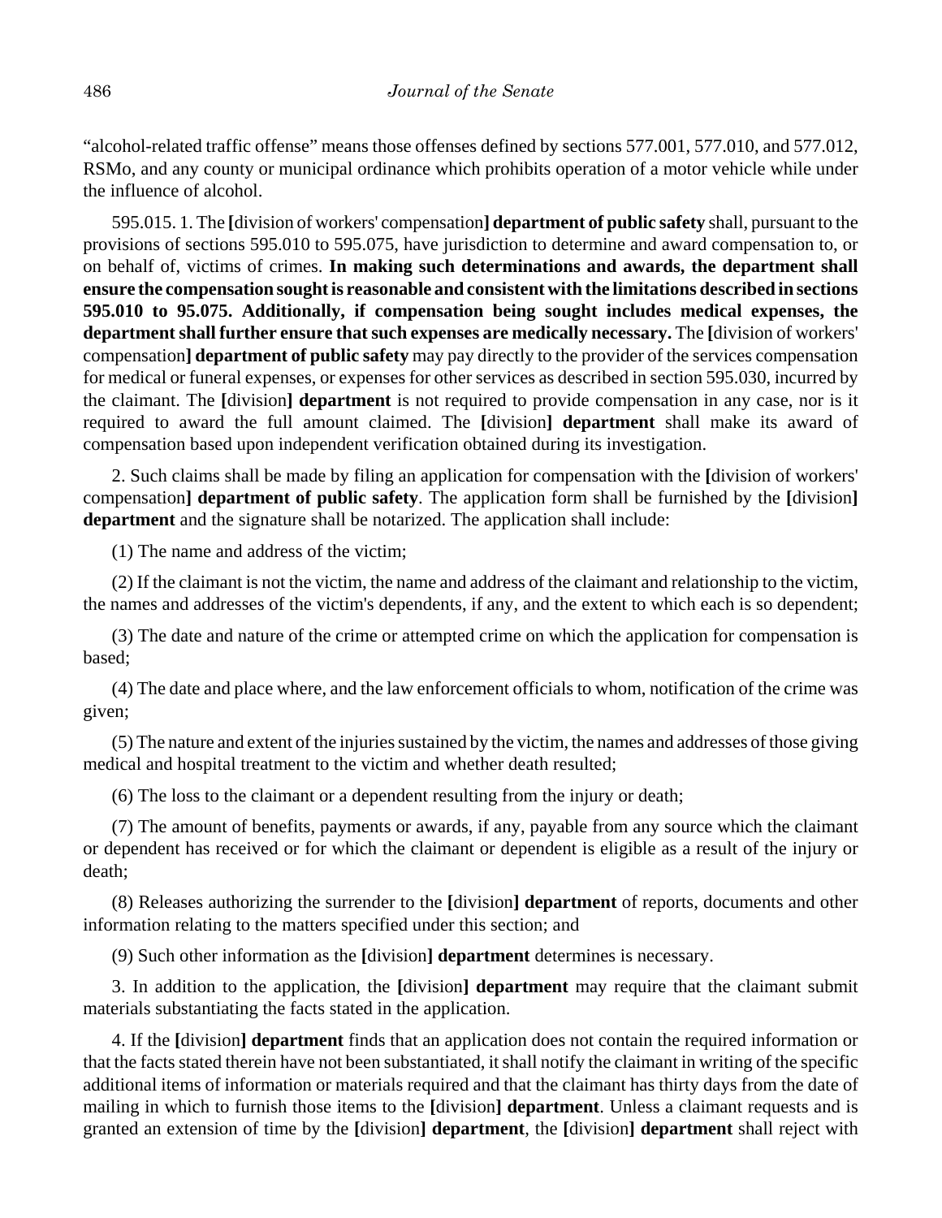"alcohol-related traffic offense" means those offenses defined by sections 577.001, 577.010, and 577.012, RSMo, and any county or municipal ordinance which prohibits operation of a motor vehicle while under the influence of alcohol.

595.015. 1. The **[**division of workers' compensation**]** **department of public safety** shall, pursuant to the provisions of sections 595.010 to 595.075, have jurisdiction to determine and award compensation to, or on behalf of, victims of crimes. **In making such determinations and awards, the department shall ensure the compensation sought is reasonable and consistent with the limitations described in sections 595.010 to 95.075. Additionally, if compensation being sought includes medical expenses, the department shall further ensure that such expenses are medically necessary.** The **[**division of workers' compensation**]** **department of public safety** may pay directly to the provider of the services compensation for medical or funeral expenses, or expenses for other services as described in section 595.030, incurred by the claimant. The **[**division**]** **department** is not required to provide compensation in any case, nor is it required to award the full amount claimed. The **[**division**]** **department** shall make its award of compensation based upon independent verification obtained during its investigation.

2. Such claims shall be made by filing an application for compensation with the **[**division of workers' compensation**]** **department of public safety**. The application form shall be furnished by the **[**division**]** **department** and the signature shall be notarized. The application shall include:

(1) The name and address of the victim;

(2) If the claimant is not the victim, the name and address of the claimant and relationship to the victim, the names and addresses of the victim's dependents, if any, and the extent to which each is so dependent;

(3) The date and nature of the crime or attempted crime on which the application for compensation is based;

(4) The date and place where, and the law enforcement officials to whom, notification of the crime was given;

(5) The nature and extent of the injuries sustained by the victim, the names and addresses of those giving medical and hospital treatment to the victim and whether death resulted;

(6) The loss to the claimant or a dependent resulting from the injury or death;

(7) The amount of benefits, payments or awards, if any, payable from any source which the claimant or dependent has received or for which the claimant or dependent is eligible as a result of the injury or death;

(8) Releases authorizing the surrender to the **[**division**]** **department** of reports, documents and other information relating to the matters specified under this section; and

(9) Such other information as the **[**division**]** **department** determines is necessary.

3. In addition to the application, the **[**division**]** **department** may require that the claimant submit materials substantiating the facts stated in the application.

4. If the **[**division**]** **department** finds that an application does not contain the required information or that the facts stated therein have not been substantiated, it shall notify the claimant in writing of the specific additional items of information or materials required and that the claimant has thirty days from the date of mailing in which to furnish those items to the **[**division**]** **department**. Unless a claimant requests and is granted an extension of time by the **[**division**]** **department**, the **[**division**]** **department** shall reject with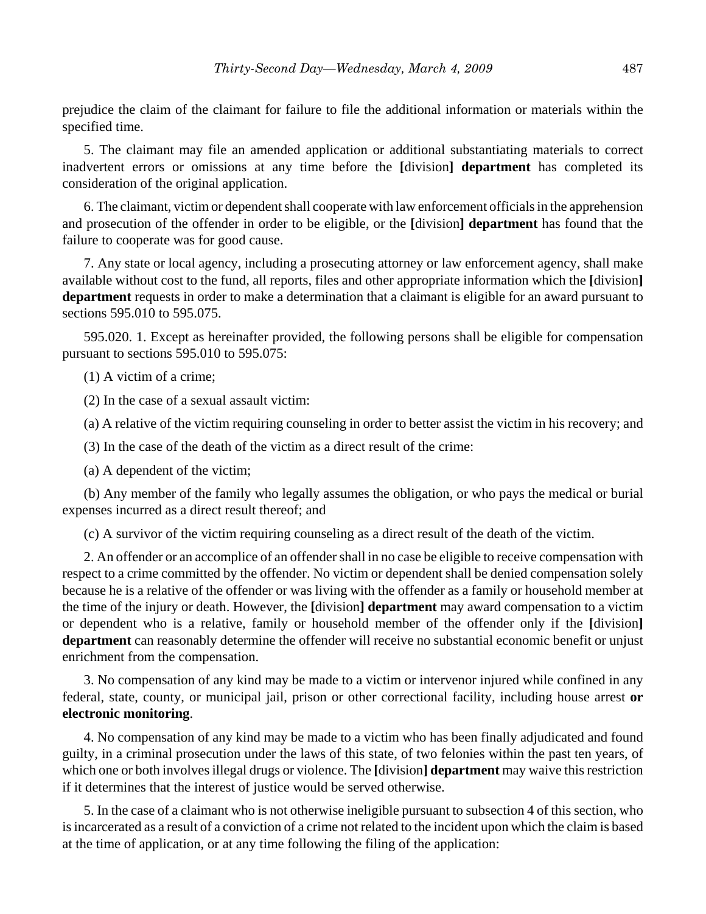prejudice the claim of the claimant for failure to file the additional information or materials within the specified time.

5. The claimant may file an amended application or additional substantiating materials to correct inadvertent errors or omissions at any time before the **[**division**] department** has completed its consideration of the original application.

6. The claimant, victim or dependent shall cooperate with law enforcement officials in the apprehension and prosecution of the offender in order to be eligible, or the **[**division**] department** has found that the failure to cooperate was for good cause.

7. Any state or local agency, including a prosecuting attorney or law enforcement agency, shall make available without cost to the fund, all reports, files and other appropriate information which the **[**division**] department** requests in order to make a determination that a claimant is eligible for an award pursuant to sections 595.010 to 595.075.

595.020. 1. Except as hereinafter provided, the following persons shall be eligible for compensation pursuant to sections 595.010 to 595.075:

(1) A victim of a crime;

(2) In the case of a sexual assault victim:

(a) A relative of the victim requiring counseling in order to better assist the victim in his recovery; and

(3) In the case of the death of the victim as a direct result of the crime:

(a) A dependent of the victim;

(b) Any member of the family who legally assumes the obligation, or who pays the medical or burial expenses incurred as a direct result thereof; and

(c) A survivor of the victim requiring counseling as a direct result of the death of the victim.

2. An offender or an accomplice of an offender shall in no case be eligible to receive compensation with respect to a crime committed by the offender. No victim or dependent shall be denied compensation solely because he is a relative of the offender or was living with the offender as a family or household member at the time of the injury or death. However, the **[**division**] department** may award compensation to a victim or dependent who is a relative, family or household member of the offender only if the **[**division**] department** can reasonably determine the offender will receive no substantial economic benefit or unjust enrichment from the compensation.

3. No compensation of any kind may be made to a victim or intervenor injured while confined in any federal, state, county, or municipal jail, prison or other correctional facility, including house arrest **or electronic monitoring**.

4. No compensation of any kind may be made to a victim who has been finally adjudicated and found guilty, in a criminal prosecution under the laws of this state, of two felonies within the past ten years, of which one or both involves illegal drugs or violence. The **[**division**] department** may waive this restriction if it determines that the interest of justice would be served otherwise.

5. In the case of a claimant who is not otherwise ineligible pursuant to subsection 4 of this section, who is incarcerated as a result of a conviction of a crime not related to the incident upon which the claim is based at the time of application, or at any time following the filing of the application: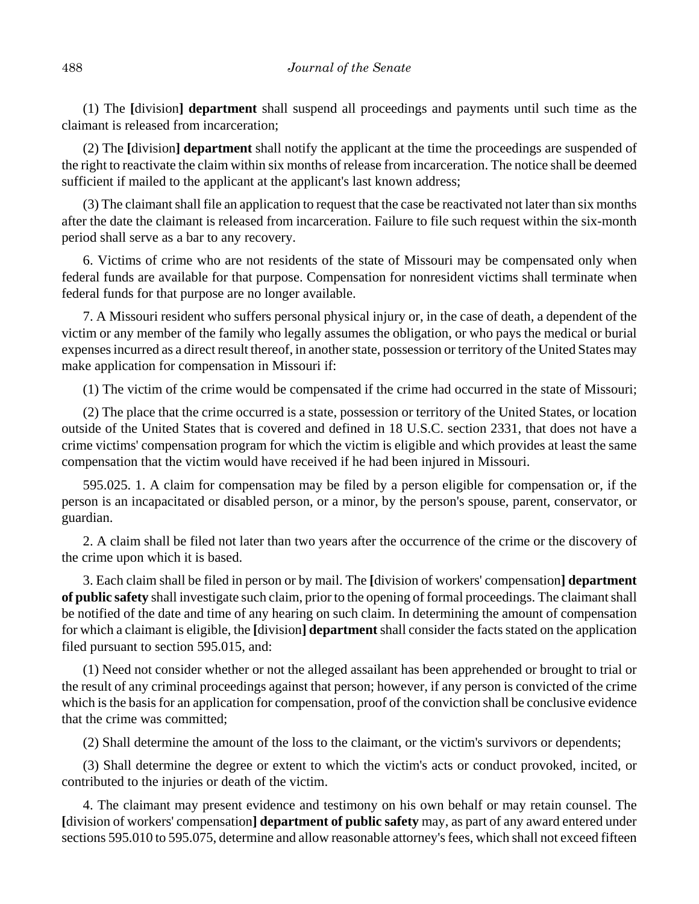(1) The **[**division**] department** shall suspend all proceedings and payments until such time as the claimant is released from incarceration;

(2) The **[**division**] department** shall notify the applicant at the time the proceedings are suspended of the right to reactivate the claim within six months of release from incarceration. The notice shall be deemed sufficient if mailed to the applicant at the applicant's last known address;

(3) The claimant shall file an application to request that the case be reactivated not later than six months after the date the claimant is released from incarceration. Failure to file such request within the six-month period shall serve as a bar to any recovery.

6. Victims of crime who are not residents of the state of Missouri may be compensated only when federal funds are available for that purpose. Compensation for nonresident victims shall terminate when federal funds for that purpose are no longer available.

7. A Missouri resident who suffers personal physical injury or, in the case of death, a dependent of the victim or any member of the family who legally assumes the obligation, or who pays the medical or burial expenses incurred as a direct result thereof, in another state, possession or territory of the United States may make application for compensation in Missouri if:

(1) The victim of the crime would be compensated if the crime had occurred in the state of Missouri;

(2) The place that the crime occurred is a state, possession or territory of the United States, or location outside of the United States that is covered and defined in 18 U.S.C. section 2331, that does not have a crime victims' compensation program for which the victim is eligible and which provides at least the same compensation that the victim would have received if he had been injured in Missouri.

595.025. 1. A claim for compensation may be filed by a person eligible for compensation or, if the person is an incapacitated or disabled person, or a minor, by the person's spouse, parent, conservator, or guardian.

2. A claim shall be filed not later than two years after the occurrence of the crime or the discovery of the crime upon which it is based.

3. Each claim shall be filed in person or by mail. The **[**division of workers' compensation**] department of public safety** shall investigate such claim, prior to the opening of formal proceedings. The claimant shall be notified of the date and time of any hearing on such claim. In determining the amount of compensation for which a claimant is eligible, the **[**division**] department** shall consider the facts stated on the application filed pursuant to section 595.015, and:

(1) Need not consider whether or not the alleged assailant has been apprehended or brought to trial or the result of any criminal proceedings against that person; however, if any person is convicted of the crime which is the basis for an application for compensation, proof of the conviction shall be conclusive evidence that the crime was committed;

(2) Shall determine the amount of the loss to the claimant, or the victim's survivors or dependents;

(3) Shall determine the degree or extent to which the victim's acts or conduct provoked, incited, or contributed to the injuries or death of the victim.

4. The claimant may present evidence and testimony on his own behalf or may retain counsel. The **[**division of workers' compensation**] department of public safety** may, as part of any award entered under sections 595.010 to 595.075, determine and allow reasonable attorney's fees, which shall not exceed fifteen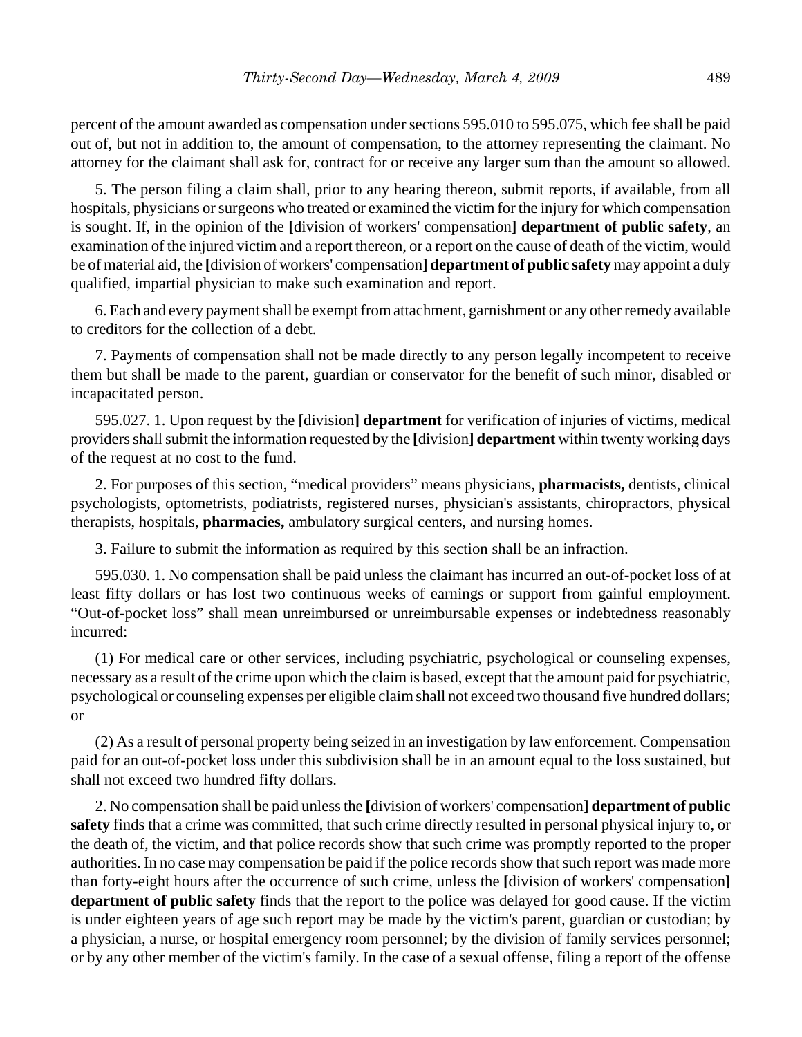percent of the amount awarded as compensation under sections 595.010 to 595.075, which fee shall be paid out of, but not in addition to, the amount of compensation, to the attorney representing the claimant. No attorney for the claimant shall ask for, contract for or receive any larger sum than the amount so allowed.

5. The person filing a claim shall, prior to any hearing thereon, submit reports, if available, from all hospitals, physicians or surgeons who treated or examined the victim for the injury for which compensation is sought. If, in the opinion of the **[**division of workers' compensation**] department of public safety**, an examination of the injured victim and a report thereon, or a report on the cause of death of the victim, would be of material aid, the **[**division of workers' compensation**] department of public safety** may appoint a duly qualified, impartial physician to make such examination and report.

6. Each and every payment shall be exempt from attachment, garnishment or any other remedy available to creditors for the collection of a debt.

7. Payments of compensation shall not be made directly to any person legally incompetent to receive them but shall be made to the parent, guardian or conservator for the benefit of such minor, disabled or incapacitated person.

595.027. 1. Upon request by the **[**division**] department** for verification of injuries of victims, medical providers shall submit the information requested by the **[**division**] department** within twenty working days of the request at no cost to the fund.

2. For purposes of this section, "medical providers" means physicians, **pharmacists,** dentists, clinical psychologists, optometrists, podiatrists, registered nurses, physician's assistants, chiropractors, physical therapists, hospitals, **pharmacies,** ambulatory surgical centers, and nursing homes.

3. Failure to submit the information as required by this section shall be an infraction.

595.030. 1. No compensation shall be paid unless the claimant has incurred an out-of-pocket loss of at least fifty dollars or has lost two continuous weeks of earnings or support from gainful employment. "Out-of-pocket loss" shall mean unreimbursed or unreimbursable expenses or indebtedness reasonably incurred:

(1) For medical care or other services, including psychiatric, psychological or counseling expenses, necessary as a result of the crime upon which the claim is based, except that the amount paid for psychiatric, psychological or counseling expenses per eligible claim shall not exceed two thousand five hundred dollars; or

(2) As a result of personal property being seized in an investigation by law enforcement. Compensation paid for an out-of-pocket loss under this subdivision shall be in an amount equal to the loss sustained, but shall not exceed two hundred fifty dollars.

2. No compensation shall be paid unless the **[**division of workers' compensation**] department of public safety** finds that a crime was committed, that such crime directly resulted in personal physical injury to, or the death of, the victim, and that police records show that such crime was promptly reported to the proper authorities. In no case may compensation be paid if the police records show that such report was made more than forty-eight hours after the occurrence of such crime, unless the **[**division of workers' compensation**] department of public safety** finds that the report to the police was delayed for good cause. If the victim is under eighteen years of age such report may be made by the victim's parent, guardian or custodian; by a physician, a nurse, or hospital emergency room personnel; by the division of family services personnel; or by any other member of the victim's family. In the case of a sexual offense, filing a report of the offense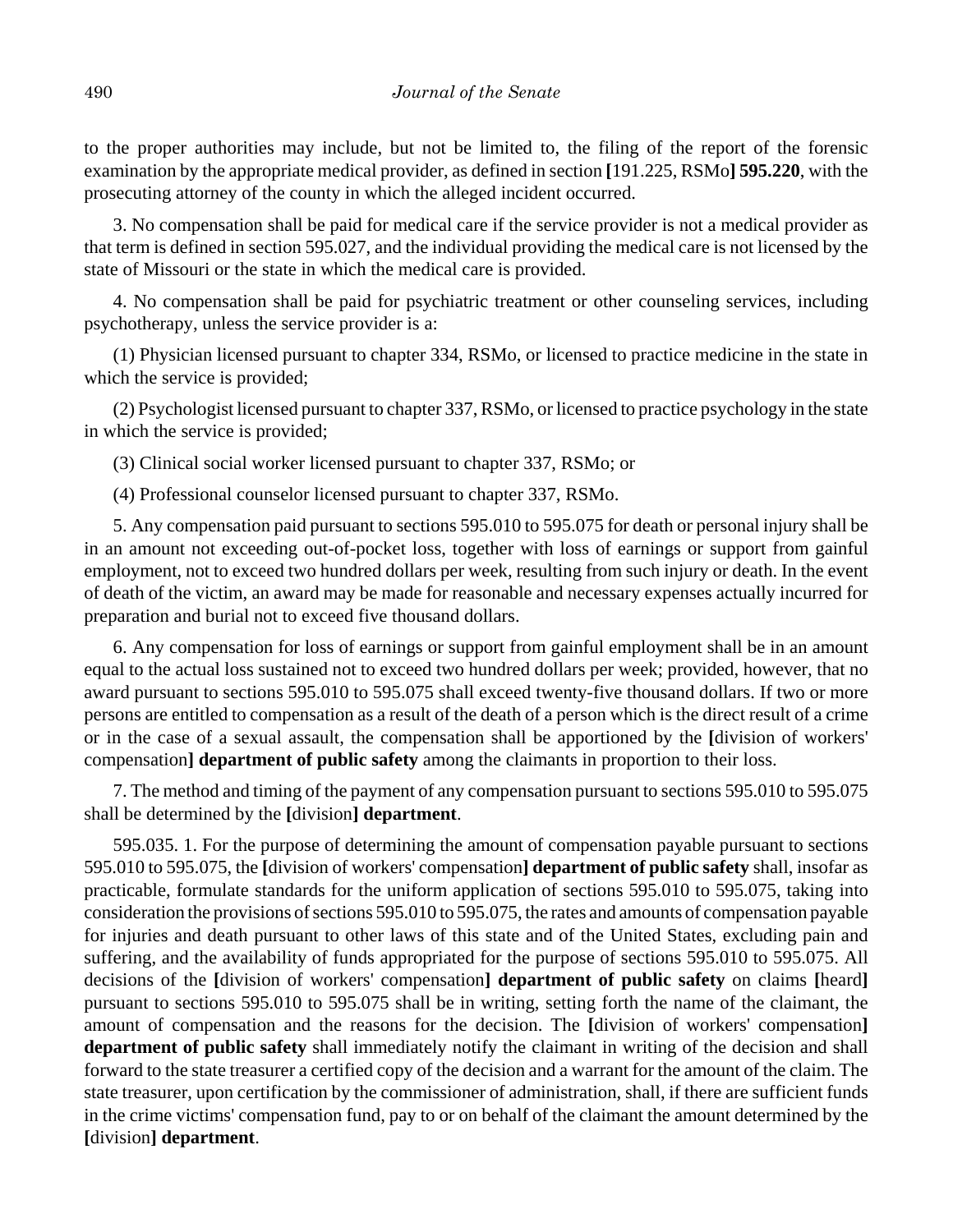to the proper authorities may include, but not be limited to, the filing of the report of the forensic examination by the appropriate medical provider, as defined in section **[**191.225, RSMo**] 595.220**, with the prosecuting attorney of the county in which the alleged incident occurred.

3. No compensation shall be paid for medical care if the service provider is not a medical provider as that term is defined in section 595.027, and the individual providing the medical care is not licensed by the state of Missouri or the state in which the medical care is provided.

4. No compensation shall be paid for psychiatric treatment or other counseling services, including psychotherapy, unless the service provider is a:

(1) Physician licensed pursuant to chapter 334, RSMo, or licensed to practice medicine in the state in which the service is provided;

(2) Psychologist licensed pursuant to chapter 337, RSMo, or licensed to practice psychology in the state in which the service is provided;

(3) Clinical social worker licensed pursuant to chapter 337, RSMo; or

(4) Professional counselor licensed pursuant to chapter 337, RSMo.

5. Any compensation paid pursuant to sections 595.010 to 595.075 for death or personal injury shall be in an amount not exceeding out-of-pocket loss, together with loss of earnings or support from gainful employment, not to exceed two hundred dollars per week, resulting from such injury or death. In the event of death of the victim, an award may be made for reasonable and necessary expenses actually incurred for preparation and burial not to exceed five thousand dollars.

6. Any compensation for loss of earnings or support from gainful employment shall be in an amount equal to the actual loss sustained not to exceed two hundred dollars per week; provided, however, that no award pursuant to sections 595.010 to 595.075 shall exceed twenty-five thousand dollars. If two or more persons are entitled to compensation as a result of the death of a person which is the direct result of a crime or in the case of a sexual assault, the compensation shall be apportioned by the **[**division of workers' compensation**] department of public safety** among the claimants in proportion to their loss.

7. The method and timing of the payment of any compensation pursuant to sections 595.010 to 595.075 shall be determined by the **[**division**] department**.

595.035. 1. For the purpose of determining the amount of compensation payable pursuant to sections 595.010 to 595.075, the **[**division of workers' compensation**] department of public safety** shall, insofar as practicable, formulate standards for the uniform application of sections 595.010 to 595.075, taking into consideration the provisions of sections 595.010 to 595.075, the rates and amounts of compensation payable for injuries and death pursuant to other laws of this state and of the United States, excluding pain and suffering, and the availability of funds appropriated for the purpose of sections 595.010 to 595.075. All decisions of the **[**division of workers' compensation**] department of public safety** on claims **[**heard**]** pursuant to sections 595.010 to 595.075 shall be in writing, setting forth the name of the claimant, the amount of compensation and the reasons for the decision. The **[**division of workers' compensation**] department of public safety** shall immediately notify the claimant in writing of the decision and shall forward to the state treasurer a certified copy of the decision and a warrant for the amount of the claim. The state treasurer, upon certification by the commissioner of administration, shall, if there are sufficient funds in the crime victims' compensation fund, pay to or on behalf of the claimant the amount determined by the **[**division**] department**.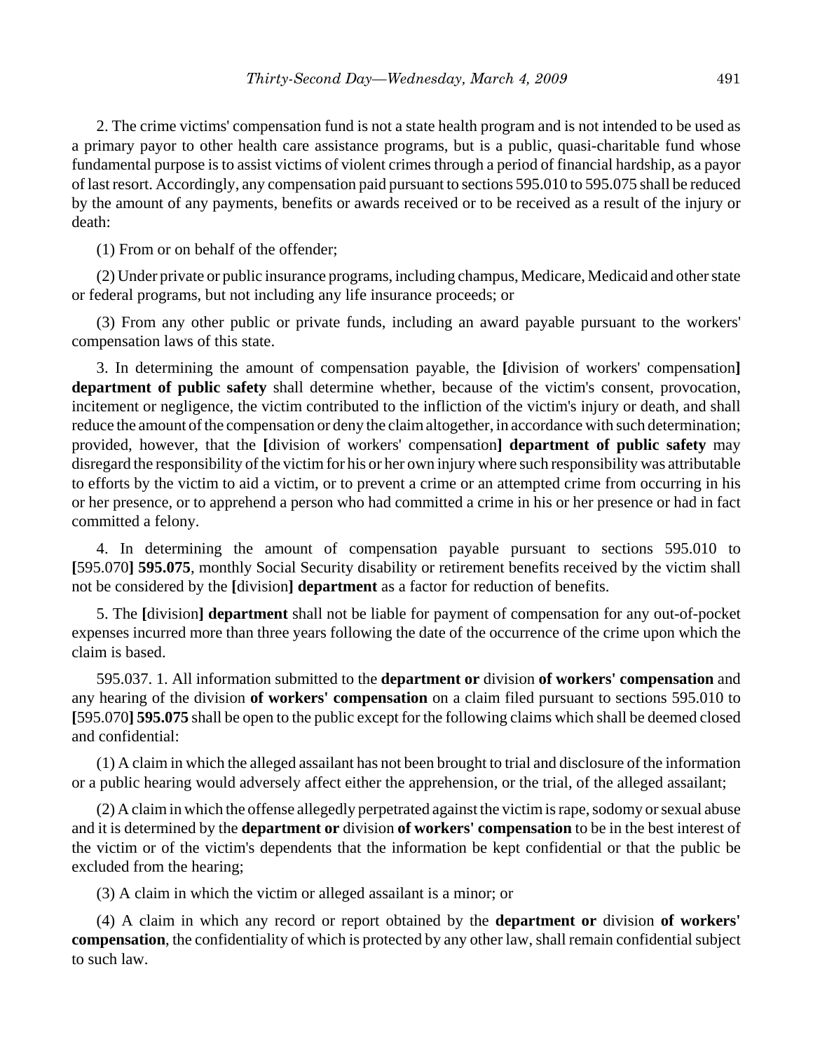2. The crime victims' compensation fund is not a state health program and is not intended to be used as a primary payor to other health care assistance programs, but is a public, quasi-charitable fund whose fundamental purpose is to assist victims of violent crimes through a period of financial hardship, as a payor of last resort. Accordingly, any compensation paid pursuant to sections 595.010 to 595.075 shall be reduced by the amount of any payments, benefits or awards received or to be received as a result of the injury or death:

(1) From or on behalf of the offender;

(2) Under private or public insurance programs, including champus, Medicare, Medicaid and other state or federal programs, but not including any life insurance proceeds; or

(3) From any other public or private funds, including an award payable pursuant to the workers' compensation laws of this state.

3. In determining the amount of compensation payable, the **[**division of workers' compensation**]** **department of public safety** shall determine whether, because of the victim's consent, provocation, incitement or negligence, the victim contributed to the infliction of the victim's injury or death, and shall reduce the amount of the compensation or deny the claim altogether, in accordance with such determination; provided, however, that the **[**division of workers' compensation**]** **department of public safety** may disregard the responsibility of the victim for his or her own injury where such responsibility was attributable to efforts by the victim to aid a victim, or to prevent a crime or an attempted crime from occurring in his or her presence, or to apprehend a person who had committed a crime in his or her presence or had in fact committed a felony.

4. In determining the amount of compensation payable pursuant to sections 595.010 to **[**595.070**]** **595.075**, monthly Social Security disability or retirement benefits received by the victim shall not be considered by the **[**division**]** **department** as a factor for reduction of benefits.

5. The **[**division**]** **department** shall not be liable for payment of compensation for any out-of-pocket expenses incurred more than three years following the date of the occurrence of the crime upon which the claim is based.

595.037. 1. All information submitted to the **department or** division **of workers' compensation** and any hearing of the division **of workers' compensation** on a claim filed pursuant to sections 595.010 to **[**595.070**]** **595.075** shall be open to the public except for the following claims which shall be deemed closed and confidential:

(1) A claim in which the alleged assailant has not been brought to trial and disclosure of the information or a public hearing would adversely affect either the apprehension, or the trial, of the alleged assailant;

(2) A claim in which the offense allegedly perpetrated against the victim is rape, sodomy or sexual abuse and it is determined by the **department or** division **of workers' compensation** to be in the best interest of the victim or of the victim's dependents that the information be kept confidential or that the public be excluded from the hearing;

(3) A claim in which the victim or alleged assailant is a minor; or

(4) A claim in which any record or report obtained by the **department or** division **of workers' compensation**, the confidentiality of which is protected by any other law, shall remain confidential subject to such law.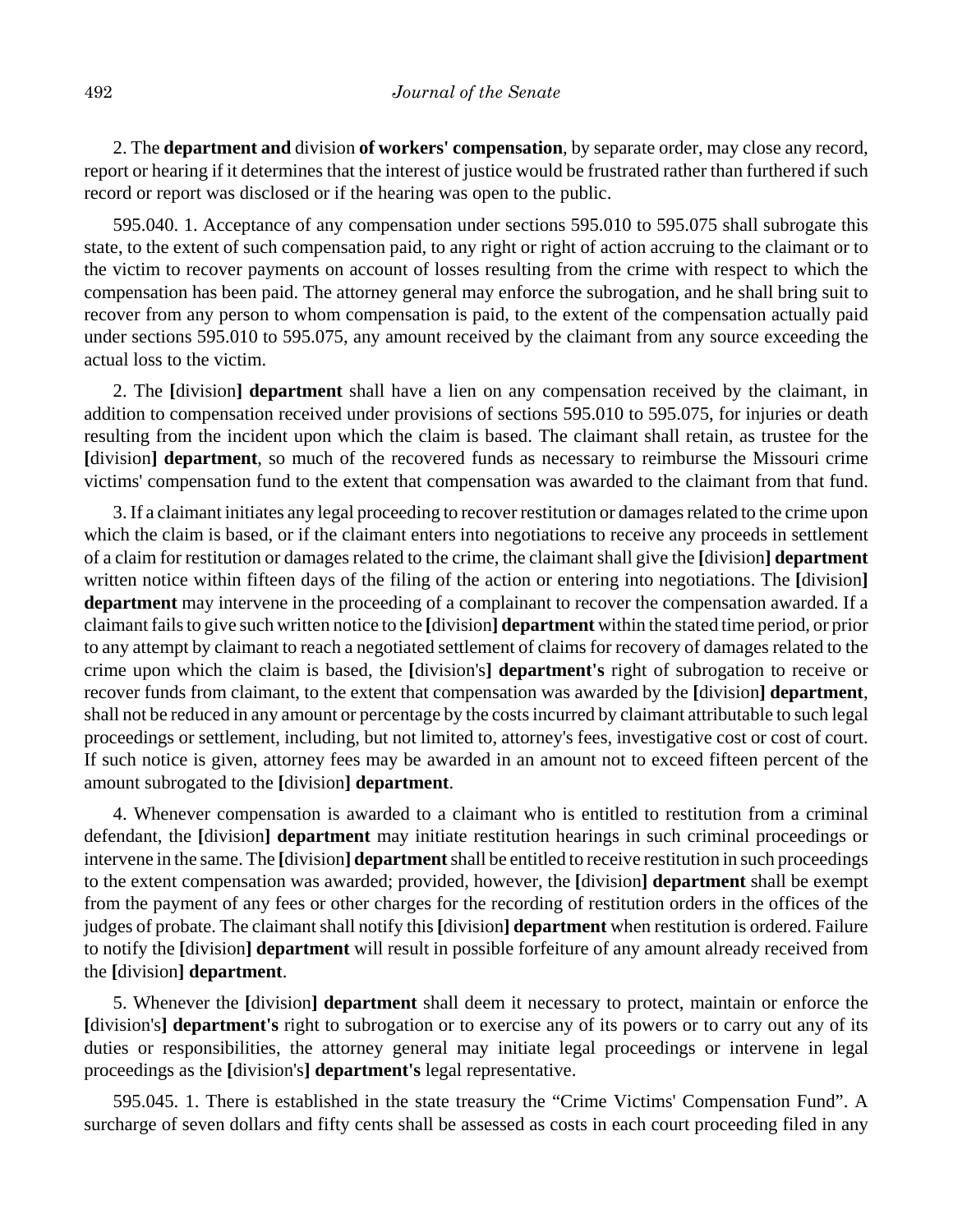2. The **department and** division **of workers' compensation**, by separate order, may close any record, report or hearing if it determines that the interest of justice would be frustrated rather than furthered if such record or report was disclosed or if the hearing was open to the public.

595.040. 1. Acceptance of any compensation under sections 595.010 to 595.075 shall subrogate this state, to the extent of such compensation paid, to any right or right of action accruing to the claimant or to the victim to recover payments on account of losses resulting from the crime with respect to which the compensation has been paid. The attorney general may enforce the subrogation, and he shall bring suit to recover from any person to whom compensation is paid, to the extent of the compensation actually paid under sections 595.010 to 595.075, any amount received by the claimant from any source exceeding the actual loss to the victim.

2. The **[**division**] department** shall have a lien on any compensation received by the claimant, in addition to compensation received under provisions of sections 595.010 to 595.075, for injuries or death resulting from the incident upon which the claim is based. The claimant shall retain, as trustee for the **[**division**] department**, so much of the recovered funds as necessary to reimburse the Missouri crime victims' compensation fund to the extent that compensation was awarded to the claimant from that fund.

3. If a claimant initiates any legal proceeding to recover restitution or damages related to the crime upon which the claim is based, or if the claimant enters into negotiations to receive any proceeds in settlement of a claim for restitution or damages related to the crime, the claimant shall give the **[**division**] department** written notice within fifteen days of the filing of the action or entering into negotiations. The **[**division**] department** may intervene in the proceeding of a complainant to recover the compensation awarded. If a claimant fails to give such written notice to the **[**division**] department** within the stated time period, or prior to any attempt by claimant to reach a negotiated settlement of claims for recovery of damages related to the crime upon which the claim is based, the **[**division's**] department's** right of subrogation to receive or recover funds from claimant, to the extent that compensation was awarded by the **[**division**] department**, shall not be reduced in any amount or percentage by the costs incurred by claimant attributable to such legal proceedings or settlement, including, but not limited to, attorney's fees, investigative cost or cost of court. If such notice is given, attorney fees may be awarded in an amount not to exceed fifteen percent of the amount subrogated to the **[**division**] department**.

4. Whenever compensation is awarded to a claimant who is entitled to restitution from a criminal defendant, the **[**division**] department** may initiate restitution hearings in such criminal proceedings or intervene in the same. The **[**division**] department** shall be entitled to receive restitution in such proceedings to the extent compensation was awarded; provided, however, the **[**division**] department** shall be exempt from the payment of any fees or other charges for the recording of restitution orders in the offices of the judges of probate. The claimant shall notify this **[**division**] department** when restitution is ordered. Failure to notify the **[**division**] department** will result in possible forfeiture of any amount already received from the **[**division**] department**.

5. Whenever the **[**division**] department** shall deem it necessary to protect, maintain or enforce the **[**division's**] department's** right to subrogation or to exercise any of its powers or to carry out any of its duties or responsibilities, the attorney general may initiate legal proceedings or intervene in legal proceedings as the **[**division's**] department's** legal representative.

595.045. 1. There is established in the state treasury the "Crime Victims' Compensation Fund". A surcharge of seven dollars and fifty cents shall be assessed as costs in each court proceeding filed in any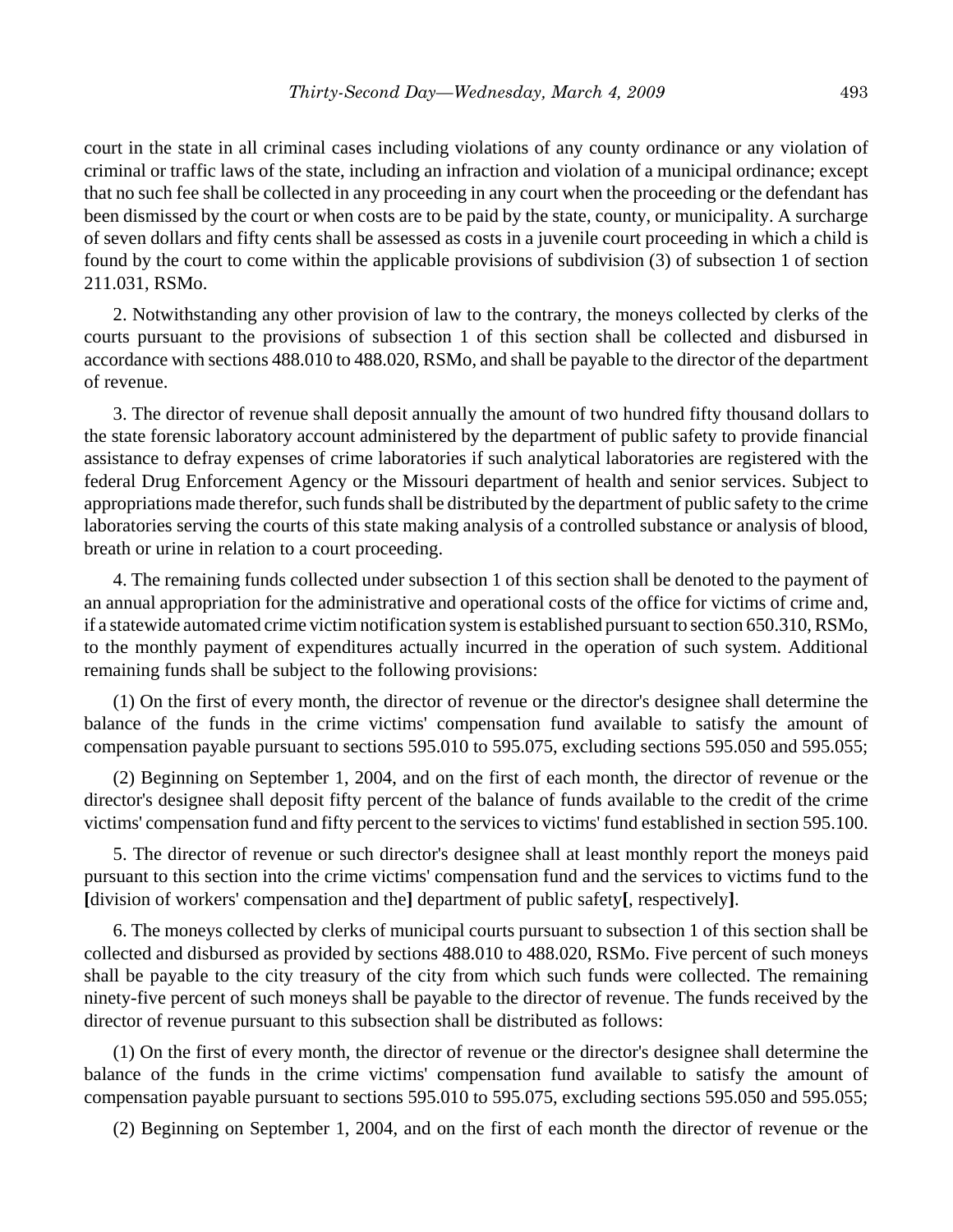court in the state in all criminal cases including violations of any county ordinance or any violation of criminal or traffic laws of the state, including an infraction and violation of a municipal ordinance; except that no such fee shall be collected in any proceeding in any court when the proceeding or the defendant has been dismissed by the court or when costs are to be paid by the state, county, or municipality. A surcharge of seven dollars and fifty cents shall be assessed as costs in a juvenile court proceeding in which a child is found by the court to come within the applicable provisions of subdivision (3) of subsection 1 of section 211.031, RSMo.

2. Notwithstanding any other provision of law to the contrary, the moneys collected by clerks of the courts pursuant to the provisions of subsection 1 of this section shall be collected and disbursed in accordance with sections 488.010 to 488.020, RSMo, and shall be payable to the director of the department of revenue.

3. The director of revenue shall deposit annually the amount of two hundred fifty thousand dollars to the state forensic laboratory account administered by the department of public safety to provide financial assistance to defray expenses of crime laboratories if such analytical laboratories are registered with the federal Drug Enforcement Agency or the Missouri department of health and senior services. Subject to appropriations made therefor, such funds shall be distributed by the department of public safety to the crime laboratories serving the courts of this state making analysis of a controlled substance or analysis of blood, breath or urine in relation to a court proceeding.

4. The remaining funds collected under subsection 1 of this section shall be denoted to the payment of an annual appropriation for the administrative and operational costs of the office for victims of crime and, if a statewide automated crime victim notification system is established pursuant to section 650.310, RSMo, to the monthly payment of expenditures actually incurred in the operation of such system. Additional remaining funds shall be subject to the following provisions:

(1) On the first of every month, the director of revenue or the director's designee shall determine the balance of the funds in the crime victims' compensation fund available to satisfy the amount of compensation payable pursuant to sections 595.010 to 595.075, excluding sections 595.050 and 595.055;

(2) Beginning on September 1, 2004, and on the first of each month, the director of revenue or the director's designee shall deposit fifty percent of the balance of funds available to the credit of the crime victims' compensation fund and fifty percent to the services to victims' fund established in section 595.100.

5. The director of revenue or such director's designee shall at least monthly report the moneys paid pursuant to this section into the crime victims' compensation fund and the services to victims fund to the **[**division of workers' compensation and the**]** department of public safety**[**, respectively**]**.

6. The moneys collected by clerks of municipal courts pursuant to subsection 1 of this section shall be collected and disbursed as provided by sections 488.010 to 488.020, RSMo. Five percent of such moneys shall be payable to the city treasury of the city from which such funds were collected. The remaining ninety-five percent of such moneys shall be payable to the director of revenue. The funds received by the director of revenue pursuant to this subsection shall be distributed as follows:

(1) On the first of every month, the director of revenue or the director's designee shall determine the balance of the funds in the crime victims' compensation fund available to satisfy the amount of compensation payable pursuant to sections 595.010 to 595.075, excluding sections 595.050 and 595.055;

(2) Beginning on September 1, 2004, and on the first of each month the director of revenue or the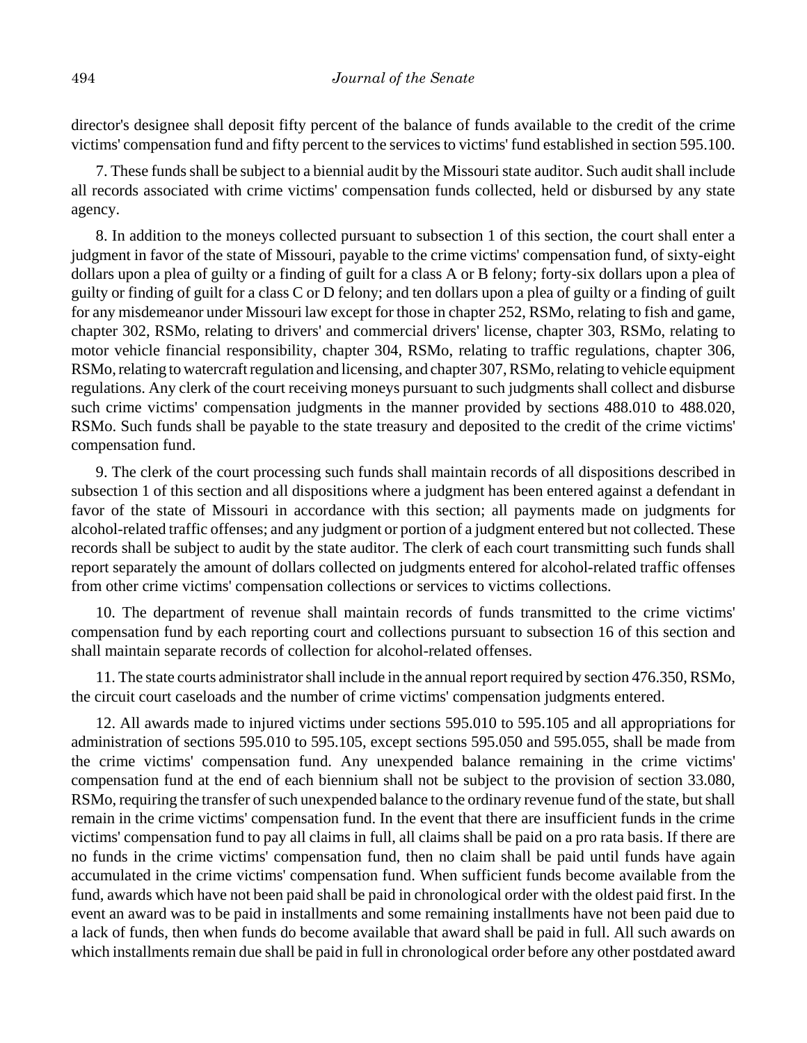director's designee shall deposit fifty percent of the balance of funds available to the credit of the crime victims' compensation fund and fifty percent to the services to victims' fund established in section 595.100.

7. These funds shall be subject to a biennial audit by the Missouri state auditor. Such audit shall include all records associated with crime victims' compensation funds collected, held or disbursed by any state agency.

8. In addition to the moneys collected pursuant to subsection 1 of this section, the court shall enter a judgment in favor of the state of Missouri, payable to the crime victims' compensation fund, of sixty-eight dollars upon a plea of guilty or a finding of guilt for a class A or B felony; forty-six dollars upon a plea of guilty or finding of guilt for a class C or D felony; and ten dollars upon a plea of guilty or a finding of guilt for any misdemeanor under Missouri law except for those in chapter 252, RSMo, relating to fish and game, chapter 302, RSMo, relating to drivers' and commercial drivers' license, chapter 303, RSMo, relating to motor vehicle financial responsibility, chapter 304, RSMo, relating to traffic regulations, chapter 306, RSMo, relating to watercraft regulation and licensing, and chapter 307, RSMo, relating to vehicle equipment regulations. Any clerk of the court receiving moneys pursuant to such judgments shall collect and disburse such crime victims' compensation judgments in the manner provided by sections 488.010 to 488.020, RSMo. Such funds shall be payable to the state treasury and deposited to the credit of the crime victims' compensation fund.

9. The clerk of the court processing such funds shall maintain records of all dispositions described in subsection 1 of this section and all dispositions where a judgment has been entered against a defendant in favor of the state of Missouri in accordance with this section; all payments made on judgments for alcohol-related traffic offenses; and any judgment or portion of a judgment entered but not collected. These records shall be subject to audit by the state auditor. The clerk of each court transmitting such funds shall report separately the amount of dollars collected on judgments entered for alcohol-related traffic offenses from other crime victims' compensation collections or services to victims collections.

10. The department of revenue shall maintain records of funds transmitted to the crime victims' compensation fund by each reporting court and collections pursuant to subsection 16 of this section and shall maintain separate records of collection for alcohol-related offenses.

11. The state courts administrator shall include in the annual report required by section 476.350, RSMo, the circuit court caseloads and the number of crime victims' compensation judgments entered.

12. All awards made to injured victims under sections 595.010 to 595.105 and all appropriations for administration of sections 595.010 to 595.105, except sections 595.050 and 595.055, shall be made from the crime victims' compensation fund. Any unexpended balance remaining in the crime victims' compensation fund at the end of each biennium shall not be subject to the provision of section 33.080, RSMo, requiring the transfer of such unexpended balance to the ordinary revenue fund of the state, but shall remain in the crime victims' compensation fund. In the event that there are insufficient funds in the crime victims' compensation fund to pay all claims in full, all claims shall be paid on a pro rata basis. If there are no funds in the crime victims' compensation fund, then no claim shall be paid until funds have again accumulated in the crime victims' compensation fund. When sufficient funds become available from the fund, awards which have not been paid shall be paid in chronological order with the oldest paid first. In the event an award was to be paid in installments and some remaining installments have not been paid due to a lack of funds, then when funds do become available that award shall be paid in full. All such awards on which installments remain due shall be paid in full in chronological order before any other postdated award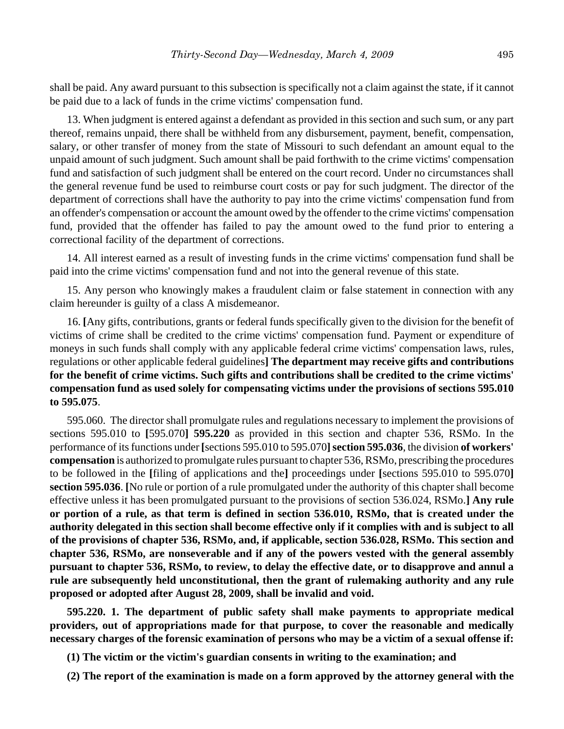shall be paid. Any award pursuant to this subsection is specifically not a claim against the state, if it cannot be paid due to a lack of funds in the crime victims' compensation fund.

13. When judgment is entered against a defendant as provided in this section and such sum, or any part thereof, remains unpaid, there shall be withheld from any disbursement, payment, benefit, compensation, salary, or other transfer of money from the state of Missouri to such defendant an amount equal to the unpaid amount of such judgment. Such amount shall be paid forthwith to the crime victims' compensation fund and satisfaction of such judgment shall be entered on the court record. Under no circumstances shall the general revenue fund be used to reimburse court costs or pay for such judgment. The director of the department of corrections shall have the authority to pay into the crime victims' compensation fund from an offender's compensation or account the amount owed by the offender to the crime victims' compensation fund, provided that the offender has failed to pay the amount owed to the fund prior to entering a correctional facility of the department of corrections.

14. All interest earned as a result of investing funds in the crime victims' compensation fund shall be paid into the crime victims' compensation fund and not into the general revenue of this state.

15. Any person who knowingly makes a fraudulent claim or false statement in connection with any claim hereunder is guilty of a class A misdemeanor.

16. **[**Any gifts, contributions, grants or federal funds specifically given to the division for the benefit of victims of crime shall be credited to the crime victims' compensation fund. Payment or expenditure of moneys in such funds shall comply with any applicable federal crime victims' compensation laws, rules, regulations or other applicable federal guidelines**] The department may receive gifts and contributions for the benefit of crime victims. Such gifts and contributions shall be credited to the crime victims' compensation fund as used solely for compensating victims under the provisions of sections 595.010 to 595.075**.

595.060. The director shall promulgate rules and regulations necessary to implement the provisions of sections 595.010 to **[**595.070**] 595.220** as provided in this section and chapter 536, RSMo. In the performance of its functions under **[**sections 595.010 to 595.070**] section 595.036**, the division **of workers' compensation** is authorized to promulgate rules pursuant to chapter 536, RSMo, prescribing the procedures to be followed in the **[**filing of applications and the**]** proceedings under **[**sections 595.010 to 595.070**] section 595.036**. **[**No rule or portion of a rule promulgated under the authority of this chapter shall become effective unless it has been promulgated pursuant to the provisions of section 536.024, RSMo.**] Any rule or portion of a rule, as that term is defined in section 536.010, RSMo, that is created under the authority delegated in this section shall become effective only if it complies with and is subject to all of the provisions of chapter 536, RSMo, and, if applicable, section 536.028, RSMo. This section and chapter 536, RSMo, are nonseverable and if any of the powers vested with the general assembly pursuant to chapter 536, RSMo, to review, to delay the effective date, or to disapprove and annul a rule are subsequently held unconstitutional, then the grant of rulemaking authority and any rule proposed or adopted after August 28, 2009, shall be invalid and void.**

**595.220. 1. The department of public safety shall make payments to appropriate medical providers, out of appropriations made for that purpose, to cover the reasonable and medically necessary charges of the forensic examination of persons who may be a victim of a sexual offense if:**

**(1) The victim or the victim's guardian consents in writing to the examination; and**

**(2) The report of the examination is made on a form approved by the attorney general with the**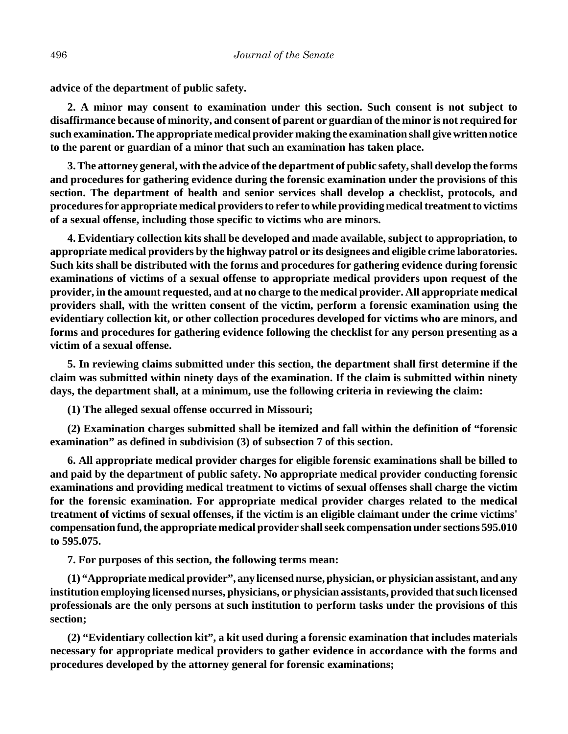**advice of the department of public safety.**

**2. A minor may consent to examination under this section. Such consent is not subject to disaffirmance because of minority, and consent of parent or guardian of the minor is not required for such examination. The appropriate medical provider making the examination shall give written notice to the parent or guardian of a minor that such an examination has taken place.**

**3. The attorney general, with the advice of the department of public safety, shall develop the forms and procedures for gathering evidence during the forensic examination under the provisions of this section. The department of health and senior services shall develop a checklist, protocols, and procedures for appropriate medical providers to refer to while providing medical treatment to victims of a sexual offense, including those specific to victims who are minors.**

**4. Evidentiary collection kits shall be developed and made available, subject to appropriation, to appropriate medical providers by the highway patrol or its designees and eligible crime laboratories. Such kits shall be distributed with the forms and procedures for gathering evidence during forensic examinations of victims of a sexual offense to appropriate medical providers upon request of the provider, in the amount requested, and at no charge to the medical provider. All appropriate medical providers shall, with the written consent of the victim, perform a forensic examination using the evidentiary collection kit, or other collection procedures developed for victims who are minors, and forms and procedures for gathering evidence following the checklist for any person presenting as a victim of a sexual offense.**

**5. In reviewing claims submitted under this section, the department shall first determine if the claim was submitted within ninety days of the examination. If the claim is submitted within ninety days, the department shall, at a minimum, use the following criteria in reviewing the claim:**

**(1) The alleged sexual offense occurred in Missouri;**

**(2) Examination charges submitted shall be itemized and fall within the definition of "forensic examination" as defined in subdivision (3) of subsection 7 of this section.**

**6. All appropriate medical provider charges for eligible forensic examinations shall be billed to and paid by the department of public safety. No appropriate medical provider conducting forensic examinations and providing medical treatment to victims of sexual offenses shall charge the victim for the forensic examination. For appropriate medical provider charges related to the medical treatment of victims of sexual offenses, if the victim is an eligible claimant under the crime victims' compensation fund, the appropriate medical provider shall seek compensation under sections 595.010 to 595.075.**

**7. For purposes of this section, the following terms mean:**

**(1) "Appropriate medical provider", any licensed nurse, physician, or physician assistant, and any institution employing licensed nurses, physicians, or physician assistants, provided that such licensed professionals are the only persons at such institution to perform tasks under the provisions of this section;**

**(2) "Evidentiary collection kit", a kit used during a forensic examination that includes materials necessary for appropriate medical providers to gather evidence in accordance with the forms and procedures developed by the attorney general for forensic examinations;**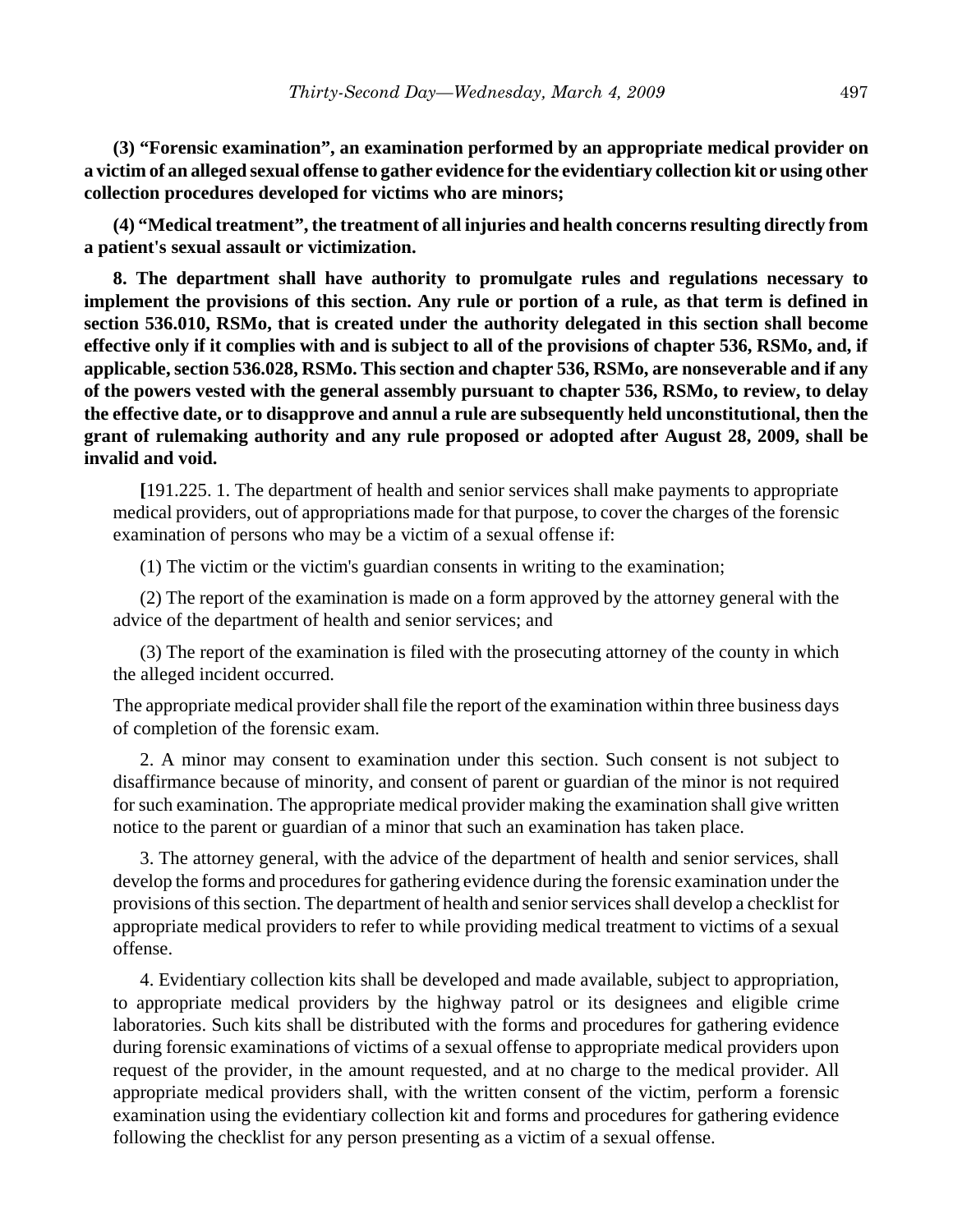**(3) "Forensic examination", an examination performed by an appropriate medical provider on a victim of an alleged sexual offense to gather evidence for the evidentiary collection kit or using other collection procedures developed for victims who are minors;**

**(4) "Medical treatment", the treatment of all injuries and health concerns resulting directly from a patient's sexual assault or victimization.**

**8. The department shall have authority to promulgate rules and regulations necessary to implement the provisions of this section. Any rule or portion of a rule, as that term is defined in section 536.010, RSMo, that is created under the authority delegated in this section shall become effective only if it complies with and is subject to all of the provisions of chapter 536, RSMo, and, if applicable, section 536.028, RSMo. This section and chapter 536, RSMo, are nonseverable and if any of the powers vested with the general assembly pursuant to chapter 536, RSMo, to review, to delay the effective date, or to disapprove and annul a rule are subsequently held unconstitutional, then the grant of rulemaking authority and any rule proposed or adopted after August 28, 2009, shall be invalid and void.**

**[**191.225. 1. The department of health and senior services shall make payments to appropriate medical providers, out of appropriations made for that purpose, to cover the charges of the forensic examination of persons who may be a victim of a sexual offense if:

(1) The victim or the victim's guardian consents in writing to the examination;

(2) The report of the examination is made on a form approved by the attorney general with the advice of the department of health and senior services; and

(3) The report of the examination is filed with the prosecuting attorney of the county in which the alleged incident occurred.

The appropriate medical provider shall file the report of the examination within three business days of completion of the forensic exam.

2. A minor may consent to examination under this section. Such consent is not subject to disaffirmance because of minority, and consent of parent or guardian of the minor is not required for such examination. The appropriate medical provider making the examination shall give written notice to the parent or guardian of a minor that such an examination has taken place.

3. The attorney general, with the advice of the department of health and senior services, shall develop the forms and procedures for gathering evidence during the forensic examination under the provisions of this section. The department of health and senior services shall develop a checklist for appropriate medical providers to refer to while providing medical treatment to victims of a sexual offense.

4. Evidentiary collection kits shall be developed and made available, subject to appropriation, to appropriate medical providers by the highway patrol or its designees and eligible crime laboratories. Such kits shall be distributed with the forms and procedures for gathering evidence during forensic examinations of victims of a sexual offense to appropriate medical providers upon request of the provider, in the amount requested, and at no charge to the medical provider. All appropriate medical providers shall, with the written consent of the victim, perform a forensic examination using the evidentiary collection kit and forms and procedures for gathering evidence following the checklist for any person presenting as a victim of a sexual offense.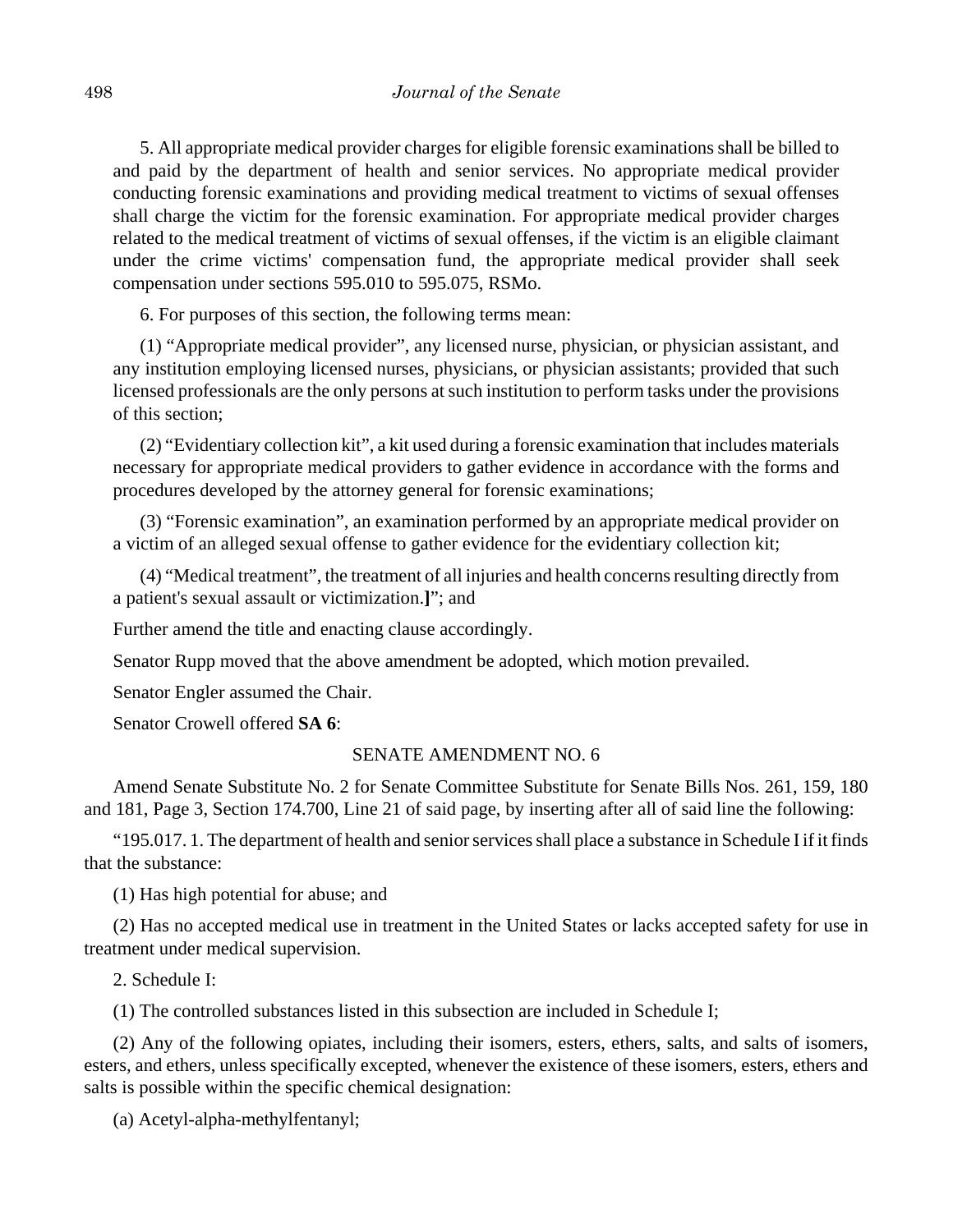5. All appropriate medical provider charges for eligible forensic examinations shall be billed to and paid by the department of health and senior services. No appropriate medical provider conducting forensic examinations and providing medical treatment to victims of sexual offenses shall charge the victim for the forensic examination. For appropriate medical provider charges related to the medical treatment of victims of sexual offenses, if the victim is an eligible claimant under the crime victims' compensation fund, the appropriate medical provider shall seek compensation under sections 595.010 to 595.075, RSMo.

6. For purposes of this section, the following terms mean:

(1) "Appropriate medical provider", any licensed nurse, physician, or physician assistant, and any institution employing licensed nurses, physicians, or physician assistants; provided that such licensed professionals are the only persons at such institution to perform tasks under the provisions of this section;

(2) "Evidentiary collection kit", a kit used during a forensic examination that includes materials necessary for appropriate medical providers to gather evidence in accordance with the forms and procedures developed by the attorney general for forensic examinations;

(3) "Forensic examination", an examination performed by an appropriate medical provider on a victim of an alleged sexual offense to gather evidence for the evidentiary collection kit;

(4) "Medical treatment", the treatment of all injuries and health concerns resulting directly from a patient's sexual assault or victimization.**]**"; and

Further amend the title and enacting clause accordingly.

Senator Rupp moved that the above amendment be adopted, which motion prevailed.

Senator Engler assumed the Chair.

Senator Crowell offered **SA 6**:

SENATE AMENDMENT NO. 6

Amend Senate Substitute No. 2 for Senate Committee Substitute for Senate Bills Nos. 261, 159, 180 and 181, Page 3, Section 174.700, Line 21 of said page, by inserting after all of said line the following:

"195.017. 1. The department of health and senior services shall place a substance in Schedule I if it finds that the substance:

(1) Has high potential for abuse; and

(2) Has no accepted medical use in treatment in the United States or lacks accepted safety for use in treatment under medical supervision.

2. Schedule I:

(1) The controlled substances listed in this subsection are included in Schedule I;

(2) Any of the following opiates, including their isomers, esters, ethers, salts, and salts of isomers, esters, and ethers, unless specifically excepted, whenever the existence of these isomers, esters, ethers and salts is possible within the specific chemical designation:

(a) Acetyl-alpha-methylfentanyl;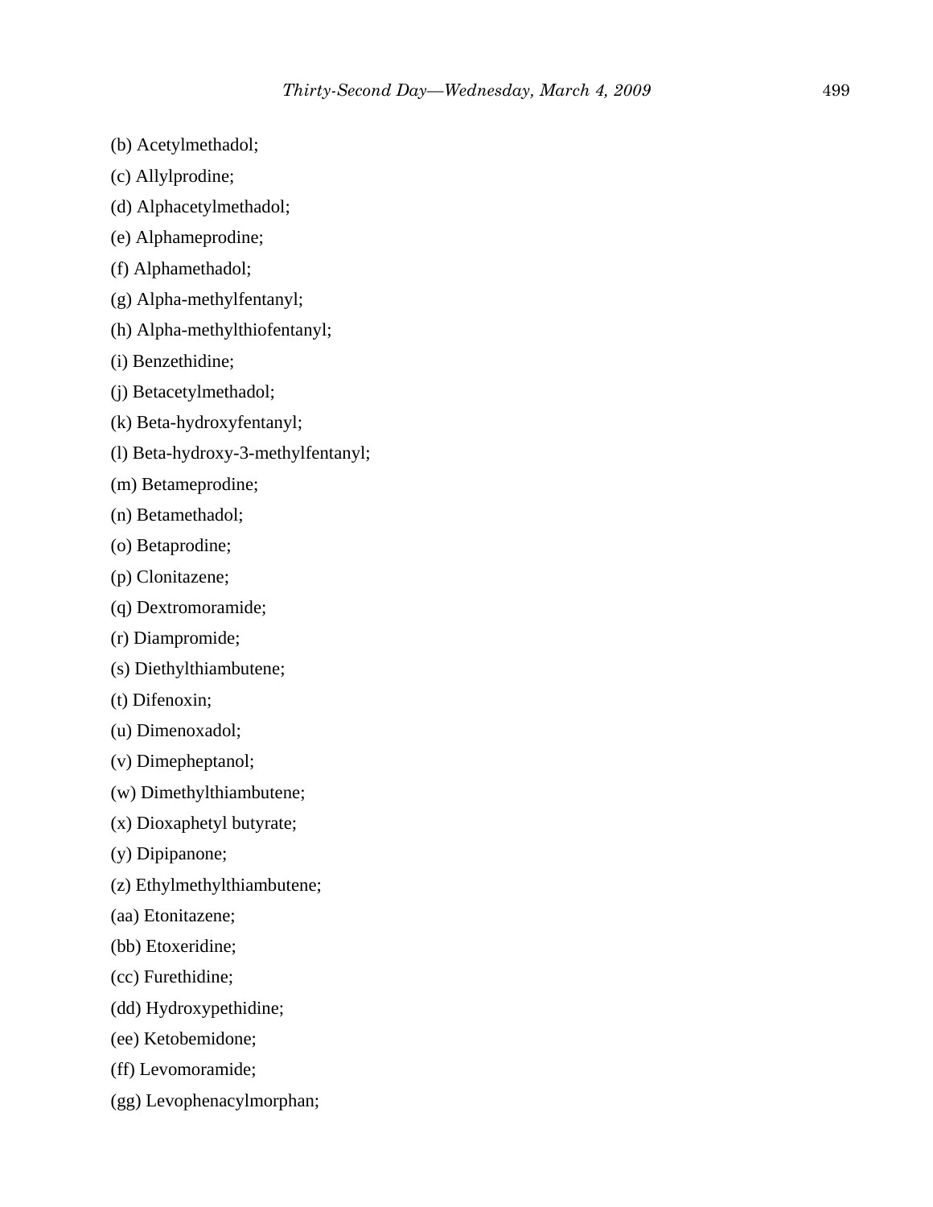(b) Acetylmethadol;

(c) Allylprodine;

(d) Alphacetylmethadol;

(e) Alphameprodine;

(f) Alphamethadol;

(g) Alpha-methylfentanyl;

(h) Alpha-methylthiofentanyl;

(i) Benzethidine;

(j) Betacetylmethadol;

(k) Beta-hydroxyfentanyl;

(l) Beta-hydroxy-3-methylfentanyl;

(m) Betameprodine;

(n) Betamethadol;

(o) Betaprodine;

(p) Clonitazene;

(q) Dextromoramide;

(r) Diampromide;

(s) Diethylthiambutene;

(t) Difenoxin;

(u) Dimenoxadol;

(v) Dimepheptanol;

(w) Dimethylthiambutene;

(x) Dioxaphetyl butyrate;

(y) Dipipanone;

(z) Ethylmethylthiambutene;

(aa) Etonitazene;

(bb) Etoxeridine;

(cc) Furethidine;

(dd) Hydroxypethidine;

(ee) Ketobemidone;

(ff) Levomoramide;

(gg) Levophenacylmorphan;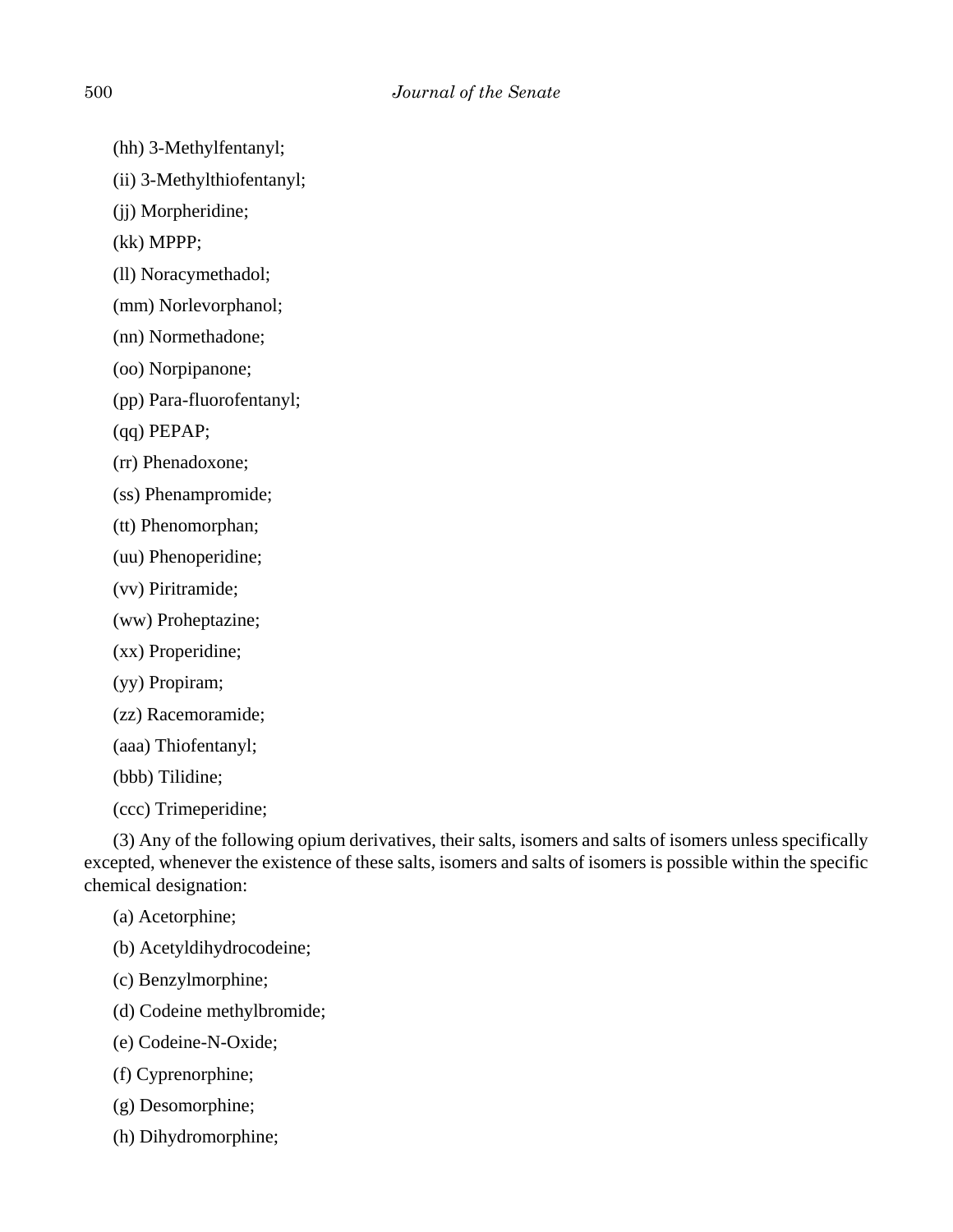(hh) 3-Methylfentanyl;

(ii) 3-Methylthiofentanyl;

(jj) Morpheridine;

(kk) MPPP;

(ll) Noracymethadol;

(mm) Norlevorphanol;

(nn) Normethadone;

(oo) Norpipanone;

(pp) Para-fluorofentanyl;

(qq) PEPAP;

(rr) Phenadoxone;

(ss) Phenampromide;

(tt) Phenomorphan;

(uu) Phenoperidine;

(vv) Piritramide;

(ww) Proheptazine;

(xx) Properidine;

(yy) Propiram;

(zz) Racemoramide;

(aaa) Thiofentanyl;

(bbb) Tilidine;

(ccc) Trimeperidine;

(3) Any of the following opium derivatives, their salts, isomers and salts of isomers unless specifically excepted, whenever the existence of these salts, isomers and salts of isomers is possible within the specific chemical designation:

(a) Acetorphine;

(b) Acetyldihydrocodeine;

(c) Benzylmorphine;

(d) Codeine methylbromide;

(e) Codeine-N-Oxide;

(f) Cyprenorphine;

(g) Desomorphine;

(h) Dihydromorphine;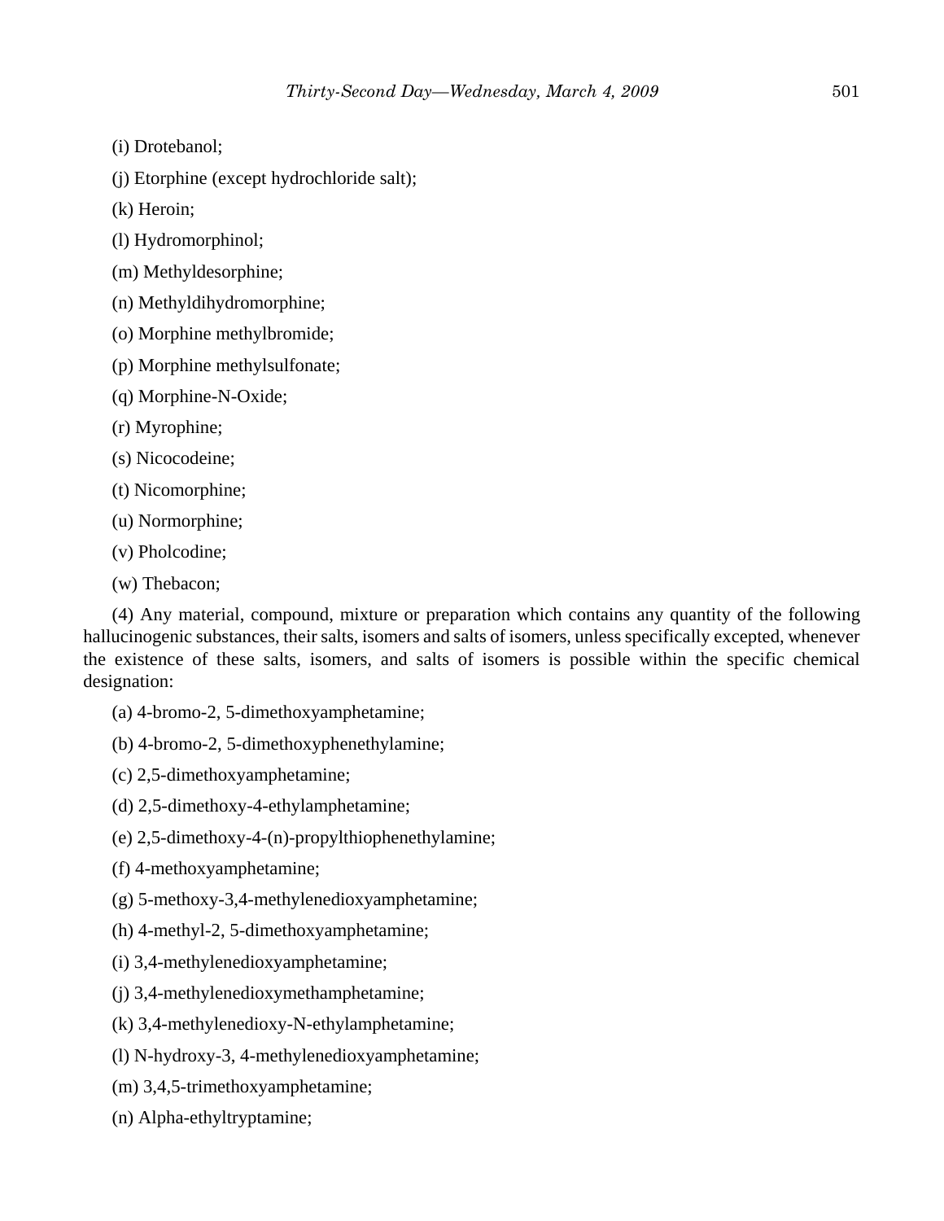(i) Drotebanol;

(j) Etorphine (except hydrochloride salt);

(k) Heroin;

(l) Hydromorphinol;

(m) Methyldesorphine;

(n) Methyldihydromorphine;

(o) Morphine methylbromide;

(p) Morphine methylsulfonate;

(q) Morphine-N-Oxide;

(r) Myrophine;

(s) Nicocodeine;

(t) Nicomorphine;

(u) Normorphine;

(v) Pholcodine;

(w) Thebacon;

(4) Any material, compound, mixture or preparation which contains any quantity of the following hallucinogenic substances, their salts, isomers and salts of isomers, unless specifically excepted, whenever the existence of these salts, isomers, and salts of isomers is possible within the specific chemical designation:

(a) 4-bromo-2, 5-dimethoxyamphetamine;

(b) 4-bromo-2, 5-dimethoxyphenethylamine;

(c) 2,5-dimethoxyamphetamine;

(d) 2,5-dimethoxy-4-ethylamphetamine;

(e) 2,5-dimethoxy-4-(n)-propylthiophenethylamine;

(f) 4-methoxyamphetamine;

(g) 5-methoxy-3,4-methylenedioxyamphetamine;

(h) 4-methyl-2, 5-dimethoxyamphetamine;

(i) 3,4-methylenedioxyamphetamine;

(j) 3,4-methylenedioxymethamphetamine;

(k) 3,4-methylenedioxy-N-ethylamphetamine;

(l) N-hydroxy-3, 4-methylenedioxyamphetamine;

(m) 3,4,5-trimethoxyamphetamine;

(n) Alpha-ethyltryptamine;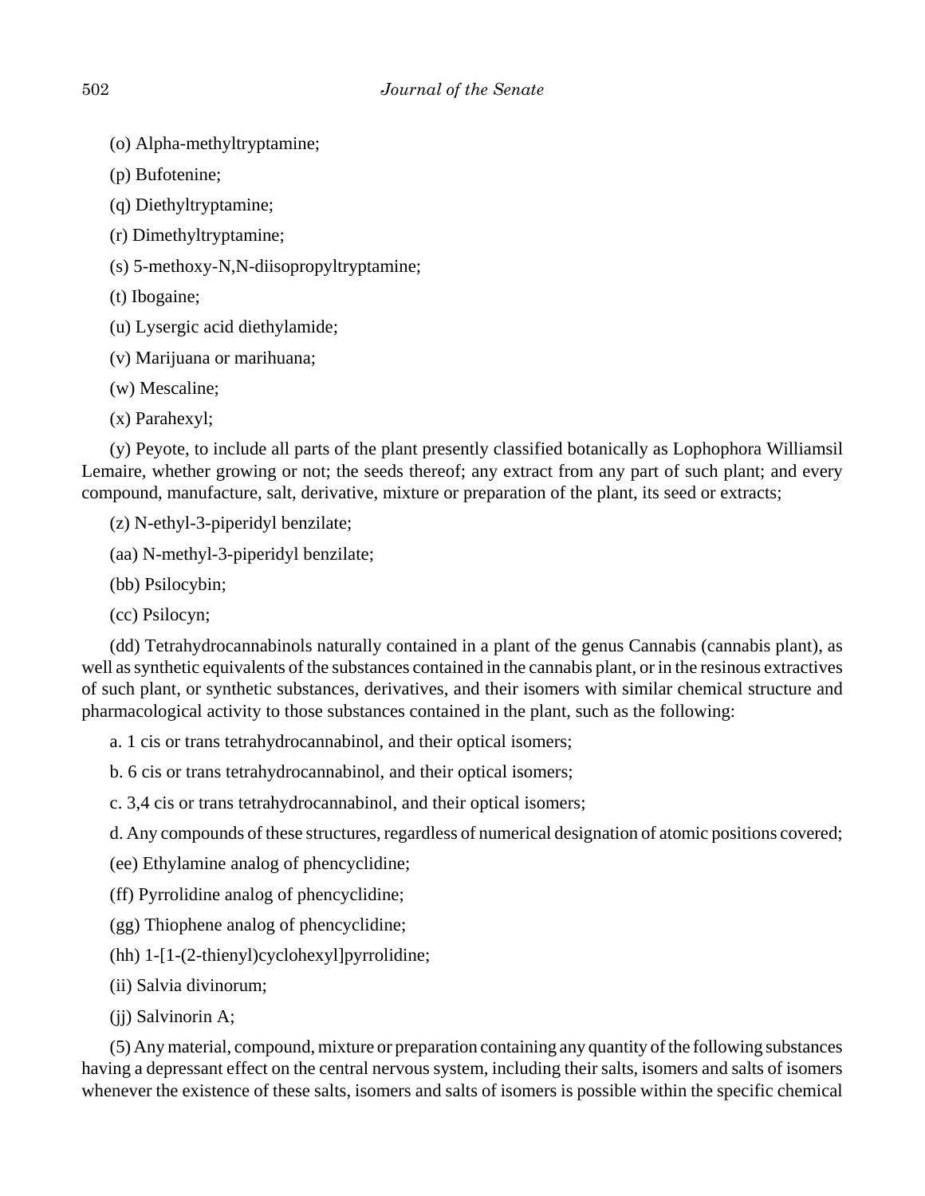(o) Alpha-methyltryptamine;

(p) Bufotenine;

(q) Diethyltryptamine;

(r) Dimethyltryptamine;

(s) 5-methoxy-N,N-diisopropyltryptamine;

(t) Ibogaine;

(u) Lysergic acid diethylamide;

(v) Marijuana or marihuana;

(w) Mescaline;

(x) Parahexyl;

(y) Peyote, to include all parts of the plant presently classified botanically as Lophophora Williamsil Lemaire, whether growing or not; the seeds thereof; any extract from any part of such plant; and every compound, manufacture, salt, derivative, mixture or preparation of the plant, its seed or extracts;

(z) N-ethyl-3-piperidyl benzilate;

(aa) N-methyl-3-piperidyl benzilate;

(bb) Psilocybin;

(cc) Psilocyn;

(dd) Tetrahydrocannabinols naturally contained in a plant of the genus Cannabis (cannabis plant), as well as synthetic equivalents of the substances contained in the cannabis plant, or in the resinous extractives of such plant, or synthetic substances, derivatives, and their isomers with similar chemical structure and pharmacological activity to those substances contained in the plant, such as the following:

a. 1 cis or trans tetrahydrocannabinol, and their optical isomers;

b. 6 cis or trans tetrahydrocannabinol, and their optical isomers;

c. 3,4 cis or trans tetrahydrocannabinol, and their optical isomers;

d. Any compounds of these structures, regardless of numerical designation of atomic positions covered;

(ee) Ethylamine analog of phencyclidine;

(ff) Pyrrolidine analog of phencyclidine;

(gg) Thiophene analog of phencyclidine;

(hh) 1-[1-(2-thienyl)cyclohexyl]pyrrolidine;

(ii) Salvia divinorum;

(jj) Salvinorin A;

(5) Any material, compound, mixture or preparation containing any quantity of the following substances having a depressant effect on the central nervous system, including their salts, isomers and salts of isomers whenever the existence of these salts, isomers and salts of isomers is possible within the specific chemical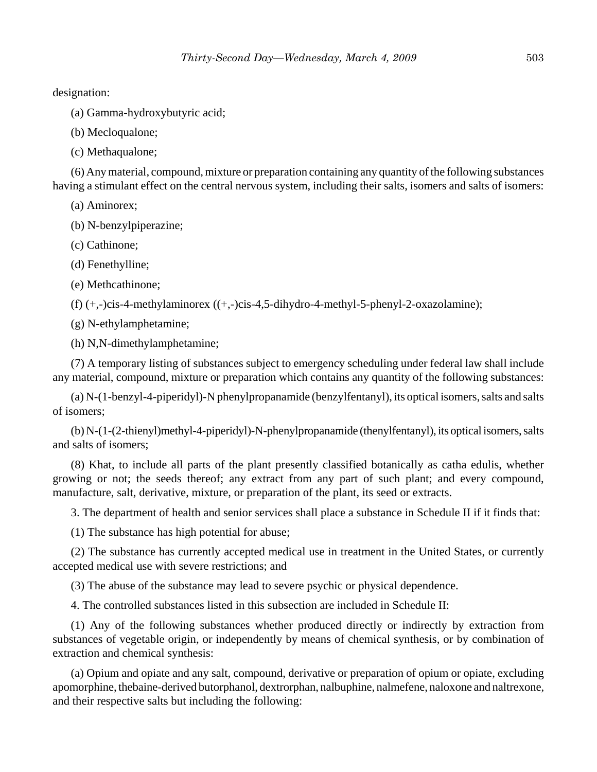designation:

(a) Gamma-hydroxybutyric acid;

(b) Mecloqualone;

(c) Methaqualone;

(6) Any material, compound, mixture or preparation containing any quantity of the following substances having a stimulant effect on the central nervous system, including their salts, isomers and salts of isomers:

(a) Aminorex;

(b) N-benzylpiperazine;

(c) Cathinone;

(d) Fenethylline;

(e) Methcathinone;

(f) (+,-)cis-4-methylaminorex ((+,-)cis-4,5-dihydro-4-methyl-5-phenyl-2-oxazolamine);

(g) N-ethylamphetamine;

(h) N,N-dimethylamphetamine;

(7) A temporary listing of substances subject to emergency scheduling under federal law shall include any material, compound, mixture or preparation which contains any quantity of the following substances:

(a) N-(1-benzyl-4-piperidyl)-N phenylpropanamide (benzylfentanyl), its optical isomers, salts and salts of isomers;

(b) N-(1-(2-thienyl)methyl-4-piperidyl)-N-phenylpropanamide (thenylfentanyl), its optical isomers, salts and salts of isomers;

(8) Khat, to include all parts of the plant presently classified botanically as catha edulis, whether growing or not; the seeds thereof; any extract from any part of such plant; and every compound, manufacture, salt, derivative, mixture, or preparation of the plant, its seed or extracts.

3. The department of health and senior services shall place a substance in Schedule II if it finds that:

(1) The substance has high potential for abuse;

(2) The substance has currently accepted medical use in treatment in the United States, or currently accepted medical use with severe restrictions; and

(3) The abuse of the substance may lead to severe psychic or physical dependence.

4. The controlled substances listed in this subsection are included in Schedule II:

(1) Any of the following substances whether produced directly or indirectly by extraction from substances of vegetable origin, or independently by means of chemical synthesis, or by combination of extraction and chemical synthesis:

(a) Opium and opiate and any salt, compound, derivative or preparation of opium or opiate, excluding apomorphine, thebaine-derived butorphanol, dextrorphan, nalbuphine, nalmefene, naloxone and naltrexone, and their respective salts but including the following: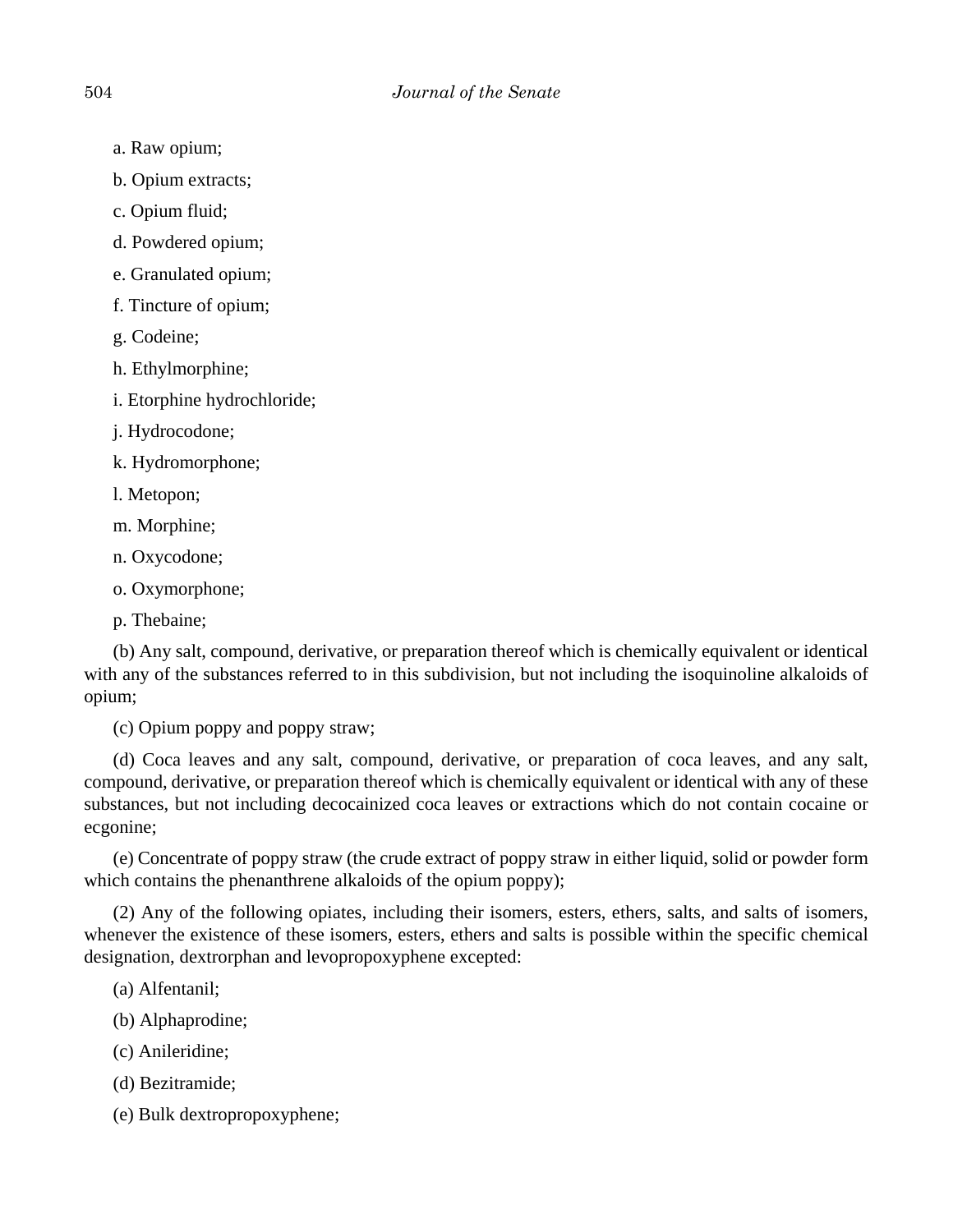a. Raw opium;

b. Opium extracts;

c. Opium fluid;

d. Powdered opium;

e. Granulated opium;

f. Tincture of opium;

g. Codeine;

h. Ethylmorphine;

i. Etorphine hydrochloride;

j. Hydrocodone;

k. Hydromorphone;

l. Metopon;

m. Morphine;

n. Oxycodone;

o. Oxymorphone;

p. Thebaine;

(b) Any salt, compound, derivative, or preparation thereof which is chemically equivalent or identical with any of the substances referred to in this subdivision, but not including the isoquinoline alkaloids of opium;

(c) Opium poppy and poppy straw;

(d) Coca leaves and any salt, compound, derivative, or preparation of coca leaves, and any salt, compound, derivative, or preparation thereof which is chemically equivalent or identical with any of these substances, but not including decocainized coca leaves or extractions which do not contain cocaine or ecgonine;

(e) Concentrate of poppy straw (the crude extract of poppy straw in either liquid, solid or powder form which contains the phenanthrene alkaloids of the opium poppy);

(2) Any of the following opiates, including their isomers, esters, ethers, salts, and salts of isomers, whenever the existence of these isomers, esters, ethers and salts is possible within the specific chemical designation, dextrorphan and levopropoxyphene excepted:

(a) Alfentanil;

(b) Alphaprodine;

(c) Anileridine;

(d) Bezitramide;

(e) Bulk dextropropoxyphene;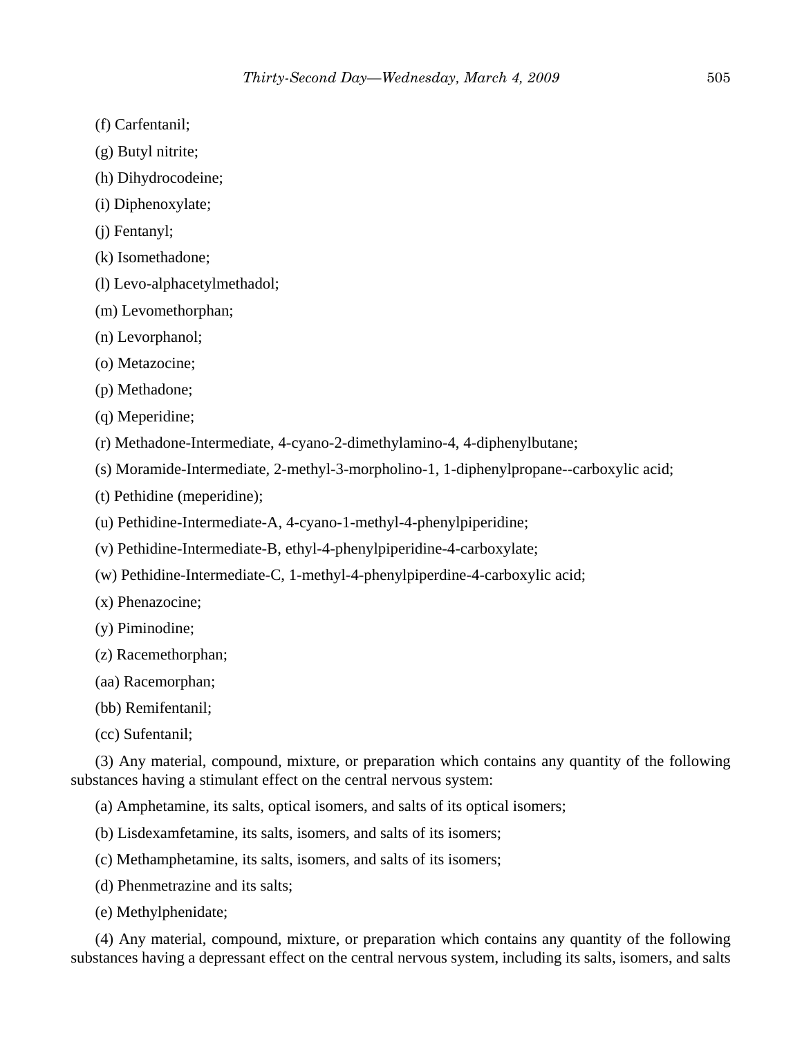(f) Carfentanil;

(g) Butyl nitrite;

(h) Dihydrocodeine;

(i) Diphenoxylate;

(j) Fentanyl;

(k) Isomethadone;

(l) Levo-alphacetylmethadol;

(m) Levomethorphan;

(n) Levorphanol;

(o) Metazocine;

(p) Methadone;

(q) Meperidine;

(r) Methadone-Intermediate, 4-cyano-2-dimethylamino-4, 4-diphenylbutane;

(s) Moramide-Intermediate, 2-methyl-3-morpholino-1, 1-diphenylpropane--carboxylic acid;

(t) Pethidine (meperidine);

(u) Pethidine-Intermediate-A, 4-cyano-1-methyl-4-phenylpiperidine;

(v) Pethidine-Intermediate-B, ethyl-4-phenylpiperidine-4-carboxylate;

(w) Pethidine-Intermediate-C, 1-methyl-4-phenylpiperdine-4-carboxylic acid;

(x) Phenazocine;

(y) Piminodine;

(z) Racemethorphan;

(aa) Racemorphan;

(bb) Remifentanil;

(cc) Sufentanil;

(3) Any material, compound, mixture, or preparation which contains any quantity of the following substances having a stimulant effect on the central nervous system:

(a) Amphetamine, its salts, optical isomers, and salts of its optical isomers;

(b) Lisdexamfetamine, its salts, isomers, and salts of its isomers;

(c) Methamphetamine, its salts, isomers, and salts of its isomers;

(d) Phenmetrazine and its salts;

(e) Methylphenidate;

(4) Any material, compound, mixture, or preparation which contains any quantity of the following substances having a depressant effect on the central nervous system, including its salts, isomers, and salts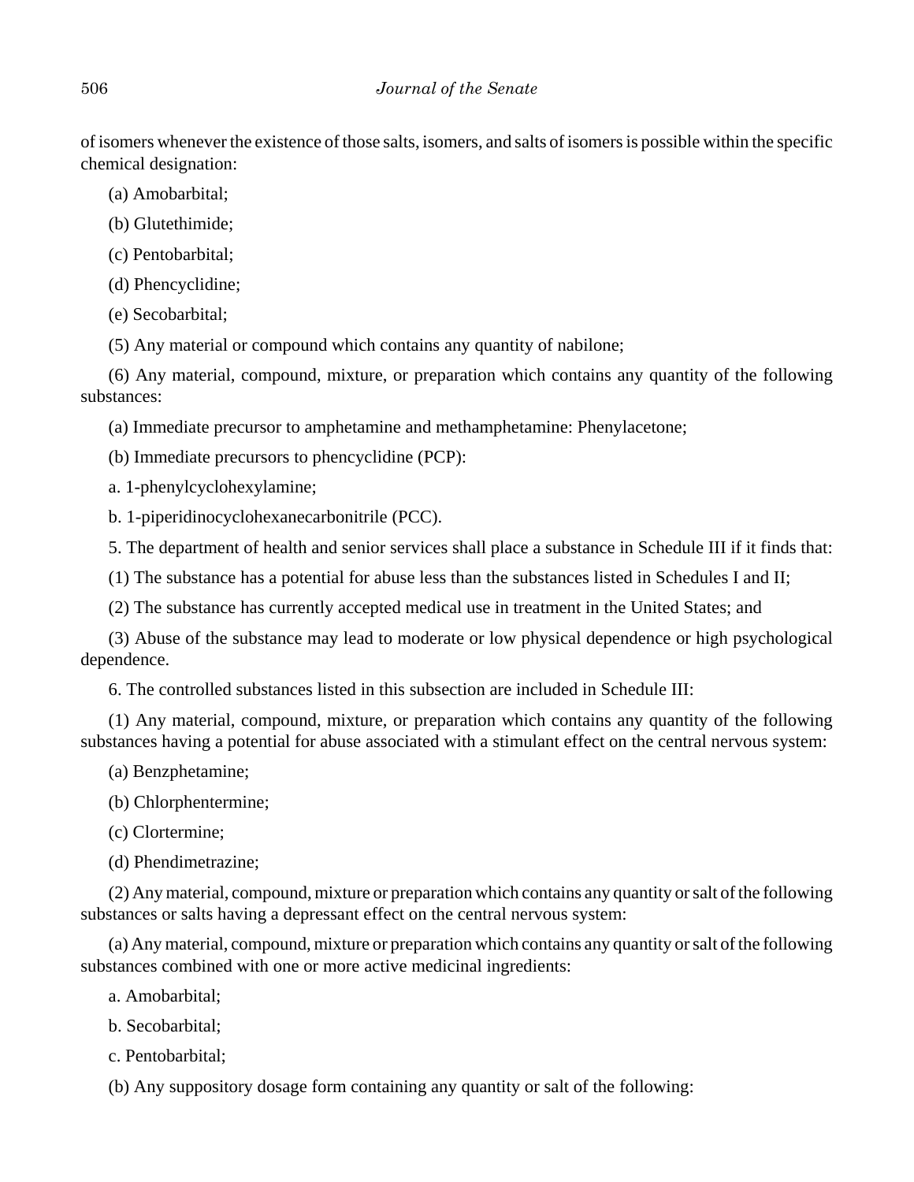of isomers whenever the existence of those salts, isomers, and salts of isomers is possible within the specific chemical designation:

(a) Amobarbital;

(b) Glutethimide;

(c) Pentobarbital;

(d) Phencyclidine;

(e) Secobarbital;

(5) Any material or compound which contains any quantity of nabilone;

(6) Any material, compound, mixture, or preparation which contains any quantity of the following substances:

(a) Immediate precursor to amphetamine and methamphetamine: Phenylacetone;

(b) Immediate precursors to phencyclidine (PCP):

a. 1-phenylcyclohexylamine;

b. 1-piperidinocyclohexanecarbonitrile (PCC).

5. The department of health and senior services shall place a substance in Schedule III if it finds that:

(1) The substance has a potential for abuse less than the substances listed in Schedules I and II;

(2) The substance has currently accepted medical use in treatment in the United States; and

(3) Abuse of the substance may lead to moderate or low physical dependence or high psychological dependence.

6. The controlled substances listed in this subsection are included in Schedule III:

(1) Any material, compound, mixture, or preparation which contains any quantity of the following substances having a potential for abuse associated with a stimulant effect on the central nervous system:

(a) Benzphetamine;

(b) Chlorphentermine;

(c) Clortermine;

(d) Phendimetrazine;

(2) Any material, compound, mixture or preparation which contains any quantity or salt of the following substances or salts having a depressant effect on the central nervous system:

(a) Any material, compound, mixture or preparation which contains any quantity or salt of the following substances combined with one or more active medicinal ingredients:

a. Amobarbital;

b. Secobarbital;

c. Pentobarbital;

(b) Any suppository dosage form containing any quantity or salt of the following: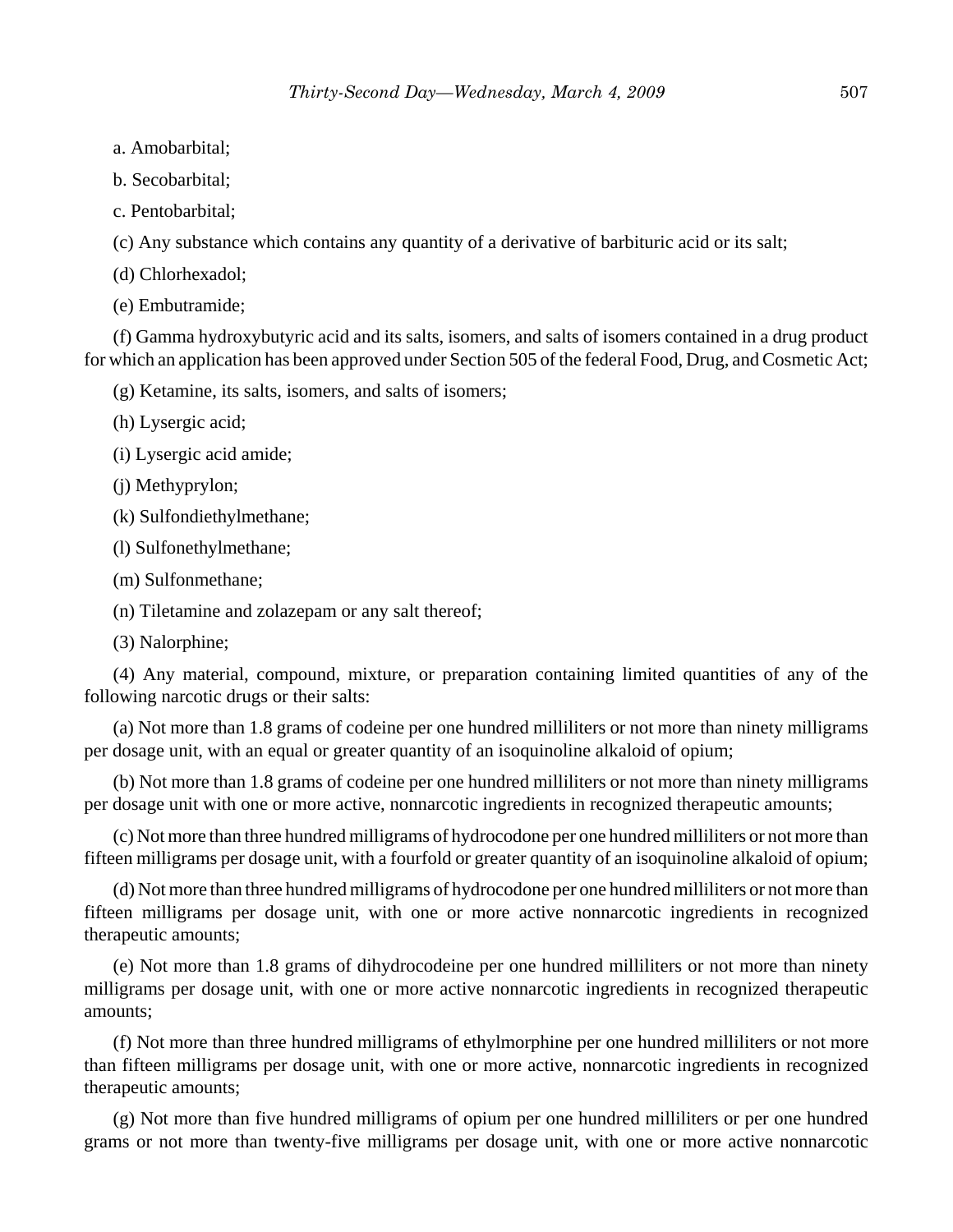a. Amobarbital;

b. Secobarbital;

c. Pentobarbital;

(c) Any substance which contains any quantity of a derivative of barbituric acid or its salt;

(d) Chlorhexadol;

(e) Embutramide;

(f) Gamma hydroxybutyric acid and its salts, isomers, and salts of isomers contained in a drug product for which an application has been approved under Section 505 of the federal Food, Drug, and Cosmetic Act;

(g) Ketamine, its salts, isomers, and salts of isomers;

(h) Lysergic acid;

(i) Lysergic acid amide;

(j) Methyprylon;

(k) Sulfondiethylmethane;

(l) Sulfonethylmethane;

(m) Sulfonmethane;

(n) Tiletamine and zolazepam or any salt thereof;

(3) Nalorphine;

(4) Any material, compound, mixture, or preparation containing limited quantities of any of the following narcotic drugs or their salts:

(a) Not more than 1.8 grams of codeine per one hundred milliliters or not more than ninety milligrams per dosage unit, with an equal or greater quantity of an isoquinoline alkaloid of opium;

(b) Not more than 1.8 grams of codeine per one hundred milliliters or not more than ninety milligrams per dosage unit with one or more active, nonnarcotic ingredients in recognized therapeutic amounts;

(c) Not more than three hundred milligrams of hydrocodone per one hundred milliliters or not more than fifteen milligrams per dosage unit, with a fourfold or greater quantity of an isoquinoline alkaloid of opium;

(d) Not more than three hundred milligrams of hydrocodone per one hundred milliliters or not more than fifteen milligrams per dosage unit, with one or more active nonnarcotic ingredients in recognized therapeutic amounts;

(e) Not more than 1.8 grams of dihydrocodeine per one hundred milliliters or not more than ninety milligrams per dosage unit, with one or more active nonnarcotic ingredients in recognized therapeutic amounts;

(f) Not more than three hundred milligrams of ethylmorphine per one hundred milliliters or not more than fifteen milligrams per dosage unit, with one or more active, nonnarcotic ingredients in recognized therapeutic amounts;

(g) Not more than five hundred milligrams of opium per one hundred milliliters or per one hundred grams or not more than twenty-five milligrams per dosage unit, with one or more active nonnarcotic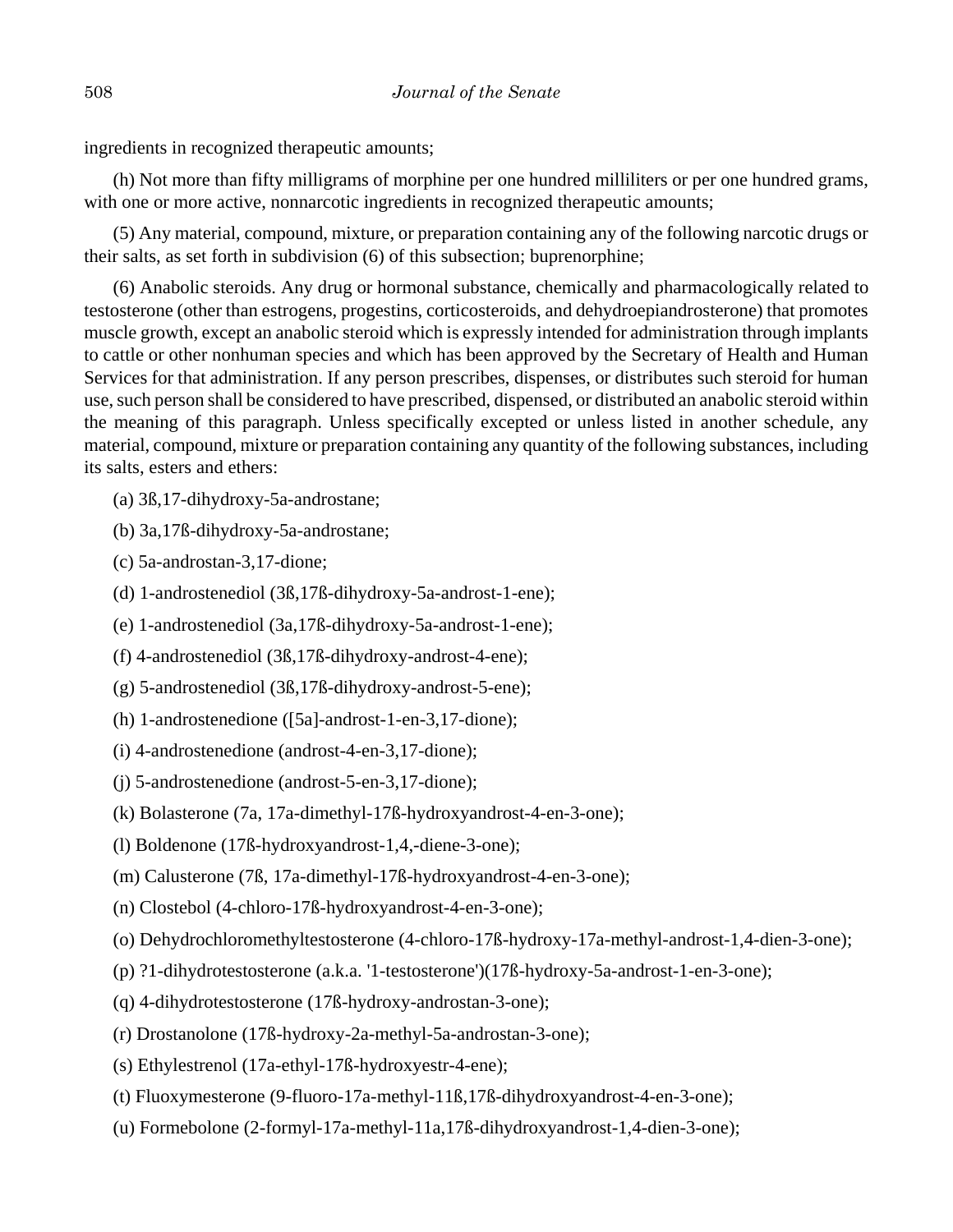ingredients in recognized therapeutic amounts;

(h) Not more than fifty milligrams of morphine per one hundred milliliters or per one hundred grams, with one or more active, nonnarcotic ingredients in recognized therapeutic amounts;

(5) Any material, compound, mixture, or preparation containing any of the following narcotic drugs or their salts, as set forth in subdivision (6) of this subsection; buprenorphine;

(6) Anabolic steroids. Any drug or hormonal substance, chemically and pharmacologically related to testosterone (other than estrogens, progestins, corticosteroids, and dehydroepiandrosterone) that promotes muscle growth, except an anabolic steroid which is expressly intended for administration through implants to cattle or other nonhuman species and which has been approved by the Secretary of Health and Human Services for that administration. If any person prescribes, dispenses, or distributes such steroid for human use, such person shall be considered to have prescribed, dispensed, or distributed an anabolic steroid within the meaning of this paragraph. Unless specifically excepted or unless listed in another schedule, any material, compound, mixture or preparation containing any quantity of the following substances, including its salts, esters and ethers:

(a) 3ß,17-dihydroxy-5a-androstane;

(b) 3a,17ß-dihydroxy-5a-androstane;

(c) 5a-androstan-3,17-dione;

(d) 1-androstenediol (3ß,17ß-dihydroxy-5a-androst-1-ene);

(e) 1-androstenediol (3a,17ß-dihydroxy-5a-androst-1-ene);

(f) 4-androstenediol (3ß,17ß-dihydroxy-androst-4-ene);

(g) 5-androstenediol (3ß,17ß-dihydroxy-androst-5-ene);

(h) 1-androstenedione ([5a]-androst-1-en-3,17-dione);

(i) 4-androstenedione (androst-4-en-3,17-dione);

(j) 5-androstenedione (androst-5-en-3,17-dione);

(k) Bolasterone (7a, 17a-dimethyl-17ß-hydroxyandrost-4-en-3-one);

(l) Boldenone (17ß-hydroxyandrost-1,4,-diene-3-one);

(m) Calusterone (7ß, 17a-dimethyl-17ß-hydroxyandrost-4-en-3-one);

(n) Clostebol (4-chloro-17ß-hydroxyandrost-4-en-3-one);

(o) Dehydrochloromethyltestosterone (4-chloro-17ß-hydroxy-17a-methyl-androst-1,4-dien-3-one);

(p) ?1-dihydrotestosterone (a.k.a. '1-testosterone')(17ß-hydroxy-5a-androst-1-en-3-one);

(q) 4-dihydrotestosterone (17ß-hydroxy-androstan-3-one);

(r) Drostanolone (17ß-hydroxy-2a-methyl-5a-androstan-3-one);

(s) Ethylestrenol (17a-ethyl-17ß-hydroxyestr-4-ene);

(t) Fluoxymesterone (9-fluoro-17a-methyl-11ß,17ß-dihydroxyandrost-4-en-3-one);

(u) Formebolone (2-formyl-17a-methyl-11a,17ß-dihydroxyandrost-1,4-dien-3-one);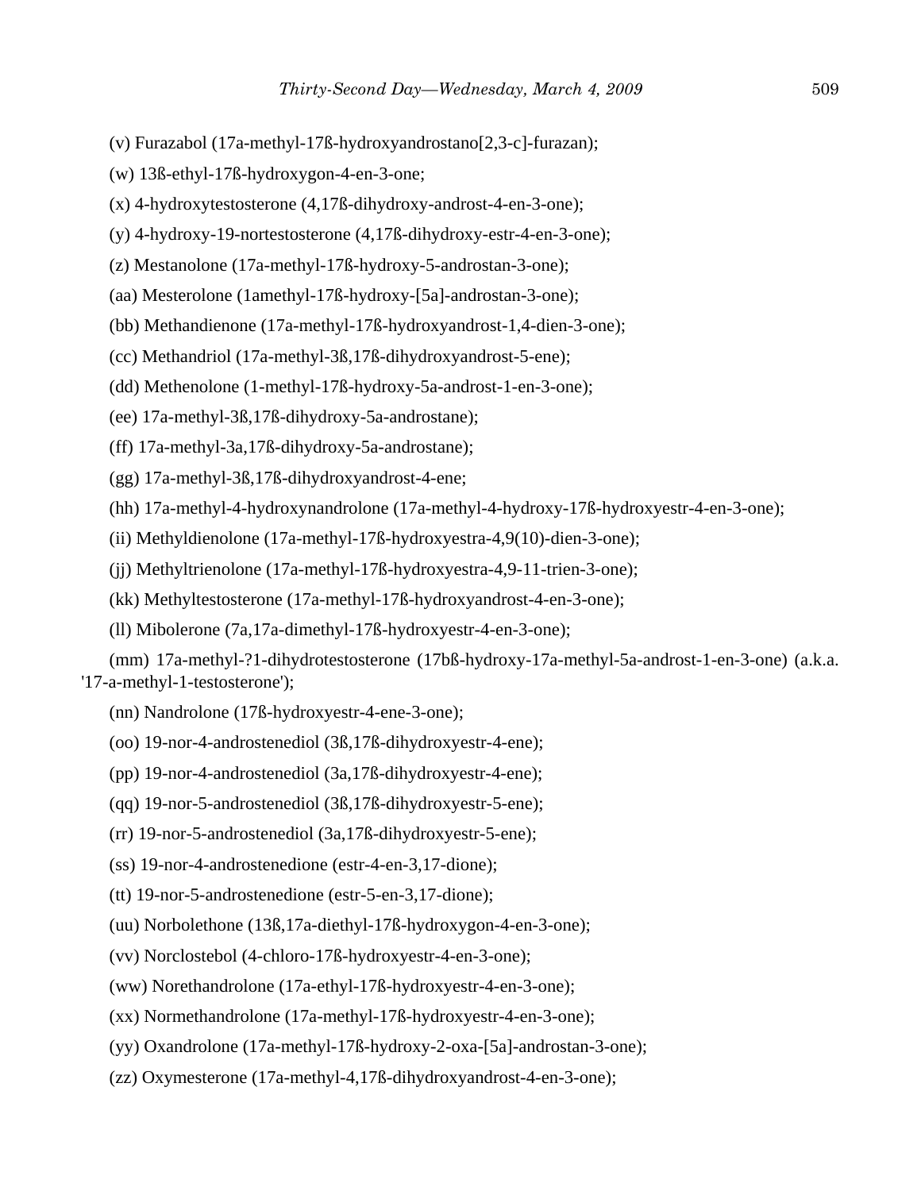(v) Furazabol (17a-methyl-17ß-hydroxyandrostano[2,3-c]-furazan);

(w) 13ß-ethyl-17ß-hydroxygon-4-en-3-one;

(x) 4-hydroxytestosterone (4,17ß-dihydroxy-androst-4-en-3-one);

(y) 4-hydroxy-19-nortestosterone (4,17ß-dihydroxy-estr-4-en-3-one);

(z) Mestanolone (17a-methyl-17ß-hydroxy-5-androstan-3-one);

(aa) Mesterolone (1amethyl-17ß-hydroxy-[5a]-androstan-3-one);

(bb) Methandienone (17a-methyl-17ß-hydroxyandrost-1,4-dien-3-one);

(cc) Methandriol (17a-methyl-3ß,17ß-dihydroxyandrost-5-ene);

(dd) Methenolone (1-methyl-17ß-hydroxy-5a-androst-1-en-3-one);

(ee) 17a-methyl-3ß,17ß-dihydroxy-5a-androstane);

(ff) 17a-methyl-3a,17ß-dihydroxy-5a-androstane);

(gg) 17a-methyl-3ß,17ß-dihydroxyandrost-4-ene;

(hh) 17a-methyl-4-hydroxynandrolone (17a-methyl-4-hydroxy-17ß-hydroxyestr-4-en-3-one);

(ii) Methyldienolone (17a-methyl-17ß-hydroxyestra-4,9(10)-dien-3-one);

(jj) Methyltrienolone (17a-methyl-17ß-hydroxyestra-4,9-11-trien-3-one);

(kk) Methyltestosterone (17a-methyl-17ß-hydroxyandrost-4-en-3-one);

(ll) Mibolerone (7a,17a-dimethyl-17ß-hydroxyestr-4-en-3-one);

(mm) 17a-methyl-?1-dihydrotestosterone (17bß-hydroxy-17a-methyl-5a-androst-1-en-3-one) (a.k.a. '17-a-methyl-1-testosterone');

(nn) Nandrolone (17ß-hydroxyestr-4-ene-3-one);

(oo) 19-nor-4-androstenediol (3ß,17ß-dihydroxyestr-4-ene);

(pp) 19-nor-4-androstenediol (3a,17ß-dihydroxyestr-4-ene);

(qq) 19-nor-5-androstenediol (3ß,17ß-dihydroxyestr-5-ene);

(rr) 19-nor-5-androstenediol (3a,17ß-dihydroxyestr-5-ene);

(ss) 19-nor-4-androstenedione (estr-4-en-3,17-dione);

(tt) 19-nor-5-androstenedione (estr-5-en-3,17-dione);

(uu) Norbolethone (13ß,17a-diethyl-17ß-hydroxygon-4-en-3-one);

(vv) Norclostebol (4-chloro-17ß-hydroxyestr-4-en-3-one);

(ww) Norethandrolone (17a-ethyl-17ß-hydroxyestr-4-en-3-one);

(xx) Normethandrolone (17a-methyl-17ß-hydroxyestr-4-en-3-one);

(yy) Oxandrolone (17a-methyl-17ß-hydroxy-2-oxa-[5a]-androstan-3-one);

(zz) Oxymesterone (17a-methyl-4,17ß-dihydroxyandrost-4-en-3-one);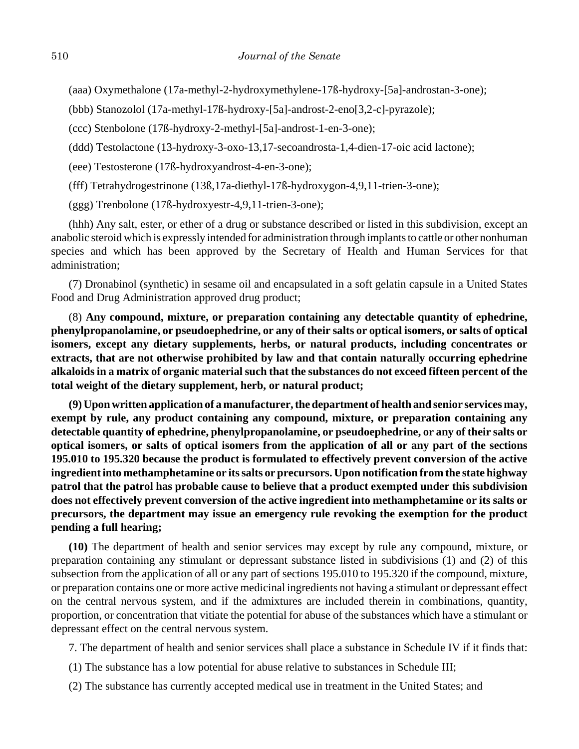(aaa) Oxymethalone (17a-methyl-2-hydroxymethylene-17ß-hydroxy-[5a]-androstan-3-one);

(bbb) Stanozolol (17a-methyl-17ß-hydroxy-[5a]-androst-2-eno[3,2-c]-pyrazole);

(ccc) Stenbolone (17ß-hydroxy-2-methyl-[5a]-androst-1-en-3-one);

(ddd) Testolactone (13-hydroxy-3-oxo-13,17-secoandrosta-1,4-dien-17-oic acid lactone);

(eee) Testosterone (17ß-hydroxyandrost-4-en-3-one);

(fff) Tetrahydrogestrinone (13ß,17a-diethyl-17ß-hydroxygon-4,9,11-trien-3-one);

(ggg) Trenbolone (17ß-hydroxyestr-4,9,11-trien-3-one);

(hhh) Any salt, ester, or ether of a drug or substance described or listed in this subdivision, except an anabolic steroid which is expressly intended for administration through implants to cattle or other nonhuman species and which has been approved by the Secretary of Health and Human Services for that administration;

(7) Dronabinol (synthetic) in sesame oil and encapsulated in a soft gelatin capsule in a United States Food and Drug Administration approved drug product;

(8) **Any compound, mixture, or preparation containing any detectable quantity of ephedrine, phenylpropanolamine, or pseudoephedrine, or any of their salts or optical isomers, or salts of optical isomers, except any dietary supplements, herbs, or natural products, including concentrates or extracts, that are not otherwise prohibited by law and that contain naturally occurring ephedrine alkaloids in a matrix of organic material such that the substances do not exceed fifteen percent of the total weight of the dietary supplement, herb, or natural product;**

**(9) Upon written application of a manufacturer, the department of health and senior services may, exempt by rule, any product containing any compound, mixture, or preparation containing any detectable quantity of ephedrine, phenylpropanolamine, or pseudoephedrine, or any of their salts or optical isomers, or salts of optical isomers from the application of all or any part of the sections 195.010 to 195.320 because the product is formulated to effectively prevent conversion of the active ingredient into methamphetamine or its salts or precursors. Upon notification from the state highway patrol that the patrol has probable cause to believe that a product exempted under this subdivision does not effectively prevent conversion of the active ingredient into methamphetamine or its salts or precursors, the department may issue an emergency rule revoking the exemption for the product pending a full hearing;**

**(10)** The department of health and senior services may except by rule any compound, mixture, or preparation containing any stimulant or depressant substance listed in subdivisions (1) and (2) of this subsection from the application of all or any part of sections 195.010 to 195.320 if the compound, mixture, or preparation contains one or more active medicinal ingredients not having a stimulant or depressant effect on the central nervous system, and if the admixtures are included therein in combinations, quantity, proportion, or concentration that vitiate the potential for abuse of the substances which have a stimulant or depressant effect on the central nervous system.

7. The department of health and senior services shall place a substance in Schedule IV if it finds that:

(1) The substance has a low potential for abuse relative to substances in Schedule III;

(2) The substance has currently accepted medical use in treatment in the United States; and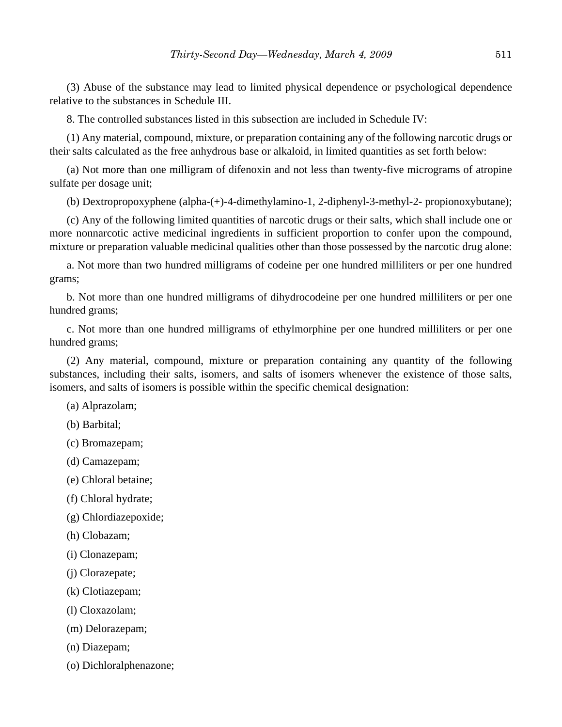(3) Abuse of the substance may lead to limited physical dependence or psychological dependence relative to the substances in Schedule III.

8. The controlled substances listed in this subsection are included in Schedule IV:

(1) Any material, compound, mixture, or preparation containing any of the following narcotic drugs or their salts calculated as the free anhydrous base or alkaloid, in limited quantities as set forth below:

(a) Not more than one milligram of difenoxin and not less than twenty-five micrograms of atropine sulfate per dosage unit;

(b) Dextropropoxyphene (alpha-(+)-4-dimethylamino-1, 2-diphenyl-3-methyl-2- propionoxybutane);

(c) Any of the following limited quantities of narcotic drugs or their salts, which shall include one or more nonnarcotic active medicinal ingredients in sufficient proportion to confer upon the compound, mixture or preparation valuable medicinal qualities other than those possessed by the narcotic drug alone:

a. Not more than two hundred milligrams of codeine per one hundred milliliters or per one hundred grams;

b. Not more than one hundred milligrams of dihydrocodeine per one hundred milliliters or per one hundred grams;

c. Not more than one hundred milligrams of ethylmorphine per one hundred milliliters or per one hundred grams;

(2) Any material, compound, mixture or preparation containing any quantity of the following substances, including their salts, isomers, and salts of isomers whenever the existence of those salts, isomers, and salts of isomers is possible within the specific chemical designation:

(a) Alprazolam;

(b) Barbital;

(c) Bromazepam;

(d) Camazepam;

(e) Chloral betaine;

(f) Chloral hydrate;

(g) Chlordiazepoxide;

(h) Clobazam;

(i) Clonazepam;

(j) Clorazepate;

(k) Clotiazepam;

(l) Cloxazolam;

(m) Delorazepam;

(n) Diazepam;

(o) Dichloralphenazone;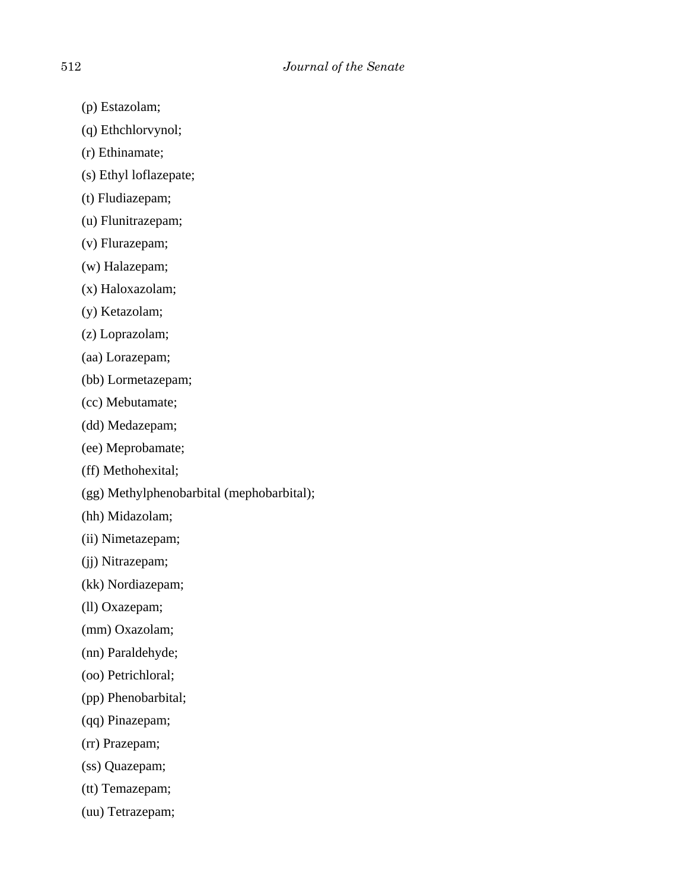(p) Estazolam;

(q) Ethchlorvynol;

(r) Ethinamate;

(s) Ethyl loflazepate;

(t) Fludiazepam;

(u) Flunitrazepam;

(v) Flurazepam;

(w) Halazepam;

(x) Haloxazolam;

(y) Ketazolam;

(z) Loprazolam;

(aa) Lorazepam;

(bb) Lormetazepam;

(cc) Mebutamate;

(dd) Medazepam;

(ee) Meprobamate;

(ff) Methohexital;

(gg) Methylphenobarbital (mephobarbital);

(hh) Midazolam;

(ii) Nimetazepam;

(jj) Nitrazepam;

(kk) Nordiazepam;

(ll) Oxazepam;

(mm) Oxazolam;

(nn) Paraldehyde;

(oo) Petrichloral;

(pp) Phenobarbital;

(qq) Pinazepam;

(rr) Prazepam;

(ss) Quazepam;

(tt) Temazepam;

(uu) Tetrazepam;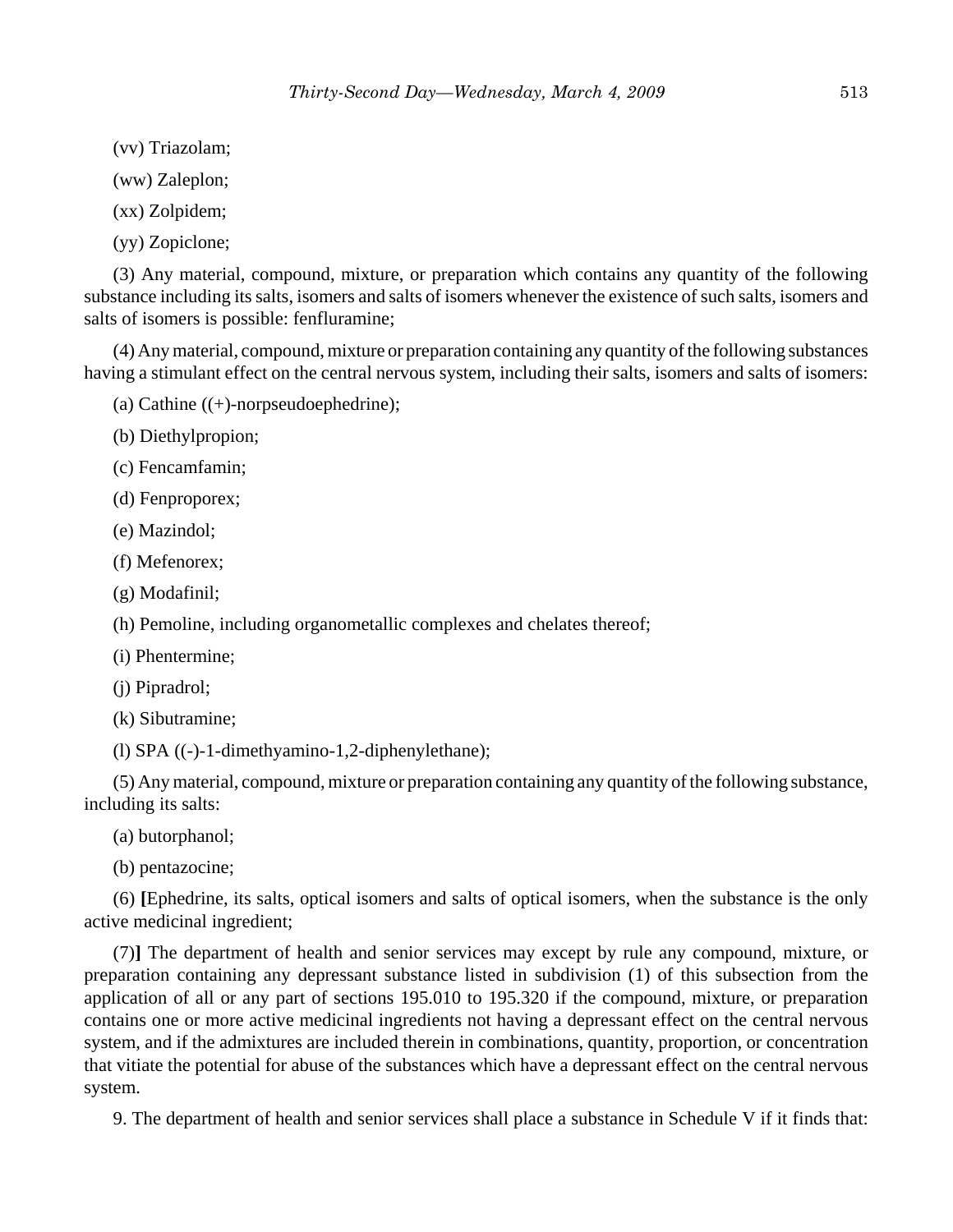(vv) Triazolam;

(ww) Zaleplon;

(xx) Zolpidem;

(yy) Zopiclone;

(3) Any material, compound, mixture, or preparation which contains any quantity of the following substance including its salts, isomers and salts of isomers whenever the existence of such salts, isomers and salts of isomers is possible: fenfluramine;

(4) Any material, compound, mixture or preparation containing any quantity of the following substances having a stimulant effect on the central nervous system, including their salts, isomers and salts of isomers:

(a) Cathine ((+)-norpseudoephedrine);

(b) Diethylpropion;

(c) Fencamfamin;

(d) Fenproporex;

(e) Mazindol;

(f) Mefenorex;

(g) Modafinil;

(h) Pemoline, including organometallic complexes and chelates thereof;

(i) Phentermine;

(j) Pipradrol;

(k) Sibutramine;

(l) SPA ((-)-1-dimethyamino-1,2-diphenylethane);

(5) Any material, compound, mixture or preparation containing any quantity of the following substance, including its salts:

(a) butorphanol;

(b) pentazocine;

(6) **[**Ephedrine, its salts, optical isomers and salts of optical isomers, when the substance is the only active medicinal ingredient;

(7)**]** The department of health and senior services may except by rule any compound, mixture, or preparation containing any depressant substance listed in subdivision (1) of this subsection from the application of all or any part of sections 195.010 to 195.320 if the compound, mixture, or preparation contains one or more active medicinal ingredients not having a depressant effect on the central nervous system, and if the admixtures are included therein in combinations, quantity, proportion, or concentration that vitiate the potential for abuse of the substances which have a depressant effect on the central nervous system.

9. The department of health and senior services shall place a substance in Schedule V if it finds that: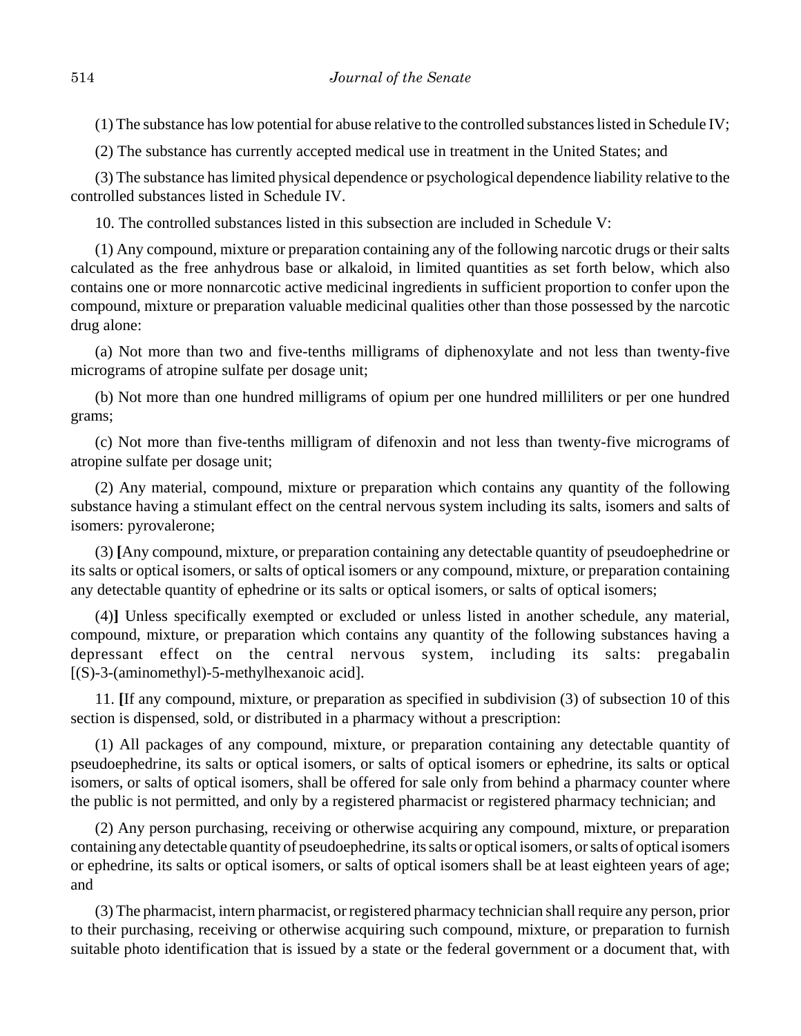(1) The substance has low potential for abuse relative to the controlled substances listed in Schedule IV;

(2) The substance has currently accepted medical use in treatment in the United States; and

(3) The substance has limited physical dependence or psychological dependence liability relative to the controlled substances listed in Schedule IV.

10. The controlled substances listed in this subsection are included in Schedule V:

(1) Any compound, mixture or preparation containing any of the following narcotic drugs or their salts calculated as the free anhydrous base or alkaloid, in limited quantities as set forth below, which also contains one or more nonnarcotic active medicinal ingredients in sufficient proportion to confer upon the compound, mixture or preparation valuable medicinal qualities other than those possessed by the narcotic drug alone:

(a) Not more than two and five-tenths milligrams of diphenoxylate and not less than twenty-five micrograms of atropine sulfate per dosage unit;

(b) Not more than one hundred milligrams of opium per one hundred milliliters or per one hundred grams;

(c) Not more than five-tenths milligram of difenoxin and not less than twenty-five micrograms of atropine sulfate per dosage unit;

(2) Any material, compound, mixture or preparation which contains any quantity of the following substance having a stimulant effect on the central nervous system including its salts, isomers and salts of isomers: pyrovalerone;

(3) **[**Any compound, mixture, or preparation containing any detectable quantity of pseudoephedrine or its salts or optical isomers, or salts of optical isomers or any compound, mixture, or preparation containing any detectable quantity of ephedrine or its salts or optical isomers, or salts of optical isomers;

(4)**]** Unless specifically exempted or excluded or unless listed in another schedule, any material, compound, mixture, or preparation which contains any quantity of the following substances having a depressant effect on the central nervous system, including its salts: pregabalin [(S)-3-(aminomethyl)-5-methylhexanoic acid].

11. **[**If any compound, mixture, or preparation as specified in subdivision (3) of subsection 10 of this section is dispensed, sold, or distributed in a pharmacy without a prescription:

(1) All packages of any compound, mixture, or preparation containing any detectable quantity of pseudoephedrine, its salts or optical isomers, or salts of optical isomers or ephedrine, its salts or optical isomers, or salts of optical isomers, shall be offered for sale only from behind a pharmacy counter where the public is not permitted, and only by a registered pharmacist or registered pharmacy technician; and

(2) Any person purchasing, receiving or otherwise acquiring any compound, mixture, or preparation containing any detectable quantity of pseudoephedrine, its salts or optical isomers, or salts of optical isomers or ephedrine, its salts or optical isomers, or salts of optical isomers shall be at least eighteen years of age; and

(3) The pharmacist, intern pharmacist, or registered pharmacy technician shall require any person, prior to their purchasing, receiving or otherwise acquiring such compound, mixture, or preparation to furnish suitable photo identification that is issued by a state or the federal government or a document that, with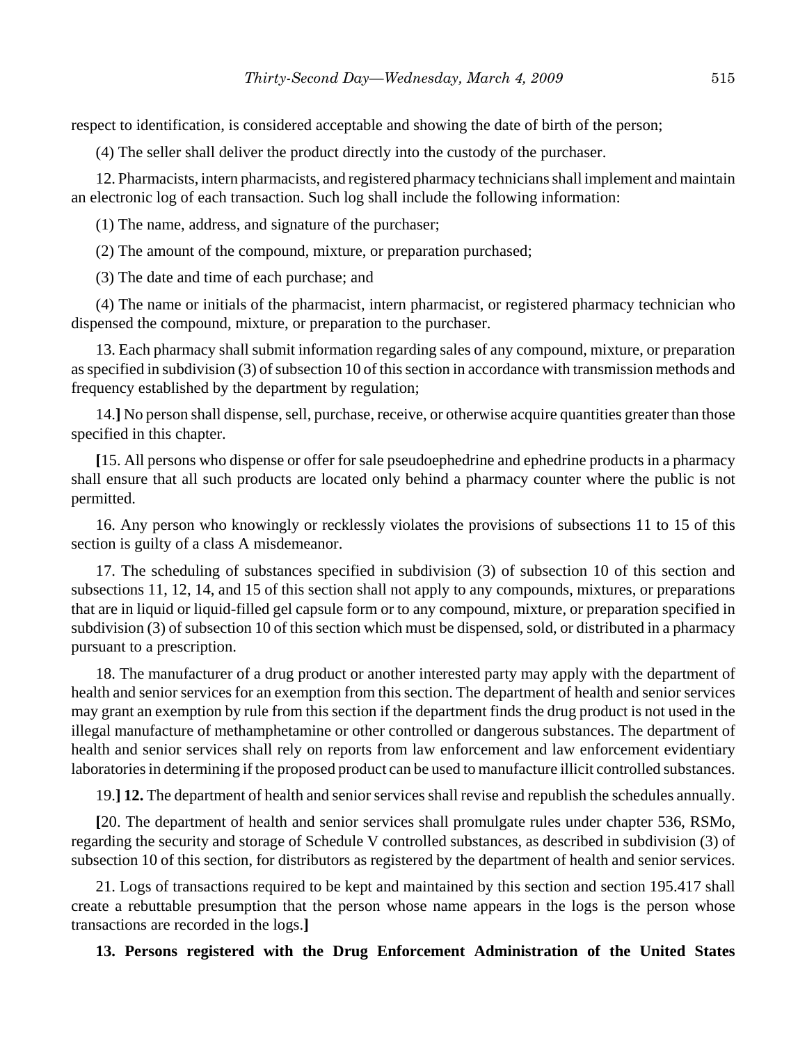respect to identification, is considered acceptable and showing the date of birth of the person;

(4) The seller shall deliver the product directly into the custody of the purchaser.

12. Pharmacists, intern pharmacists, and registered pharmacy technicians shall implement and maintain an electronic log of each transaction. Such log shall include the following information:

(1) The name, address, and signature of the purchaser;

(2) The amount of the compound, mixture, or preparation purchased;

(3) The date and time of each purchase; and

(4) The name or initials of the pharmacist, intern pharmacist, or registered pharmacy technician who dispensed the compound, mixture, or preparation to the purchaser.

13. Each pharmacy shall submit information regarding sales of any compound, mixture, or preparation as specified in subdivision (3) of subsection 10 of this section in accordance with transmission methods and frequency established by the department by regulation;

14.**]** No person shall dispense, sell, purchase, receive, or otherwise acquire quantities greater than those specified in this chapter.

**[**15. All persons who dispense or offer for sale pseudoephedrine and ephedrine products in a pharmacy shall ensure that all such products are located only behind a pharmacy counter where the public is not permitted.

16. Any person who knowingly or recklessly violates the provisions of subsections 11 to 15 of this section is guilty of a class A misdemeanor.

17. The scheduling of substances specified in subdivision (3) of subsection 10 of this section and subsections 11, 12, 14, and 15 of this section shall not apply to any compounds, mixtures, or preparations that are in liquid or liquid-filled gel capsule form or to any compound, mixture, or preparation specified in subdivision (3) of subsection 10 of this section which must be dispensed, sold, or distributed in a pharmacy pursuant to a prescription.

18. The manufacturer of a drug product or another interested party may apply with the department of health and senior services for an exemption from this section. The department of health and senior services may grant an exemption by rule from this section if the department finds the drug product is not used in the illegal manufacture of methamphetamine or other controlled or dangerous substances. The department of health and senior services shall rely on reports from law enforcement and law enforcement evidentiary laboratories in determining if the proposed product can be used to manufacture illicit controlled substances.

19.**] 12.** The department of health and senior services shall revise and republish the schedules annually.

**[**20. The department of health and senior services shall promulgate rules under chapter 536, RSMo, regarding the security and storage of Schedule V controlled substances, as described in subdivision (3) of subsection 10 of this section, for distributors as registered by the department of health and senior services.

21. Logs of transactions required to be kept and maintained by this section and section 195.417 shall create a rebuttable presumption that the person whose name appears in the logs is the person whose transactions are recorded in the logs.**]**

**13. Persons registered with the Drug Enforcement Administration of the United States**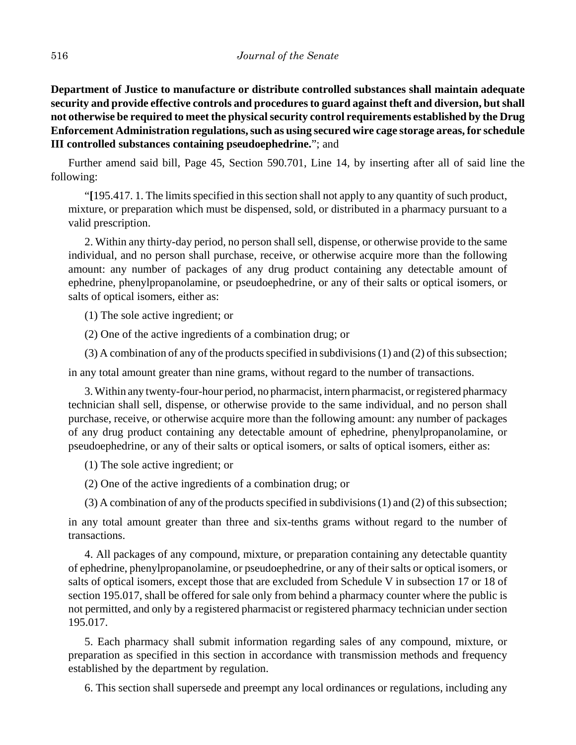**Department of Justice to manufacture or distribute controlled substances shall maintain adequate security and provide effective controls and procedures to guard against theft and diversion, but shall not otherwise be required to meet the physical security control requirements established by the Drug Enforcement Administration regulations, such as using secured wire cage storage areas, for schedule III controlled substances containing pseudoephedrine.**"; and

Further amend said bill, Page 45, Section 590.701, Line 14, by inserting after all of said line the following:

"**[**195.417. 1. The limits specified in this section shall not apply to any quantity of such product, mixture, or preparation which must be dispensed, sold, or distributed in a pharmacy pursuant to a valid prescription.

2. Within any thirty-day period, no person shall sell, dispense, or otherwise provide to the same individual, and no person shall purchase, receive, or otherwise acquire more than the following amount: any number of packages of any drug product containing any detectable amount of ephedrine, phenylpropanolamine, or pseudoephedrine, or any of their salts or optical isomers, or salts of optical isomers, either as:

(1) The sole active ingredient; or

(2) One of the active ingredients of a combination drug; or

(3) A combination of any of the products specified in subdivisions (1) and (2) of this subsection;

in any total amount greater than nine grams, without regard to the number of transactions.

3. Within any twenty-four-hour period, no pharmacist, intern pharmacist, or registered pharmacy technician shall sell, dispense, or otherwise provide to the same individual, and no person shall purchase, receive, or otherwise acquire more than the following amount: any number of packages of any drug product containing any detectable amount of ephedrine, phenylpropanolamine, or pseudoephedrine, or any of their salts or optical isomers, or salts of optical isomers, either as:

(1) The sole active ingredient; or

(2) One of the active ingredients of a combination drug; or

(3) A combination of any of the products specified in subdivisions (1) and (2) of this subsection;

in any total amount greater than three and six-tenths grams without regard to the number of transactions.

4. All packages of any compound, mixture, or preparation containing any detectable quantity of ephedrine, phenylpropanolamine, or pseudoephedrine, or any of their salts or optical isomers, or salts of optical isomers, except those that are excluded from Schedule V in subsection 17 or 18 of section 195.017, shall be offered for sale only from behind a pharmacy counter where the public is not permitted, and only by a registered pharmacist or registered pharmacy technician under section 195.017.

5. Each pharmacy shall submit information regarding sales of any compound, mixture, or preparation as specified in this section in accordance with transmission methods and frequency established by the department by regulation.

6. This section shall supersede and preempt any local ordinances or regulations, including any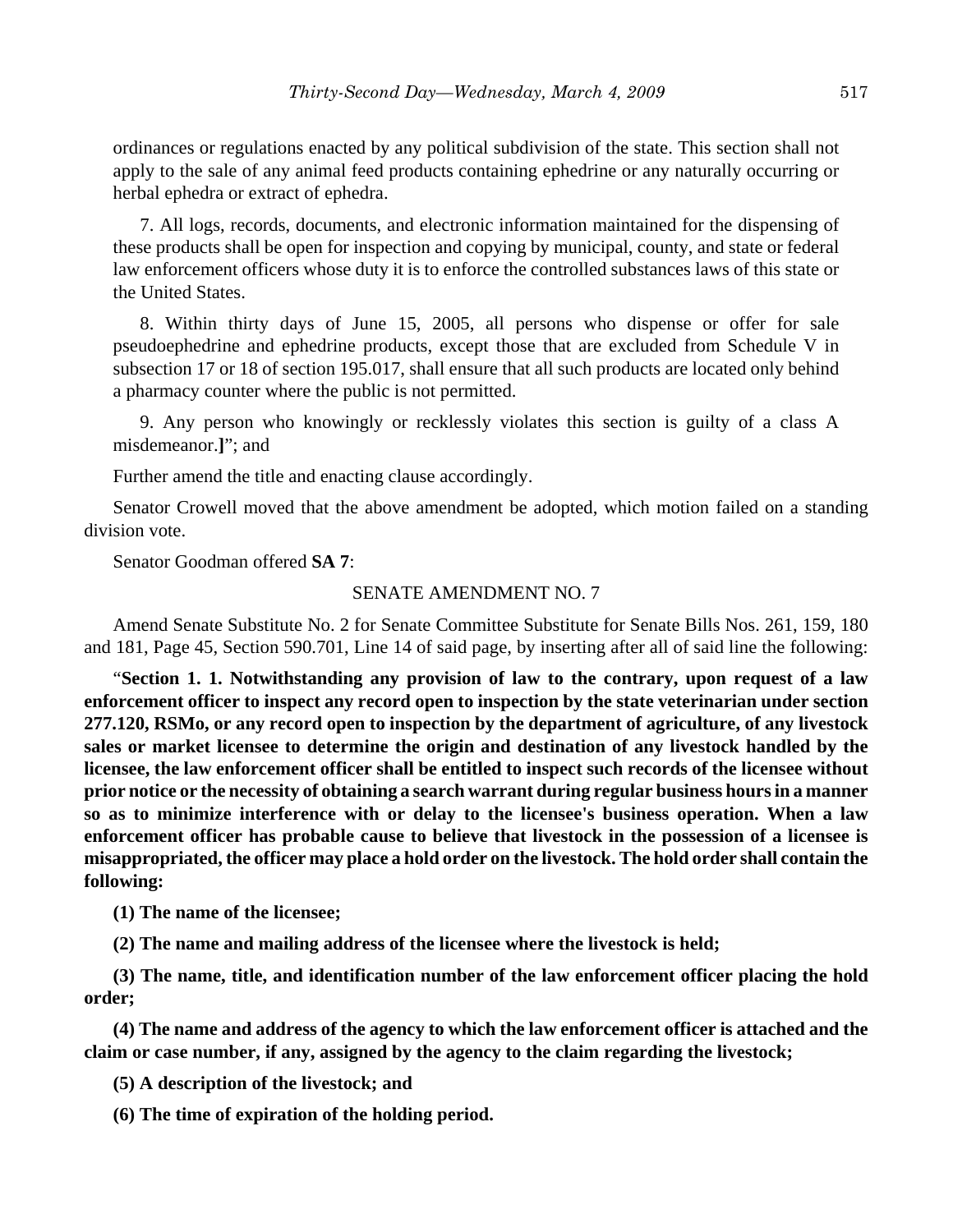ordinances or regulations enacted by any political subdivision of the state. This section shall not apply to the sale of any animal feed products containing ephedrine or any naturally occurring or herbal ephedra or extract of ephedra.

7. All logs, records, documents, and electronic information maintained for the dispensing of these products shall be open for inspection and copying by municipal, county, and state or federal law enforcement officers whose duty it is to enforce the controlled substances laws of this state or the United States.

8. Within thirty days of June 15, 2005, all persons who dispense or offer for sale pseudoephedrine and ephedrine products, except those that are excluded from Schedule V in subsection 17 or 18 of section 195.017, shall ensure that all such products are located only behind a pharmacy counter where the public is not permitted.

9. Any person who knowingly or recklessly violates this section is guilty of a class A misdemeanor.**]**"; and

Further amend the title and enacting clause accordingly.

Senator Crowell moved that the above amendment be adopted, which motion failed on a standing division vote.

Senator Goodman offered **SA 7**:

SENATE AMENDMENT NO. 7

Amend Senate Substitute No. 2 for Senate Committee Substitute for Senate Bills Nos. 261, 159, 180 and 181, Page 45, Section 590.701, Line 14 of said page, by inserting after all of said line the following:

"**Section 1. 1. Notwithstanding any provision of law to the contrary, upon request of a law enforcement officer to inspect any record open to inspection by the state veterinarian under section 277.120, RSMo, or any record open to inspection by the department of agriculture, of any livestock sales or market licensee to determine the origin and destination of any livestock handled by the licensee, the law enforcement officer shall be entitled to inspect such records of the licensee without prior notice or the necessity of obtaining a search warrant during regular business hours in a manner so as to minimize interference with or delay to the licensee's business operation. When a law enforcement officer has probable cause to believe that livestock in the possession of a licensee is misappropriated, the officer may place a hold order on the livestock. The hold order shall contain the following:**

**(1) The name of the licensee;**

**(2) The name and mailing address of the licensee where the livestock is held;**

**(3) The name, title, and identification number of the law enforcement officer placing the hold order;**

**(4) The name and address of the agency to which the law enforcement officer is attached and the claim or case number, if any, assigned by the agency to the claim regarding the livestock;**

**(5) A description of the livestock; and**

**(6) The time of expiration of the holding period.**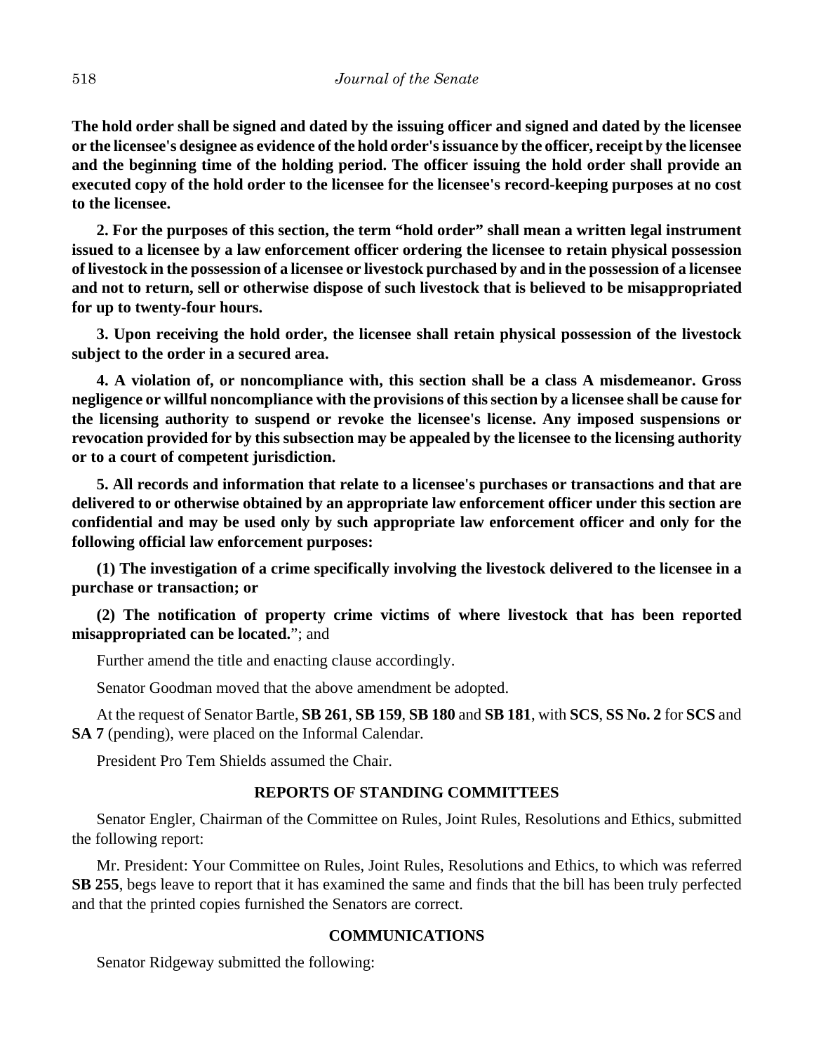**The hold order shall be signed and dated by the issuing officer and signed and dated by the licensee or the licensee's designee as evidence of the hold order's issuance by the officer, receipt by the licensee and the beginning time of the holding period. The officer issuing the hold order shall provide an executed copy of the hold order to the licensee for the licensee's record-keeping purposes at no cost to the licensee.**

**2. For the purposes of this section, the term "hold order" shall mean a written legal instrument issued to a licensee by a law enforcement officer ordering the licensee to retain physical possession of livestock in the possession of a licensee or livestock purchased by and in the possession of a licensee and not to return, sell or otherwise dispose of such livestock that is believed to be misappropriated for up to twenty-four hours.**

**3. Upon receiving the hold order, the licensee shall retain physical possession of the livestock subject to the order in a secured area.**

**4. A violation of, or noncompliance with, this section shall be a class A misdemeanor. Gross negligence or willful noncompliance with the provisions of this section by a licensee shall be cause for the licensing authority to suspend or revoke the licensee's license. Any imposed suspensions or revocation provided for by this subsection may be appealed by the licensee to the licensing authority or to a court of competent jurisdiction.**

**5. All records and information that relate to a licensee's purchases or transactions and that are delivered to or otherwise obtained by an appropriate law enforcement officer under this section are confidential and may be used only by such appropriate law enforcement officer and only for the following official law enforcement purposes:**

**(1) The investigation of a crime specifically involving the livestock delivered to the licensee in a purchase or transaction; or**

**(2) The notification of property crime victims of where livestock that has been reported misappropriated can be located.**"; and

Further amend the title and enacting clause accordingly.

Senator Goodman moved that the above amendment be adopted.

At the request of Senator Bartle, **SB 261**, **SB 159**, **SB 180** and **SB 181**, with **SCS**, **SS No. 2** for **SCS** and **SA 7** (pending), were placed on the Informal Calendar.

President Pro Tem Shields assumed the Chair.

## REPORTS OF STANDING COMMITTEES

Senator Engler, Chairman of the Committee on Rules, Joint Rules, Resolutions and Ethics, submitted the following report:

Mr. President: Your Committee on Rules, Joint Rules, Resolutions and Ethics, to which was referred **SB 255**, begs leave to report that it has examined the same and finds that the bill has been truly perfected and that the printed copies furnished the Senators are correct.

## COMMUNICATIONS

Senator Ridgeway submitted the following: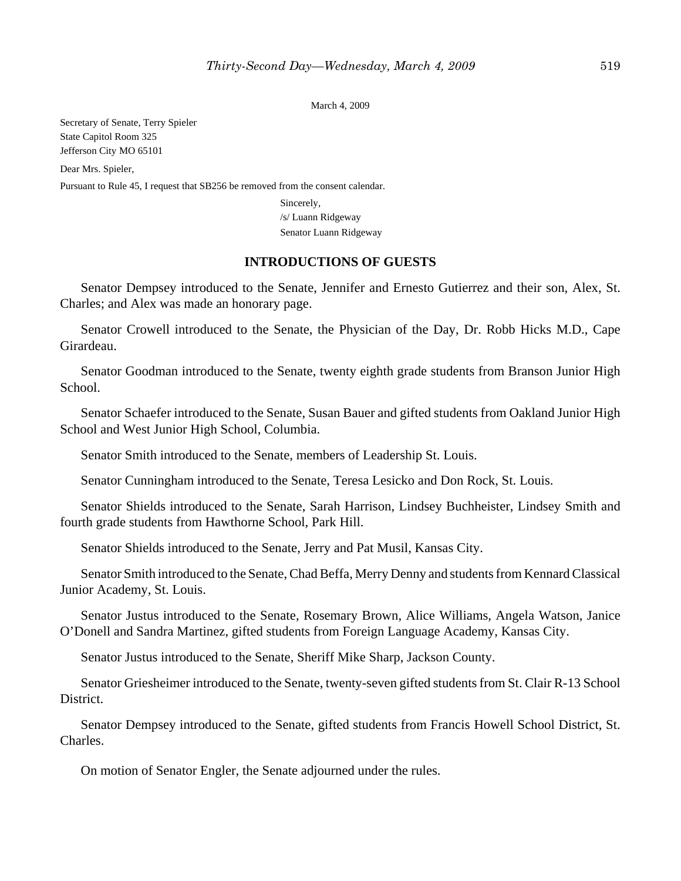March 4, 2009

Secretary of Senate, Terry Spieler
State Capitol Room 325
Jefferson City MO 65101

Dear Mrs. Spieler,

Pursuant to Rule 45, I request that SB256 be removed from the consent calendar.

Sincerely,
/s/ Luann Ridgeway
Senator Luann Ridgeway

## INTRODUCTIONS OF GUESTS

Senator Dempsey introduced to the Senate, Jennifer and Ernesto Gutierrez and their son, Alex, St. Charles; and Alex was made an honorary page.

Senator Crowell introduced to the Senate, the Physician of the Day, Dr. Robb Hicks M.D., Cape Girardeau.

Senator Goodman introduced to the Senate, twenty eighth grade students from Branson Junior High School.

Senator Schaefer introduced to the Senate, Susan Bauer and gifted students from Oakland Junior High School and West Junior High School, Columbia.

Senator Smith introduced to the Senate, members of Leadership St. Louis.

Senator Cunningham introduced to the Senate, Teresa Lesicko and Don Rock, St. Louis.

Senator Shields introduced to the Senate, Sarah Harrison, Lindsey Buchheister, Lindsey Smith and fourth grade students from Hawthorne School, Park Hill.

Senator Shields introduced to the Senate, Jerry and Pat Musil, Kansas City.

Senator Smith introduced to the Senate, Chad Beffa, Merry Denny and students from Kennard Classical Junior Academy, St. Louis.

Senator Justus introduced to the Senate, Rosemary Brown, Alice Williams, Angela Watson, Janice O'Donell and Sandra Martinez, gifted students from Foreign Language Academy, Kansas City.

Senator Justus introduced to the Senate, Sheriff Mike Sharp, Jackson County.

Senator Griesheimer introduced to the Senate, twenty-seven gifted students from St. Clair R-13 School District.

Senator Dempsey introduced to the Senate, gifted students from Francis Howell School District, St. Charles.

On motion of Senator Engler, the Senate adjourned under the rules.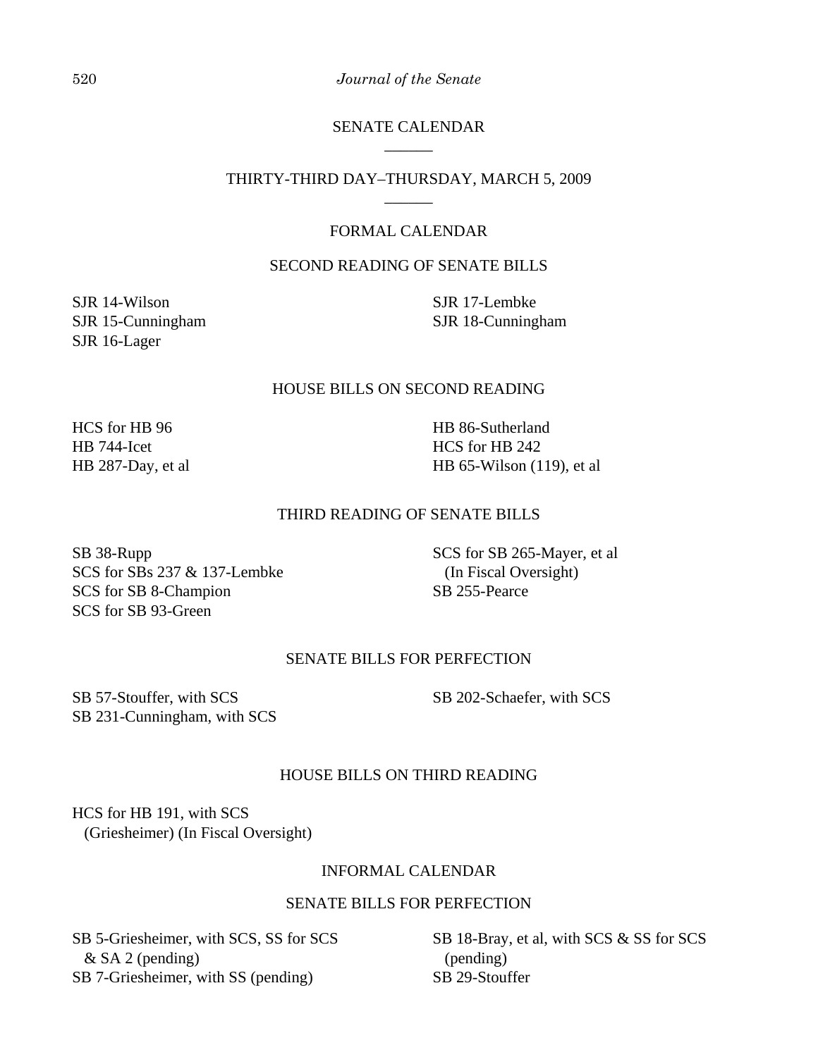## SENATE CALENDAR

______

### THIRTY-THIRD DAY–THURSDAY, MARCH 5, 2009

______

### FORMAL CALENDAR

#### SECOND READING OF SENATE BILLS

SJR 14-Wilson
SJR 15-Cunningham
SJR 16-Lager
SJR 17-Lembke
SJR 18-Cunningham

#### HOUSE BILLS ON SECOND READING

HCS for HB 96
HB 744-Icet
HB 287-Day, et al
HB 86-Sutherland
HCS for HB 242
HB 65-Wilson (119), et al

#### THIRD READING OF SENATE BILLS

SB 38-Rupp
SCS for SBs 237 & 137-Lembke
SCS for SB 8-Champion
SCS for SB 93-Green
SCS for SB 265-Mayer, et al
  (In Fiscal Oversight)
SB 255-Pearce

#### SENATE BILLS FOR PERFECTION

SB 57-Stouffer, with SCS
SB 231-Cunningham, with SCS
SB 202-Schaefer, with SCS

#### HOUSE BILLS ON THIRD READING

HCS for HB 191, with SCS
  (Griesheimer) (In Fiscal Oversight)

### INFORMAL CALENDAR

#### SENATE BILLS FOR PERFECTION

SB 5-Griesheimer, with SCS, SS for SCS
  & SA 2 (pending)
SB 7-Griesheimer, with SS (pending)
SB 18-Bray, et al, with SCS & SS for SCS
  (pending)
SB 29-Stouffer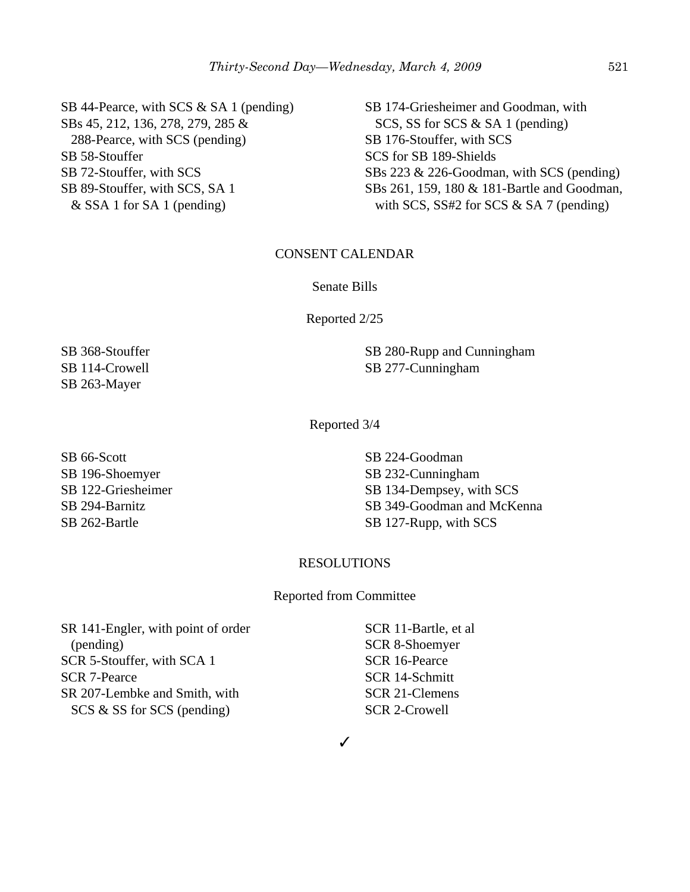SB 44-Pearce, with SCS & SA 1 (pending)
SBs 45, 212, 136, 278, 279, 285 & 288-Pearce, with SCS (pending)
SB 58-Stouffer
SB 72-Stouffer, with SCS
SB 89-Stouffer, with SCS, SA 1 & SSA 1 for SA 1 (pending)
SB 174-Griesheimer and Goodman, with SCS, SS for SCS & SA 1 (pending)
SB 176-Stouffer, with SCS
SCS for SB 189-Shields
SBs 223 & 226-Goodman, with SCS (pending)
SBs 261, 159, 180 & 181-Bartle and Goodman, with SCS, SS#2 for SCS & SA 7 (pending)

CONSENT CALENDAR

Senate Bills

Reported 2/25

SB 368-Stouffer
SB 114-Crowell
SB 263-Mayer
SB 280-Rupp and Cunningham
SB 277-Cunningham

Reported 3/4

SB 66-Scott
SB 196-Shoemyer
SB 122-Griesheimer
SB 294-Barnitz
SB 262-Bartle
SB 224-Goodman
SB 232-Cunningham
SB 134-Dempsey, with SCS
SB 349-Goodman and McKenna
SB 127-Rupp, with SCS

RESOLUTIONS

Reported from Committee

SR 141-Engler, with point of order (pending)
SCR 5-Stouffer, with SCA 1
SCR 7-Pearce
SR 207-Lembke and Smith, with SCS & SS for SCS (pending)
SCR 11-Bartle, et al
SCR 8-Shoemyer
SCR 16-Pearce
SCR 14-Schmitt
SCR 21-Clemens
SCR 2-Crowell

✓